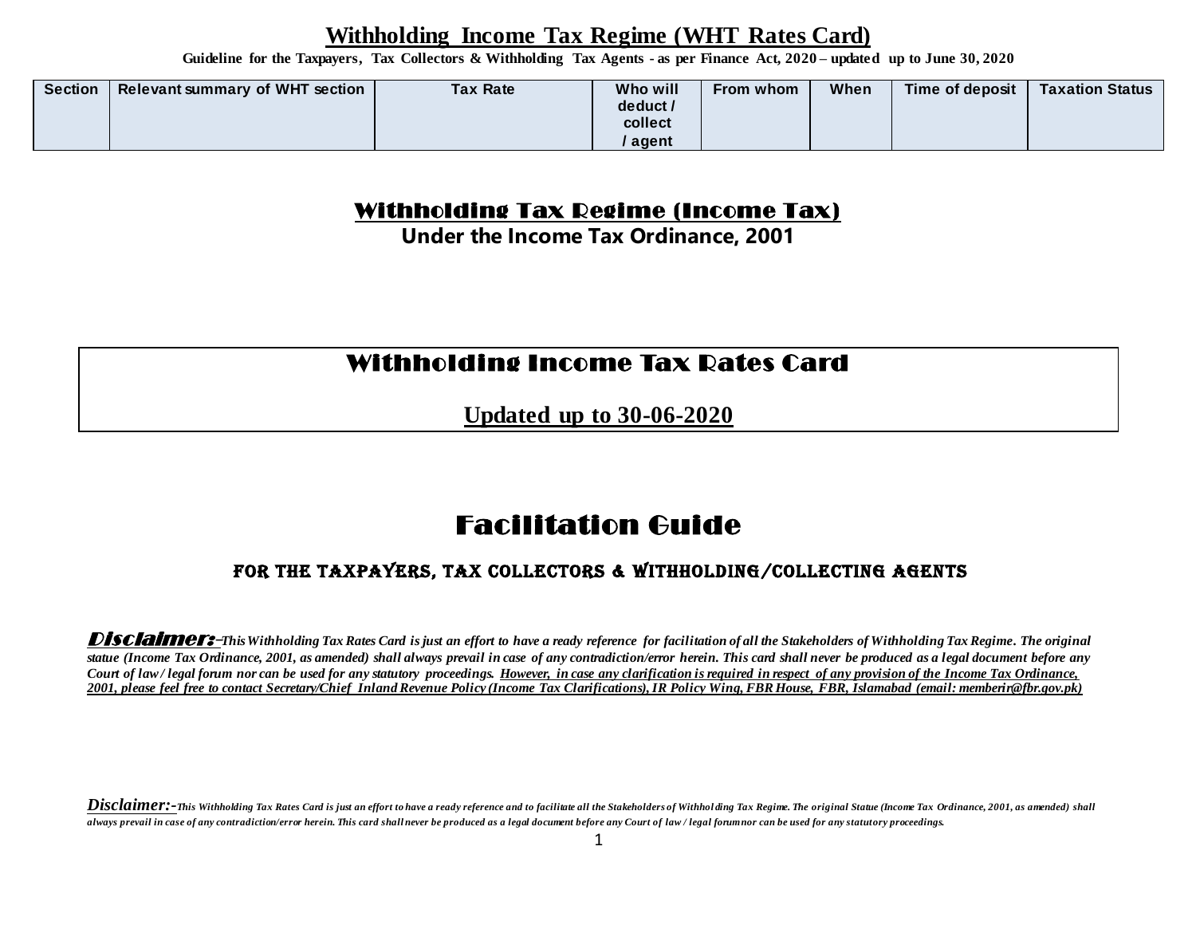# Withholding Income Tax Regime (WHT Rates Card)

**Guideline for the Taxpayers, Tax Collectors & Withholding Tax Agents - as per Finance Act, 2020 – updated up to June 30, 2020**

| Section | Relevant summary of WHT section | Tax Rate | Who will deduct / collect / agent | From whom | When | Time of deposit | Taxation Status |
|---|---|---|---|---|---|---|---|

## Withholding Tax Regime (Income Tax)

**Under the Income Tax Ordinance, 2001**

## Withholding Income Tax Rates Card

**Updated up to 30-06-2020**

# Facilitation Guide

### FOR THE TAXPAYERS, TAX COLLECTORS & WITHHOLDING/COLLECTING AGENTS

***Disclaimer:-*** *This Withholding Tax Rates Card is just an effort to have a ready reference for facilitation of all the Stakeholders of Withholding Tax Regime. The original statue (Income Tax Ordinance, 2001, as amended) shall always prevail in case of any contradiction/error herein. This card shall never be produced as a legal document before any Court of law / legal forum nor can be used for any statutory proceedings. However, in case any clarification is required in respect of any provision of the Income Tax Ordinance, 2001, please feel free to contact Secretary/Chief Inland Revenue Policy (Income Tax Clarifications), IR Policy Wing, FBR House, FBR, Islamabad (email: memberir@fbr.gov.pk)*

***Disclaimer:-*** *This Withholding Tax Rates Card is just an effort to have a ready reference and to facilitate all the Stakeholders of Withholding Tax Regime. The original Statue (Income Tax Ordinance, 2001, as amended) shall always prevail in case of any contradiction/error herein. This card shall never be produced as a legal document before any Court of law / legal forum nor can be used for any statutory proceedings.*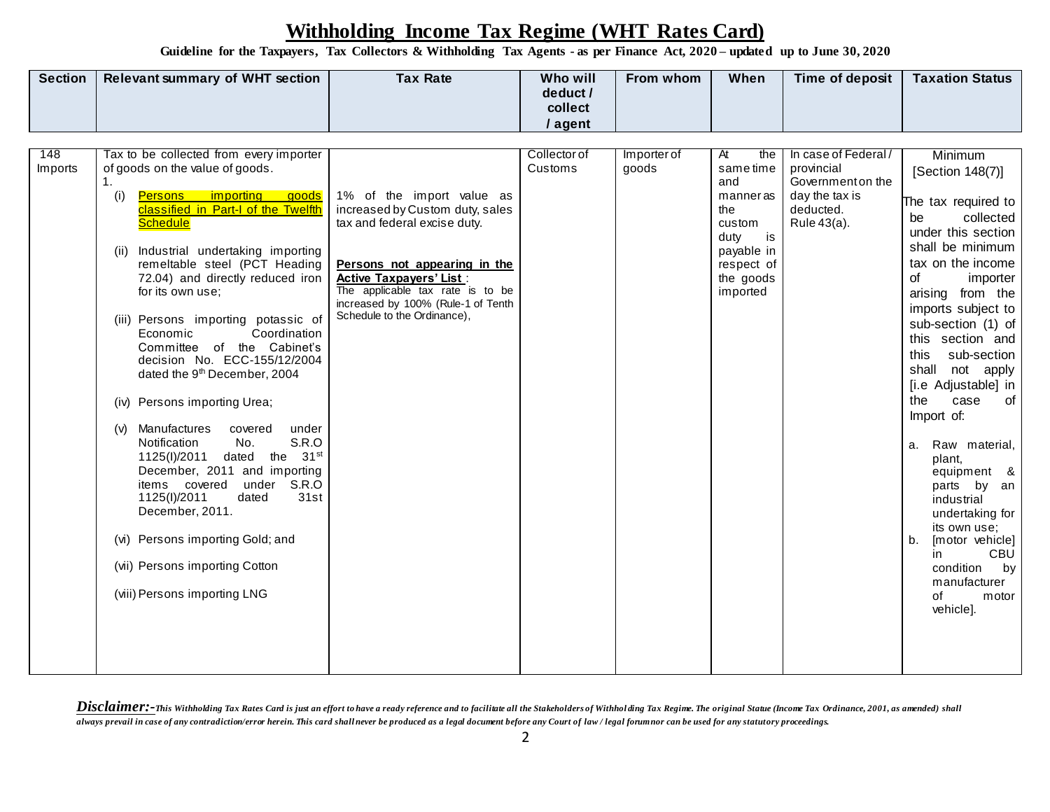# Withholding Income Tax Regime (WHT Rates Card)

**Guideline for the Taxpayers, Tax Collectors & Withholding Tax Agents - as per Finance Act, 2020 – updated up to June 30, 2020**

| Section | Relevant summary of WHT section | Tax Rate | Who will deduct / collect / agent | From whom | When | Time of deposit | Taxation Status |
|---|---|---|---|---|---|---|---|
| 148 Imports | Tax to be collected from every importer of goods on the value of goods.<br>1.<br>(i) Persons importing goods classified in Part-I of the Twelfth Schedule<br><br>(ii) Industrial undertaking importing remeltable steel (PCT Heading 72.04) and directly reduced iron for its own use;<br><br>(iii) Persons importing potassic of Economic Coordination Committee of the Cabinet's decision No. ECC-155/12/2004 dated the 9th December, 2004<br><br>(iv) Persons importing Urea;<br><br>(v) Manufactures covered under Notification No. S.R.O 1125(I)/2011 dated the 31st December, 2011 and importing items covered under S.R.O 1125(I)/2011 dated 31st December, 2011.<br><br>(vi) Persons importing Gold; and<br><br>(vii) Persons importing Cotton<br><br>(viii) Persons importing LNG | 1% of the import value as increased by Custom duty, sales tax and federal excise duty.<br><br>**Persons not appearing in the Active Taxpayers' List**:<br>The applicable tax rate is to be increased by 100% (Rule-1 of Tenth Schedule to the Ordinance), | Collector of Customs | Importer of goods | At the same time and manner as the custom duty is payable in respect of the goods imported | In case of Federal / provincial Government on the day the tax is deducted.<br>Rule 43(a). | Minimum [Section 148(7)]<br><br>The tax required to be collected under this section shall be minimum tax on the income of importer arising from the imports subject to sub-section (1) of this section and this sub-section shall not apply [i.e Adjustable] in the case of Import of:<br><br>a. Raw material, plant, equipment & parts by an industrial undertaking for its own use;<br>b. [motor vehicle] in CBU condition by manufacturer of motor vehicle]. |

***Disclaimer:-*** *This Withholding Tax Rates Card is just an effort to have a ready reference and to facilitate all the Stakeholders of Withholding Tax Regime. The original Statue (Income Tax Ordinance, 2001, as amended) shall always prevail in case of any contradiction/error herein. This card shall never be produced as a legal document before any Court of law / legal forum nor can be used for any statutory proceedings.*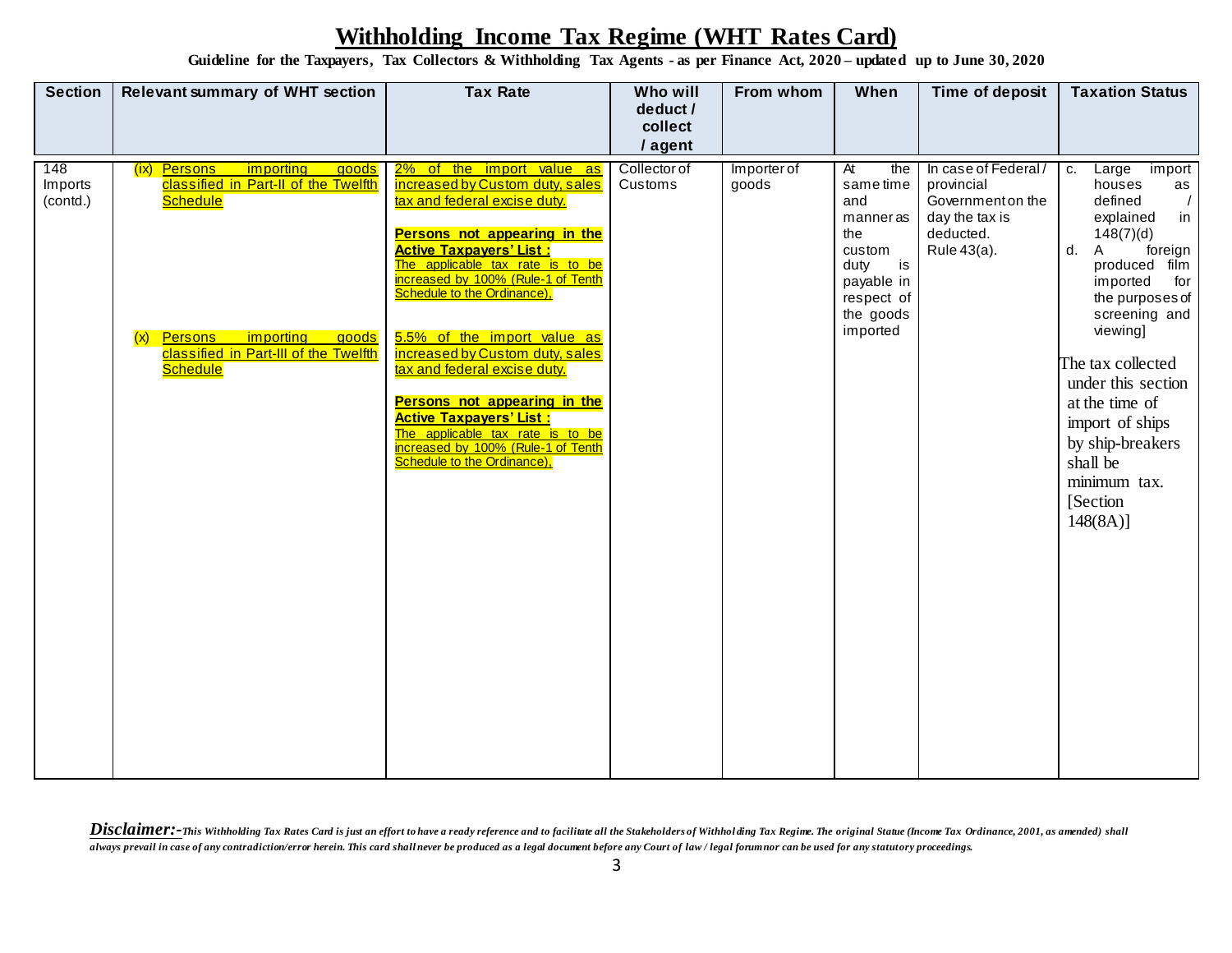# Withholding Income Tax Regime (WHT Rates Card)

**Guideline for the Taxpayers, Tax Collectors & Withholding Tax Agents - as per Finance Act, 2020 – updated up to June 30, 2020**

| Section | Relevant summary of WHT section | Tax Rate | Who will deduct / collect / agent | From whom | When | Time of deposit | Taxation Status |
|---|---|---|---|---|---|---|---|
| 148 Imports (contd.) | (ix) Persons importing goods classified in Part-II of the Twelfth Schedule<br><br>(x) Persons importing goods classified in Part-III of the Twelfth Schedule | 2% of the import value as increased by Custom duty, sales tax and federal excise duty.<br><br>**Persons not appearing in the Active Taxpayers' List :**<br>The applicable tax rate is to be increased by 100% (Rule-1 of Tenth Schedule to the Ordinance),<br><br>5.5% of the import value as increased by Custom duty, sales tax and federal excise duty.<br><br>**Persons not appearing in the Active Taxpayers' List :**<br>The applicable tax rate is to be increased by 100% (Rule-1 of Tenth Schedule to the Ordinance), | Collector of Customs | Importer of goods | At the same time and manner as the custom duty is payable in respect of the goods imported | In case of Federal / provincial Government on the day the tax is deducted. Rule 43(a). | c. Large import houses as defined / explained in 148(7)(d)<br>d. A foreign produced film imported for the purposes of screening and viewing]<br><br>The tax collected under this section at the time of import of ships by ship-breakers shall be minimum tax. [Section 148(8A)] |

***Disclaimer:-*** *This Withholding Tax Rates Card is just an effort to have a ready reference and to facilitate all the Stakeholders of Withholding Tax Regime. The original Statue (Income Tax Ordinance, 2001, as amended) shall always prevail in case of any contradiction/error herein. This card shall never be produced as a legal document before any Court of law / legal forum nor can be used for any statutory proceedings.*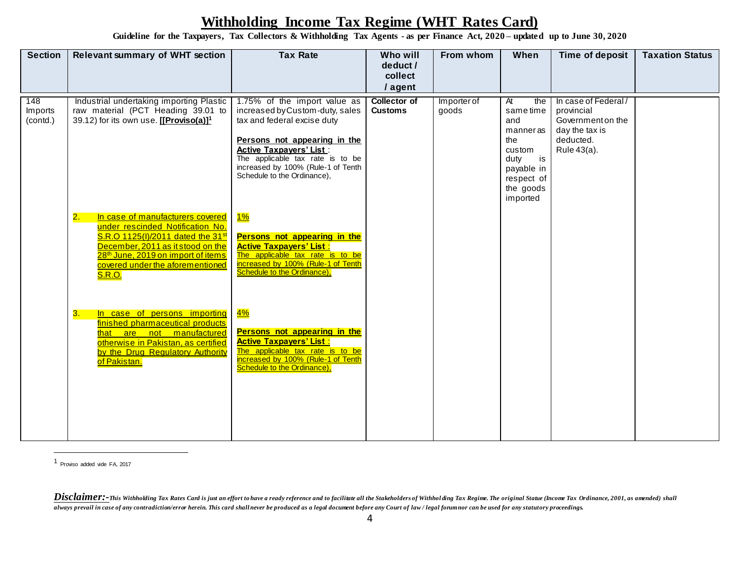# Withholding Income Tax Regime (WHT Rates Card)

**Guideline for the Taxpayers, Tax Collectors & Withholding Tax Agents - as per Finance Act, 2020 – updated up to June 30, 2020**

| Section | Relevant summary of WHT section | Tax Rate | Who will deduct / collect / agent | From whom | When | Time of deposit | Taxation Status |
|---|---|---|---|---|---|---|---|
| 148 Imports (contd.) | Industrial undertaking importing Plastic raw material (PCT Heading 39.01 to 39.12) for its own use. **[[Proviso(a)]**[1] | 1.75% of the import value as increased by Custom-duty, sales tax and federal excise duty<br><br>**Persons not appearing in the Active Taxpayers' List**:<br>The applicable tax rate is to be increased by 100% (Rule-1 of Tenth Schedule to the Ordinance), | **Collector of Customs** | Importer of goods | At the same time and manner as the custom duty is payable in respect of the goods imported | In case of Federal / provincial Government on the day the tax is deducted. Rule 43(a). | |
| | 2. In case of manufacturers covered under rescinded Notification No. S.R.O 1125(I)/2011 dated the 31st December, 2011 as it stood on the 28th June, 2019 on import of items covered under the aforementioned S.R.O. | 1%<br><br>**Persons not appearing in the Active Taxpayers' List**:<br>The applicable tax rate is to be increased by 100% (Rule-1 of Tenth Schedule to the Ordinance), | | | | | |
| | 3. In case of persons importing finished pharmaceutical products that are not manufactured otherwise in Pakistan, as certified by the Drug Regulatory Authority of Pakistan. | 4%<br><br>**Persons not appearing in the Active Taxpayers' List**:<br>The applicable tax rate is to be increased by 100% (Rule-1 of Tenth Schedule to the Ordinance), | | | | | |

[1] Proviso added vide FA, 2017

***Disclaimer:-*** *This Withholding Tax Rates Card is just an effort to have a ready reference and to facilitate all the Stakeholders of Withholding Tax Regime. The original Statue (Income Tax Ordinance, 2001, as amended) shall always prevail in case of any contradiction/error herein. This card shall never be produced as a legal document before any Court of law / legal forum nor can be used for any statutory proceedings.*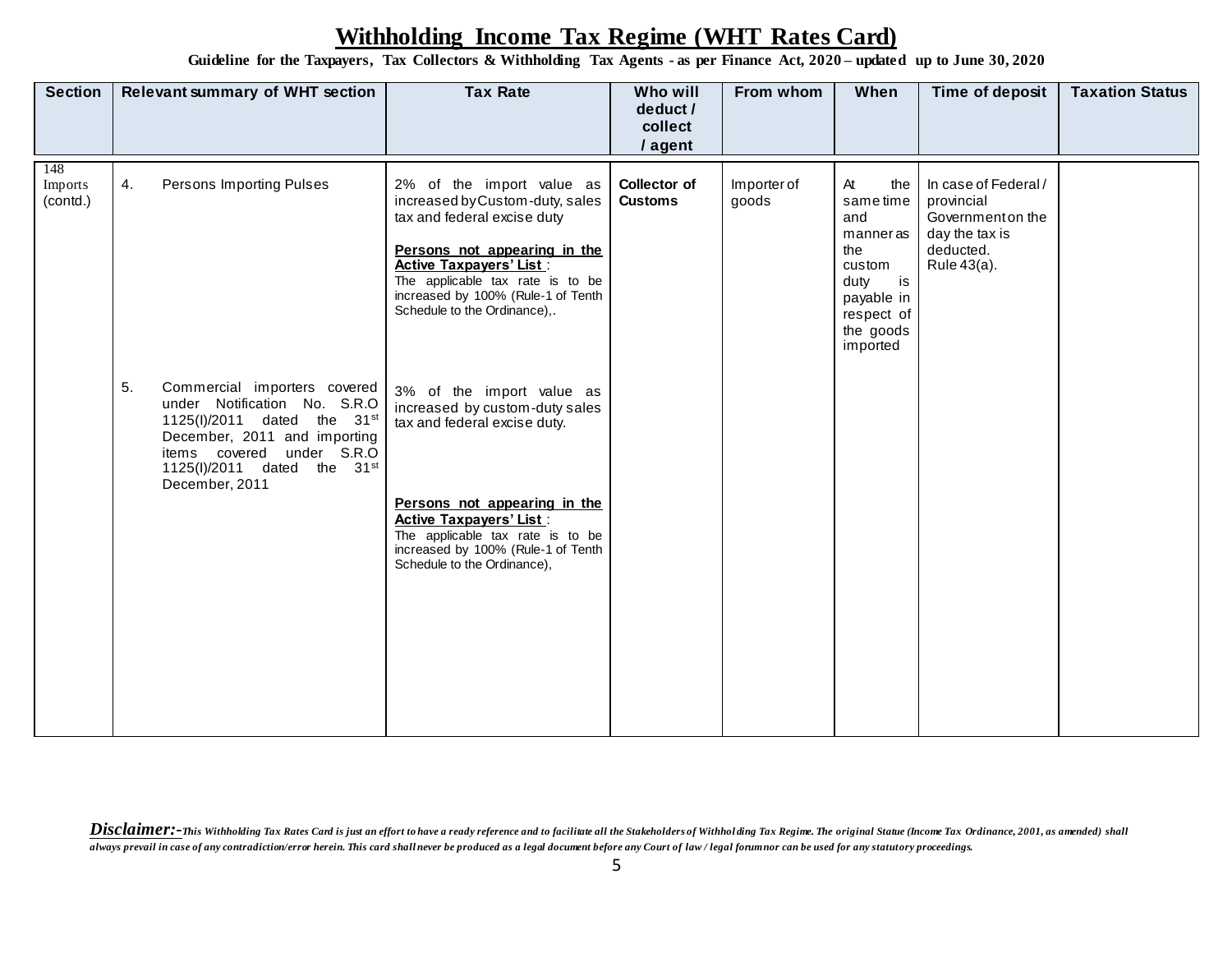# Withholding Income Tax Regime (WHT Rates Card)

**Guideline for the Taxpayers, Tax Collectors & Withholding Tax Agents - as per Finance Act, 2020 – updated up to June 30, 2020**

| Section | Relevant summary of WHT section | Tax Rate | Who will deduct / collect / agent | From whom | When | Time of deposit | Taxation Status |
|---|---|---|---|---|---|---|---|
| 148 Imports (contd.) | 4. Persons Importing Pulses | 2% of the import value as increased by Custom-duty, sales tax and federal excise duty<br><br>**Persons not appearing in the Active Taxpayers' List** :<br>The applicable tax rate is to be increased by 100% (Rule-1 of Tenth Schedule to the Ordinance),. | **Collector of Customs** | Importer of goods | At the same time and manner as the custom duty is payable in respect of the goods imported | In case of Federal / provincial Government on the day the tax is deducted. Rule 43(a). | |
| | 5. Commercial importers covered under Notification No. S.R.O 1125(I)/2011 dated the 31st December, 2011 and importing items covered under S.R.O 1125(I)/2011 dated the 31st December, 2011 | 3% of the import value as increased by custom-duty sales tax and federal excise duty.<br><br>**Persons not appearing in the Active Taxpayers' List** :<br>The applicable tax rate is to be increased by 100% (Rule-1 of Tenth Schedule to the Ordinance), | | | | | |

***Disclaimer:-*** *This Withholding Tax Rates Card is just an effort to have a ready reference and to facilitate all the Stakeholders of Withholding Tax Regime. The original Statue (Income Tax Ordinance, 2001, as amended) shall always prevail in case of any contradiction/error herein. This card shall never be produced as a legal document before any Court of law / legal forum nor can be used for any statutory proceedings.*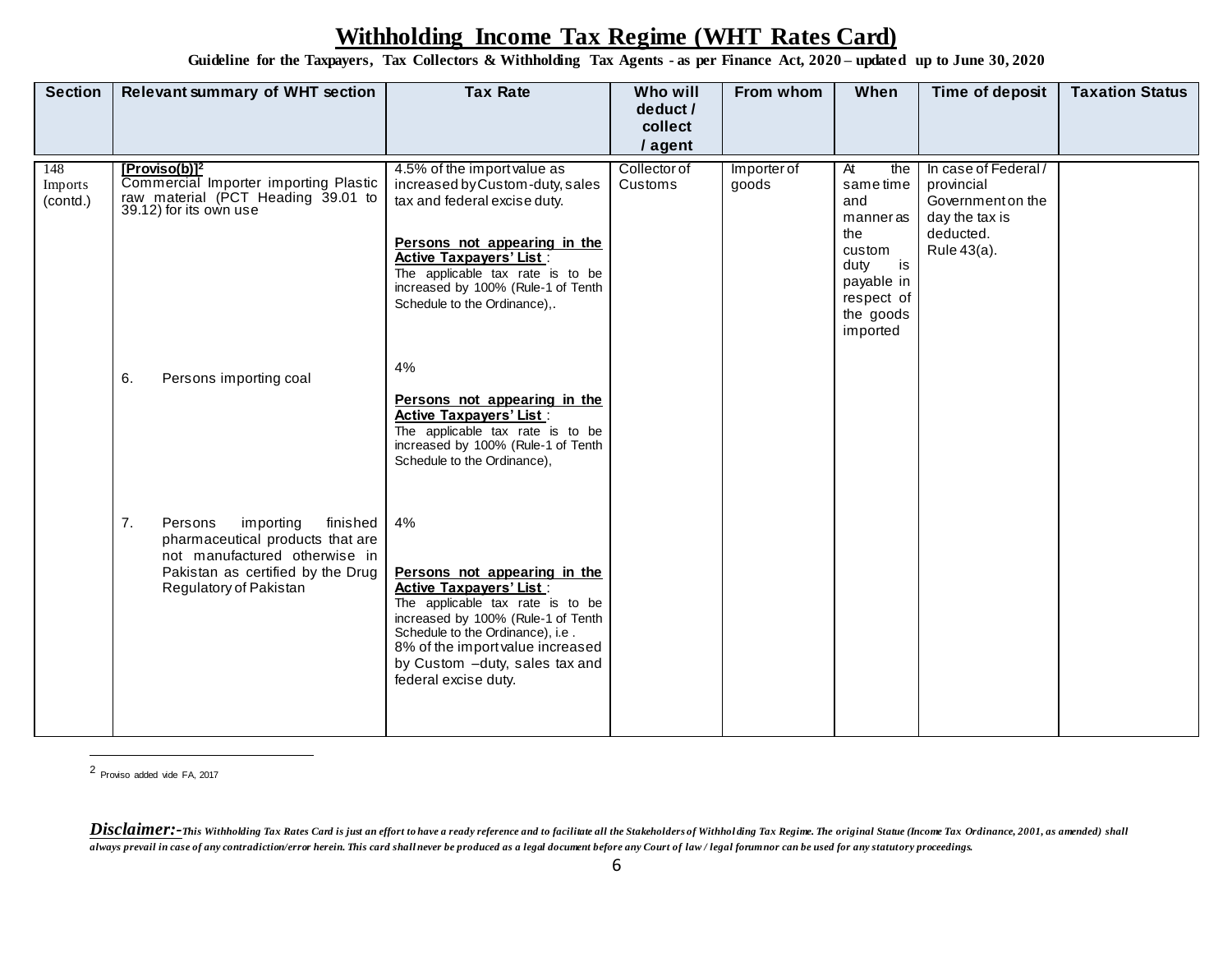# Withholding Income Tax Regime (WHT Rates Card)

**Guideline for the Taxpayers, Tax Collectors & Withholding Tax Agents - as per Finance Act, 2020 – updated up to June 30, 2020**

| Section | Relevant summary of WHT section | Tax Rate | Who will deduct / collect / agent | From whom | When | Time of deposit | Taxation Status |
|---|---|---|---|---|---|---|---|
| 148 Imports (contd.) | **[Proviso(b)]**[2] Commercial Importer importing Plastic raw material (PCT Heading 39.01 to 39.12) for its own use | 4.5% of the import value as increased by Custom-duty, sales tax and federal excise duty.<br><br>**Persons not appearing in the Active Taxpayers' List** : The applicable tax rate is to be increased by 100% (Rule-1 of Tenth Schedule to the Ordinance),. | Collector of Customs | Importer of goods | At the same time and manner as the custom duty is payable in respect of the goods imported | In case of Federal / provincial Government on the day the tax is deducted. Rule 43(a). | |
| | 6. Persons importing coal | 4%<br><br>**Persons not appearing in the Active Taxpayers' List** : The applicable tax rate is to be increased by 100% (Rule-1 of Tenth Schedule to the Ordinance), | | | | | |
| | 7. Persons importing finished pharmaceutical products that are not manufactured otherwise in Pakistan as certified by the Drug Regulatory of Pakistan | 4%<br><br>**Persons not appearing in the Active Taxpayers' List** : The applicable tax rate is to be increased by 100% (Rule-1 of Tenth Schedule to the Ordinance), i.e . 8% of the import value increased by Custom –duty, sales tax and federal excise duty. | | | | | |

[2] Proviso added vide FA, 2017

***Disclaimer:-*** *This Withholding Tax Rates Card is just an effort to have a ready reference and to facilitate all the Stakeholders of Withholding Tax Regime. The original Statue (Income Tax Ordinance, 2001, as amended) shall always prevail in case of any contradiction/error herein. This card shall never be produced as a legal document before any Court of law / legal forum nor can be used for any statutory proceedings.*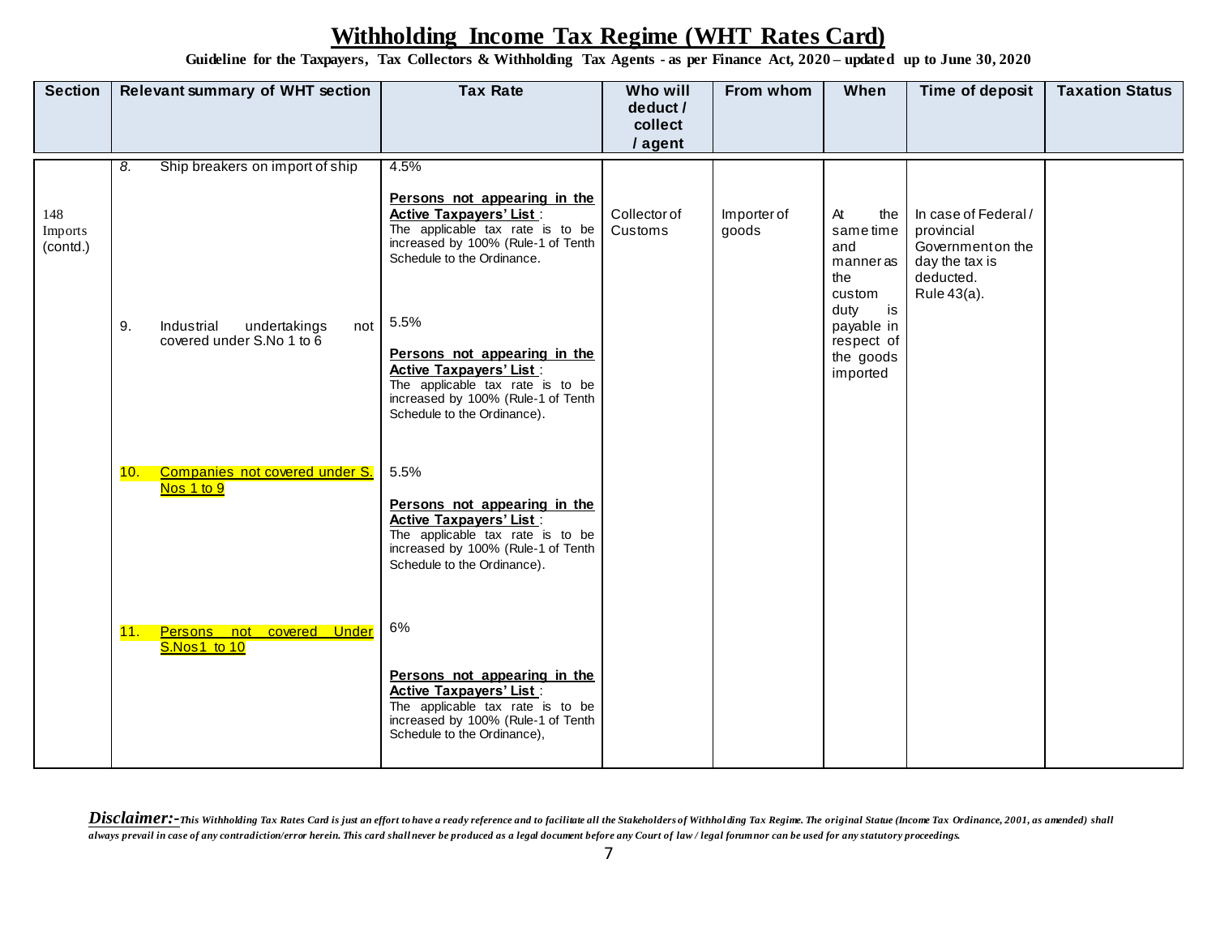# Withholding Income Tax Regime (WHT Rates Card)

**Guideline for the Taxpayers, Tax Collectors & Withholding Tax Agents - as per Finance Act, 2020 – updated up to June 30, 2020**

| Section | Relevant summary of WHT section | Tax Rate | Who will deduct / collect / agent | From whom | When | Time of deposit | Taxation Status |
|---|---|---|---|---|---|---|---|
| 148 Imports (contd.) | 8. Ship breakers on import of ship | 4.5%<br><br>**Persons not appearing in the Active Taxpayers' List**:<br>The applicable tax rate is to be increased by 100% (Rule-1 of Tenth Schedule to the Ordinance. | Collector of Customs | Importer of goods | At the same time and manner as the custom duty is payable in respect of the goods imported | In case of Federal / provincial Government on the day the tax is deducted. Rule 43(a). | |
| | 9. Industrial undertakings not covered under S.No 1 to 6 | 5.5%<br><br>**Persons not appearing in the Active Taxpayers' List**:<br>The applicable tax rate is to be increased by 100% (Rule-1 of Tenth Schedule to the Ordinance). | | | | | |
| | 10. Companies not covered under S. Nos 1 to 9 | 5.5%<br><br>**Persons not appearing in the Active Taxpayers' List**:<br>The applicable tax rate is to be increased by 100% (Rule-1 of Tenth Schedule to the Ordinance). | | | | | |
| | 11. Persons not covered Under S.Nos1 to 10 | 6%<br><br>**Persons not appearing in the Active Taxpayers' List**:<br>The applicable tax rate is to be increased by 100% (Rule-1 of Tenth Schedule to the Ordinance), | | | | | |

***Disclaimer:-*** *This Withholding Tax Rates Card is just an effort to have a ready reference and to facilitate all the Stakeholders of Withholding Tax Regime. The original Statue (Income Tax Ordinance, 2001, as amended) shall always prevail in case of any contradiction/error herein. This card shall never be produced as a legal document before any Court of law / legal forum nor can be used for any statutory proceedings.*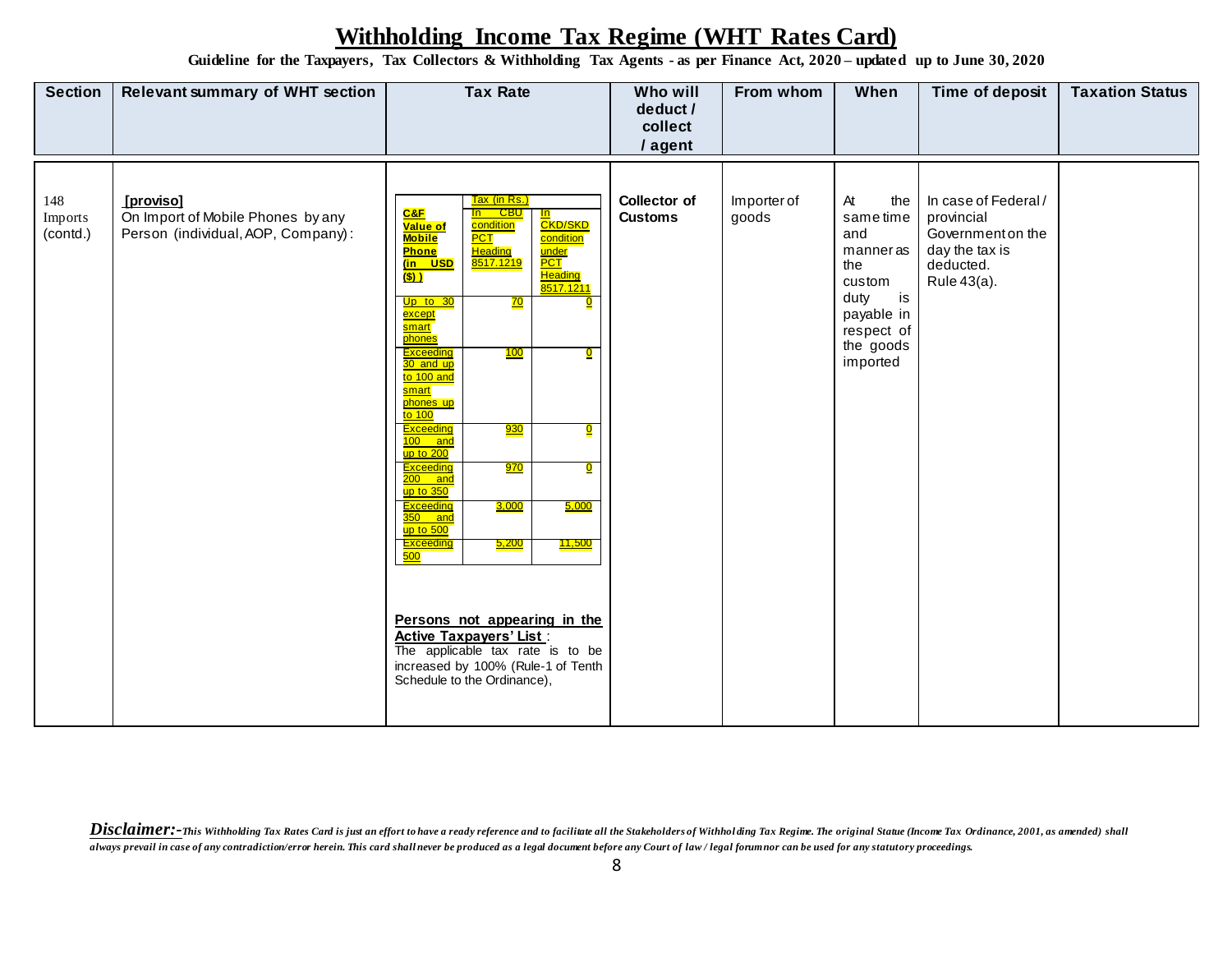# Withholding Income Tax Regime (WHT Rates Card)

**Guideline for the Taxpayers, Tax Collectors & Withholding Tax Agents - as per Finance Act, 2020 – updated up to June 30, 2020**

| Section | Relevant summary of WHT section | Tax Rate | Who will deduct / collect / agent | From whom | When | Time of deposit | Taxation Status |
|---|---|---|---|---|---|---|---|
| 148 Imports (contd.) | **[proviso]** On Import of Mobile Phones by any Person (individual, AOP, Company): | See table below. **Persons not appearing in the Active Taxpayers' List**: The applicable tax rate is to be increased by 100% (Rule-1 of Tenth Schedule to the Ordinance), | **Collector of Customs** | Importer of goods | At the same time and manner as the custom duty is payable in respect of the goods imported | In case of Federal / provincial Government on the day the tax is deducted. Rule 43(a). | |

| C&F Value of Mobile Phone (in USD ($)) | Tax (in Rs.) In CBU condition PCT Heading 8517.1219 | Tax (in Rs.) In CKD/SKD condition under PCT Heading 8517.1211 |
|---|---|---|
| Up to 30 except smart phones | 70 | 0 |
| Exceeding 30 and up to 100 and smart phones up to 100 | 100 | 0 |
| Exceeding 100 and up to 200 | 930 | 0 |
| Exceeding 200 and up to 350 | 970 | 0 |
| Exceeding 350 and up to 500 | 3,000 | 5,000 |
| Exceeding 500 | 5,200 | 11,500 |

***Disclaimer:-*** *This Withholding Tax Rates Card is just an effort to have a ready reference and to facilitate all the Stakeholders of Withholding Tax Regime. The original Statue (Income Tax Ordinance, 2001, as amended) shall always prevail in case of any contradiction/error herein. This card shall never be produced as a legal document before any Court of law / legal forum nor can be used for any statutory proceedings.*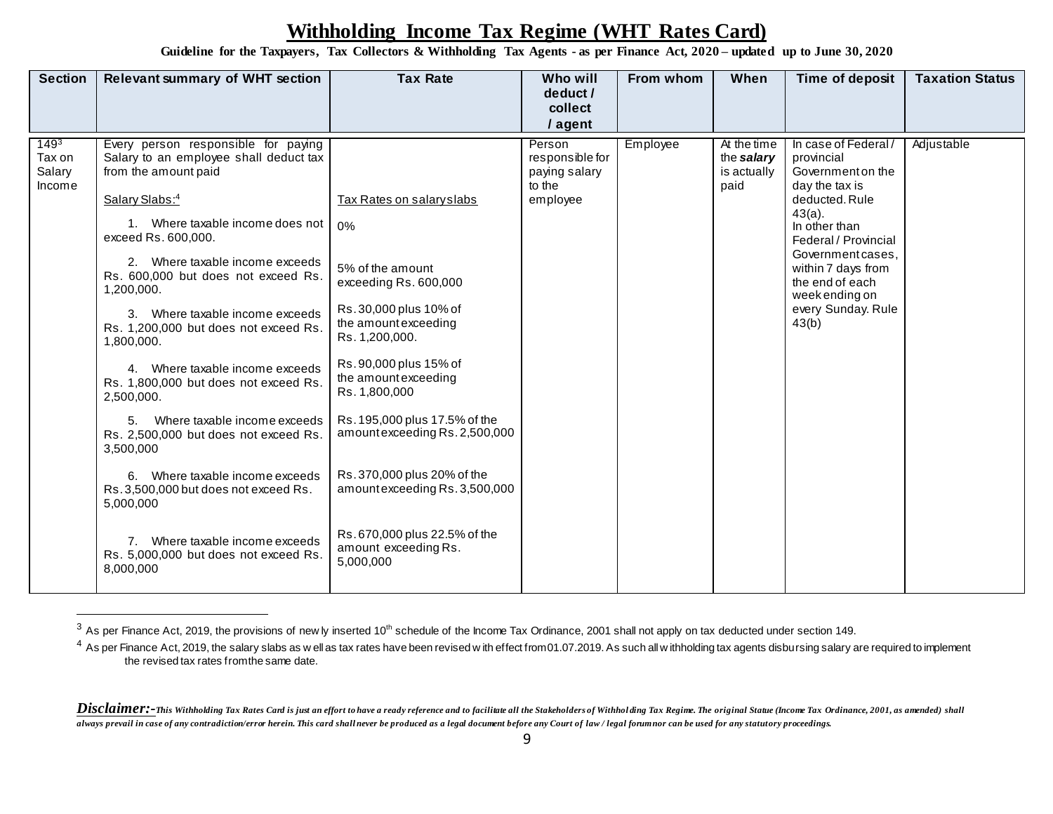# Withholding Income Tax Regime (WHT Rates Card)

**Guideline for the Taxpayers, Tax Collectors & Withholding Tax Agents - as per Finance Act, 2020 – updated up to June 30, 2020**

| Section | Relevant summary of WHT section | Tax Rate | Who will deduct / collect / agent | From whom | When | Time of deposit | Taxation Status |
|---|---|---|---|---|---|---|---|
| 149[3] Tax on Salary Income | Every person responsible for paying Salary to an employee shall deduct tax from the amount paid<br><br>Salary Slabs:[4]<br><br>1. Where taxable income does not exceed Rs. 600,000.<br><br>2. Where taxable income exceeds Rs. 600,000 but does not exceed Rs. 1,200,000.<br><br>3. Where taxable income exceeds Rs. 1,200,000 but does not exceed Rs. 1,800,000.<br><br>4. Where taxable income exceeds Rs. 1,800,000 but does not exceed Rs. 2,500,000.<br><br>5. Where taxable income exceeds Rs. 2,500,000 but does not exceed Rs. 3,500,000<br><br>6. Where taxable income exceeds Rs. 3,500,000 but does not exceed Rs. 5,000,000<br><br>7. Where taxable income exceeds Rs. 5,000,000 but does not exceed Rs. 8,000,000 | Tax Rates on salary slabs<br><br>0%<br><br>5% of the amount exceeding Rs. 600,000<br><br>Rs. 30,000 plus 10% of the amount exceeding Rs. 1,200,000.<br><br>Rs. 90,000 plus 15% of the amount exceeding Rs. 1,800,000<br><br>Rs. 195,000 plus 17.5% of the amount exceeding Rs. 2,500,000<br><br>Rs. 370,000 plus 20% of the amount exceeding Rs. 3,500,000<br><br>Rs. 670,000 plus 22.5% of the amount exceeding Rs. 5,000,000 | Person responsible for paying salary to the employee | Employee | At the time the ***salary*** is actually paid | In case of Federal / provincial Government on the day the tax is deducted. Rule 43(a).<br>In other than Federal / Provincial Government cases, within 7 days from the end of each week ending on every Sunday. Rule 43(b) | Adjustable |

[3] As per Finance Act, 2019, the provisions of newly inserted 10th schedule of the Income Tax Ordinance, 2001 shall not apply on tax deducted under section 149.

[4] As per Finance Act, 2019, the salary slabs as well as tax rates have been revised with effect from 01.07.2019. As such all withholding tax agents disbursing salary are required to implement the revised tax rates from the same date.

***Disclaimer:-*** *This Withholding Tax Rates Card is just an effort to have a ready reference and to facilitate all the Stakeholders of Withholding Tax Regime. The original Statue (Income Tax Ordinance, 2001, as amended) shall always prevail in case of any contradiction/error herein. This card shall never be produced as a legal document before any Court of law / legal forum nor can be used for any statutory proceedings.*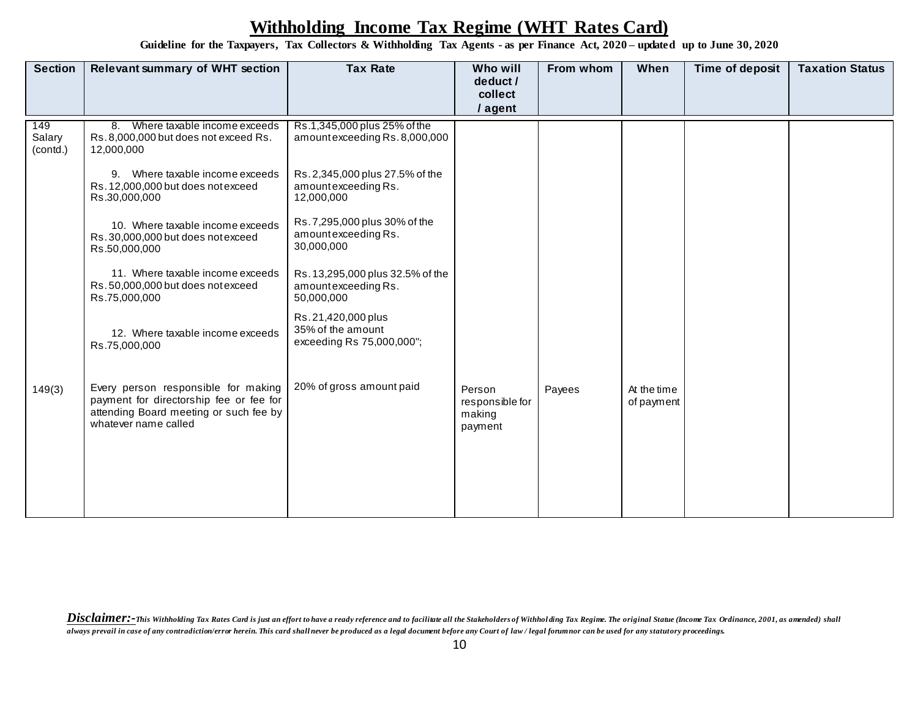# Withholding Income Tax Regime (WHT Rates Card)

**Guideline for the Taxpayers, Tax Collectors & Withholding Tax Agents - as per Finance Act, 2020 – updated up to June 30, 2020**

| Section | Relevant summary of WHT section | Tax Rate | Who will deduct / collect / agent | From whom | When | Time of deposit | Taxation Status |
|---|---|---|---|---|---|---|---|
| 149 Salary (contd.) | 8. Where taxable income exceeds Rs.8,000,000 but does not exceed Rs. 12,000,000 | Rs.1,345,000 plus 25% of the amount exceeding Rs. 8,000,000 | | | | | |
| | 9. Where taxable income exceeds Rs.12,000,000 but does not exceed Rs.30,000,000 | Rs.2,345,000 plus 27.5% of the amount exceeding Rs. 12,000,000 | | | | | |
| | 10. Where taxable income exceeds Rs.30,000,000 but does not exceed Rs.50,000,000 | Rs.7,295,000 plus 30% of the amount exceeding Rs. 30,000,000 | | | | | |
| | 11. Where taxable income exceeds Rs.50,000,000 but does not exceed Rs.75,000,000 | Rs.13,295,000 plus 32.5% of the amount exceeding Rs. 50,000,000 | | | | | |
| | 12. Where taxable income exceeds Rs.75,000,000 | Rs.21,420,000 plus 35% of the amount exceeding Rs 75,000,000"; | | | | | |
| 149(3) | Every person responsible for making payment for directorship fee or fee for attending Board meeting or such fee by whatever name called | 20% of gross amount paid | Person responsible for making payment | Payees | At the time of payment | | |

***Disclaimer:-*** *This Withholding Tax Rates Card is just an effort to have a ready reference and to facilitate all the Stakeholders of Withholding Tax Regime. The original Statue (Income Tax Ordinance, 2001, as amended) shall always prevail in case of any contradiction/error herein. This card shall never be produced as a legal document before any Court of law / legal forum nor can be used for any statutory proceedings.*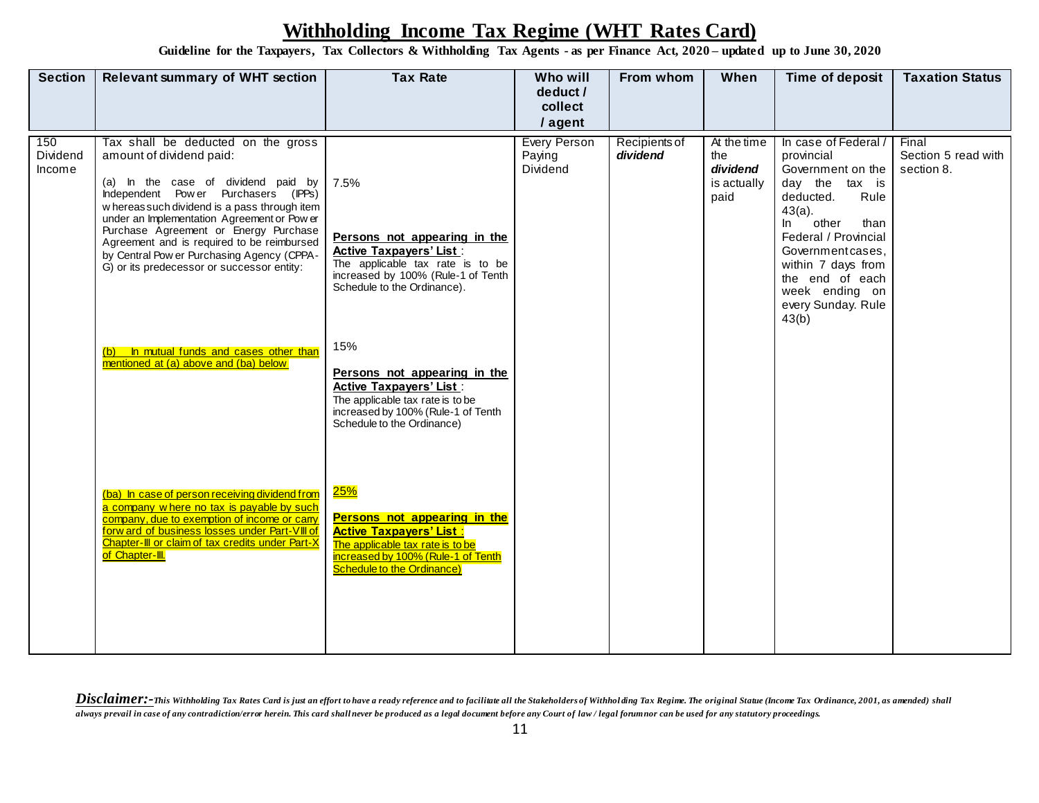# Withholding Income Tax Regime (WHT Rates Card)

**Guideline for the Taxpayers, Tax Collectors & Withholding Tax Agents - as per Finance Act, 2020 – updated up to June 30, 2020**

| Section | Relevant summary of WHT section | Tax Rate | Who will deduct / collect / agent | From whom | When | Time of deposit | Taxation Status |
|---|---|---|---|---|---|---|---|
| 150 Dividend Income | Tax shall be deducted on the gross amount of dividend paid:<br><br>(a) In the case of dividend paid by Independent Power Purchasers (IPPs) whereas such dividend is a pass through item under an Implementation Agreement or Power Purchase Agreement or Energy Purchase Agreement and is required to be reimbursed by Central Power Purchasing Agency (CPPA-G) or its predecessor or successor entity: | 7.5%<br><br>**Persons not appearing in the Active Taxpayers' List**: The applicable tax rate is to be increased by 100% (Rule-1 of Tenth Schedule to the Ordinance). | Every Person Paying Dividend | Recipients of ***dividend*** | At the time the ***dividend*** is actually paid | In case of Federal / provincial Government on the day the tax is deducted. Rule 43(a).<br>In other than Federal / Provincial Government cases, within 7 days from the end of each week ending on every Sunday. Rule 43(b) | Final<br>Section 5 read with section 8. |
| | (b) In mutual funds and cases other than mentioned at (a) above and (ba) below | 15%<br><br>**Persons not appearing in the Active Taxpayers' List**: The applicable tax rate is to be increased by 100% (Rule-1 of Tenth Schedule to the Ordinance) | | | | | |
| | (ba) In case of person receiving dividend from a company where no tax is payable by such company, due to exemption of income or carry forward of business losses under Part-VIII of Chapter-III or claim of tax credits under Part-X of Chapter-III. | 25%<br><br>**Persons not appearing in the Active Taxpayers' List**: The applicable tax rate is to be increased by 100% (Rule-1 of Tenth Schedule to the Ordinance) | | | | | |

***Disclaimer:-*** *This Withholding Tax Rates Card is just an effort to have a ready reference and to facilitate all the Stakeholders of Withholding Tax Regime. The original Statue (Income Tax Ordinance, 2001, as amended) shall always prevail in case of any contradiction/error herein. This card shall never be produced as a legal document before any Court of law / legal forum nor can be used for any statutory proceedings.*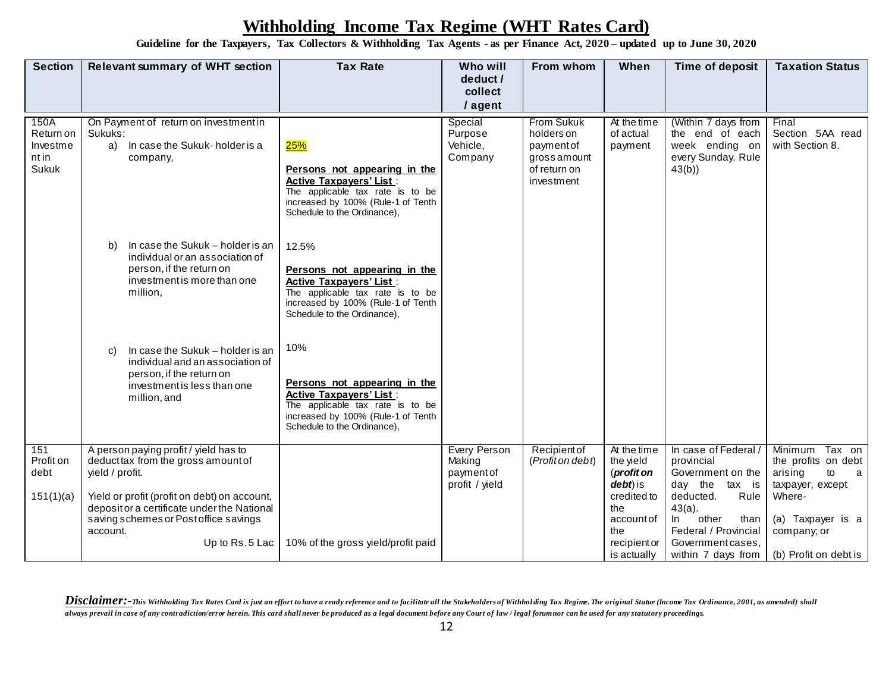# Withholding Income Tax Regime (WHT Rates Card)

**Guideline for the Taxpayers, Tax Collectors & Withholding Tax Agents - as per Finance Act, 2020 – updated up to June 30, 2020**

| Section | Relevant summary of WHT section | Tax Rate | Who will deduct / collect / agent | From whom | When | Time of deposit | Taxation Status |
|---|---|---|---|---|---|---|---|
| 150A Return on Investment in Sukuk | On Payment of return on investment in Sukuks:<br>a) In case the Sukuk- holder is a company, | 25%<br><br>**Persons not appearing in the Active Taxpayers' List**: The applicable tax rate is to be increased by 100% (Rule-1 of Tenth Schedule to the Ordinance), | Special Purpose Vehicle, Company | From Sukuk holders on payment of gross amount of return on investment | At the time of actual payment | (Within 7 days from the end of each week ending on every Sunday. Rule 43(b)) | Final Section 5AA read with Section 8. |
| | b) In case the Sukuk – holder is an individual or an association of person, if the return on investment is more than one million, | 12.5%<br><br>**Persons not appearing in the Active Taxpayers' List**: The applicable tax rate is to be increased by 100% (Rule-1 of Tenth Schedule to the Ordinance), | | | | | |
| | c) In case the Sukuk – holder is an individual and an association of person, if the return on investment is less than one million, and | 10%<br><br>**Persons not appearing in the Active Taxpayers' List**: The applicable tax rate is to be increased by 100% (Rule-1 of Tenth Schedule to the Ordinance), | | | | | |
| 151 Profit on debt<br><br>151(1)(a) | A person paying profit / yield has to deduct tax from the gross amount of yield / profit.<br><br>Yield or profit (profit on debt) on account, deposit or a certificate under the National saving schemes or Post office savings account.<br>Up to Rs. 5 Lac | 10% of the gross yield/profit paid | Every Person Making payment of profit / yield | Recipient of (*Profit on debt*) | At the time the yield (***profit on debt***) is credited to the account of the recipient or is actually | In case of Federal / provincial Government on the day the tax is deducted. Rule 43(a).<br>In other than Federal / Provincial Government cases, within 7 days from | Minimum Tax on the profits on debt arising to a taxpayer, except Where-<br><br>(a) Taxpayer is a company; or<br><br>(b) Profit on debt is |

***Disclaimer:-*** *This Withholding Tax Rates Card is just an effort to have a ready reference and to facilitate all the Stakeholders of Withholding Tax Regime. The original Statue (Income Tax Ordinance, 2001, as amended) shall always prevail in case of any contradiction/error herein. This card shall never be produced as a legal document before any Court of law / legal forum nor can be used for any statutory proceedings.*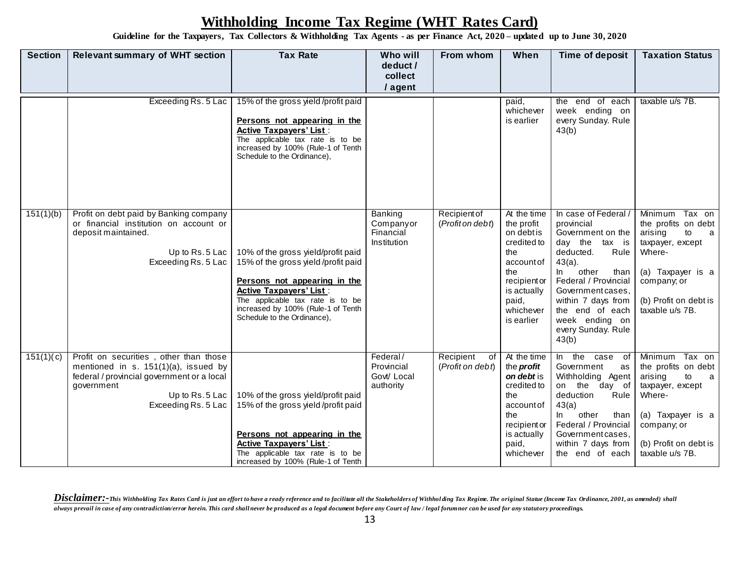# Withholding Income Tax Regime (WHT Rates Card)

**Guideline for the Taxpayers, Tax Collectors & Withholding Tax Agents - as per Finance Act, 2020 – updated up to June 30, 2020**

| Section | Relevant summary of WHT section | Tax Rate | Who will deduct / collect / agent | From whom | When | Time of deposit | Taxation Status |
|---|---|---|---|---|---|---|---|
| | Exceeding Rs. 5 Lac | 15% of the gross yield /profit paid<br><br>**Persons not appearing in the Active Taxpayers' List** :<br>The applicable tax rate is to be increased by 100% (Rule-1 of Tenth Schedule to the Ordinance), | | | paid, whichever is earlier | the end of each week ending on every Sunday. Rule 43(b) | taxable u/s 7B. |
| 151(1)(b) | Profit on debt paid by Banking company or financial institution on account or deposit maintained.<br><br>Up to Rs. 5 Lac<br>Exceeding Rs. 5 Lac | 10% of the gross yield/profit paid<br>15% of the gross yield /profit paid<br><br>**Persons not appearing in the Active Taxpayers' List** :<br>The applicable tax rate is to be increased by 100% (Rule-1 of Tenth Schedule to the Ordinance), | Banking Company or Financial Institution | Recipient of (*Profit on debt*) | At the time the profit on debt is credited to the account of the recipient or is actually paid, whichever is earlier | In case of Federal / provincial Government on the day the tax is deducted. Rule 43(a).<br>In other than Federal / Provincial Government cases, within 7 days from the end of each week ending on every Sunday. Rule 43(b) | Minimum Tax on the profits on debt arising to a taxpayer, except Where-<br><br>(a) Taxpayer is a company; or<br><br>(b) Profit on debt is taxable u/s 7B. |
| 151(1)(c) | Profit on securities , other than those mentioned in s. 151(1)(a), issued by federal / provincial government or a local government<br><br>Up to Rs. 5 Lac<br>Exceeding Rs. 5 Lac | 10% of the gross yield/profit paid<br>15% of the gross yield /profit paid<br><br>**Persons not appearing in the Active Taxpayers' List** :<br>The applicable tax rate is to be increased by 100% (Rule-1 of Tenth | Federal / Provincial Govt/ Local authority | Recipient of (*Profit on debt*) | At the time the ***profit on debt*** is credited to the account of the recipient or is actually paid, whichever | In the case of Government as Withholding Agent on the day of deduction Rule 43(a)<br>In other than Federal / Provincial Government cases, within 7 days from the end of each | Minimum Tax on the profits on debt arising to a taxpayer, except Where-<br><br>(a) Taxpayer is a company; or<br><br>(b) Profit on debt is taxable u/s 7B. |

***Disclaimer:-*** *This Withholding Tax Rates Card is just an effort to have a ready reference and to facilitate all the Stakeholders of Withholding Tax Regime. The original Statue (Income Tax Ordinance, 2001, as amended) shall always prevail in case of any contradiction/error herein. This card shall never be produced as a legal document before any Court of law / legal forum nor can be used for any statutory proceedings.*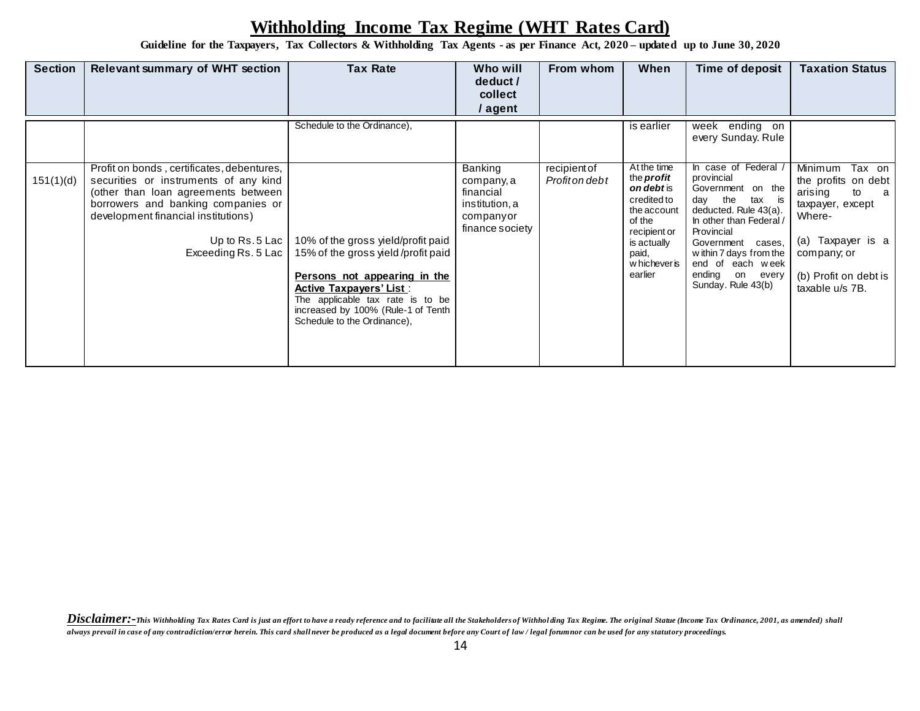# Withholding Income Tax Regime (WHT Rates Card)

**Guideline for the Taxpayers, Tax Collectors & Withholding Tax Agents - as per Finance Act, 2020 – updated up to June 30, 2020**

| Section | Relevant summary of WHT section | Tax Rate | Who will deduct / collect / agent | From whom | When | Time of deposit | Taxation Status |
|---|---|---|---|---|---|---|---|
| | | Schedule to the Ordinance), | | | is earlier | week ending on every Sunday. Rule | |
| 151(1)(d) | Profit on bonds, certificates, debentures, securities or instruments of any kind (other than loan agreements between borrowers and banking companies or development financial institutions)<br><br>Up to Rs. 5 Lac<br>Exceeding Rs. 5 Lac | 10% of the gross yield/profit paid<br>15% of the gross yield /profit paid<br><br>**Persons not appearing in the Active Taxpayers' List** :<br>The applicable tax rate is to be increased by 100% (Rule-1 of Tenth Schedule to the Ordinance), | Banking company, a financial institution, a company or finance society | recipient of *Profit on debt* | At the time the ***profit on debt*** is credited to the account of the recipient or is actually paid, whichever is earlier | In case of Federal / provincial Government on the day the tax is deducted. Rule 43(a).<br>In other than Federal / Provincial Government cases, within 7 days from the end of each week ending on every Sunday. Rule 43(b) | Minimum Tax on the profits on debt arising to a taxpayer, except Where-<br><br>(a) Taxpayer is a company; or<br><br>(b) Profit on debt is taxable u/s 7B. |

***Disclaimer:-*** *This Withholding Tax Rates Card is just an effort to have a ready reference and to facilitate all the Stakeholders of Withholding Tax Regime. The original Statue (Income Tax Ordinance, 2001, as amended) shall always prevail in case of any contradiction/error herein. This card shall never be produced as a legal document before any Court of law / legal forum nor can be used for any statutory proceedings.*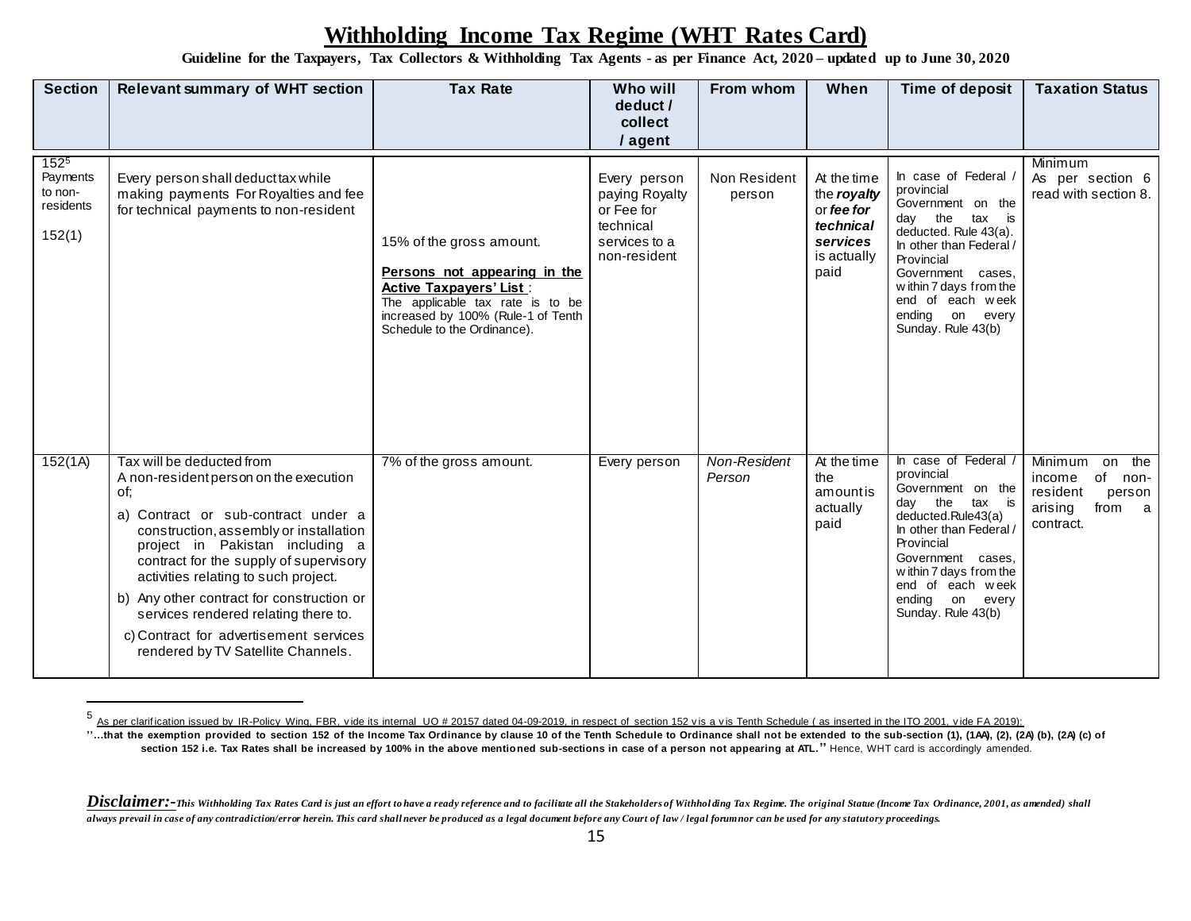# Withholding Income Tax Regime (WHT Rates Card)

**Guideline for the Taxpayers, Tax Collectors & Withholding Tax Agents - as per Finance Act, 2020 – updated up to June 30, 2020**

| Section | Relevant summary of WHT section | Tax Rate | Who will deduct / collect / agent | From whom | When | Time of deposit | Taxation Status |
|---|---|---|---|---|---|---|---|
| 152[5] Payments to non-residents 152(1) | Every person shall deduct tax while making payments For Royalties and fee for technical payments to non-resident | 15% of the gross amount. **Persons not appearing in the Active Taxpayers' List**: The applicable tax rate is to be increased by 100% (Rule-1 of Tenth Schedule to the Ordinance). | Every person paying Royalty or Fee for technical services to a non-resident | Non Resident person | At the time the ***royalty*** or ***fee for technical services*** is actually paid | In case of Federal / provincial Government on the day the tax is deducted. Rule 43(a). In other than Federal / Provincial Government cases, within 7 days from the end of each week ending on every Sunday. Rule 43(b) | Minimum As per section 6 read with section 8. |
| 152(1A) | Tax will be deducted from A non-resident person on the execution of; a) Contract or sub-contract under a construction, assembly or installation project in Pakistan including a contract for the supply of supervisory activities relating to such project. b) Any other contract for construction or services rendered relating there to. c) Contract for advertisement services rendered by TV Satellite Channels. | 7% of the gross amount. | Every person | *Non-Resident Person* | At the time the amount is actually paid | In case of Federal / provincial Government on the day the tax is deducted.Rule43(a) In other than Federal / Provincial Government cases, within 7 days from the end of each week ending on every Sunday. Rule 43(b) | Minimum on the income of non-resident person arising from a contract. |

[5] As per clarification issued by IR-Policy Wing, FBR, vide its internal UO # 20157 dated 04-09-2019, in respect of section 152 vis a vis Tenth Schedule ( as inserted in the ITO 2001, vide FA 2019): **''…that the exemption provided to section 152 of the Income Tax Ordinance by clause 10 of the Tenth Schedule to Ordinance shall not be extended to the sub-section (1), (1AA), (2), (2A) (b), (2A) (c) of section 152 i.e. Tax Rates shall be increased by 100% in the above mentioned sub-sections in case of a person not appearing at ATL.''** Hence, WHT card is accordingly amended.

***Disclaimer:-*** *This Withholding Tax Rates Card is just an effort to have a ready reference and to facilitate all the Stakeholders of Withholding Tax Regime. The original Statue (Income Tax Ordinance, 2001, as amended) shall always prevail in case of any contradiction/error herein. This card shall never be produced as a legal document before any Court of law / legal forum nor can be used for any statutory proceedings.*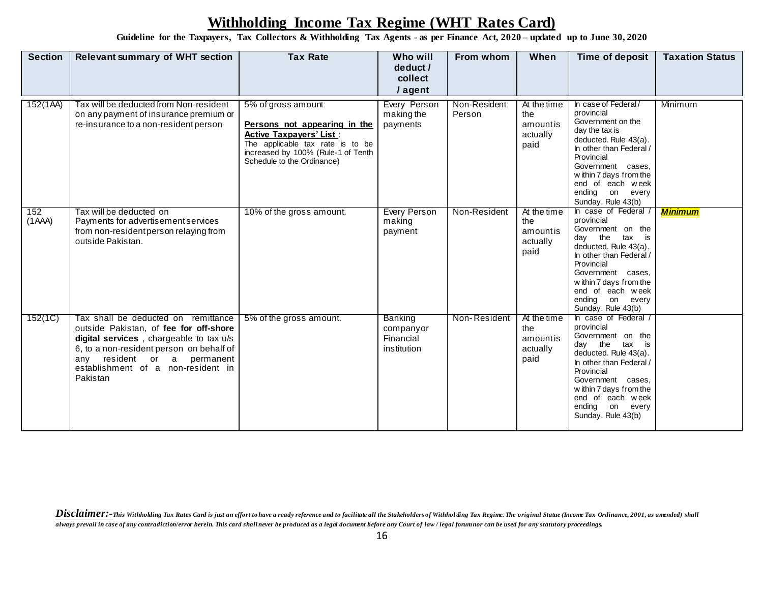# Withholding Income Tax Regime (WHT Rates Card)

**Guideline for the Taxpayers, Tax Collectors & Withholding Tax Agents - as per Finance Act, 2020 – updated up to June 30, 2020**

| Section | Relevant summary of WHT section | Tax Rate | Who will deduct / collect / agent | From whom | When | Time of deposit | Taxation Status |
|---|---|---|---|---|---|---|---|
| 152(1AA) | Tax will be deducted from Non-resident on any payment of insurance premium or re-insurance to a non-resident person | 5% of gross amount<br><br>**Persons not appearing in the Active Taxpayers' List** :<br>The applicable tax rate is to be increased by 100% (Rule-1 of Tenth Schedule to the Ordinance) | Every Person making the payments | Non-Resident Person | At the time the amount is actually paid | In case of Federal / provincial Government on the day the tax is deducted. Rule 43(a).<br>In other than Federal / Provincial Government cases, within 7 days from the end of each week ending on every Sunday. Rule 43(b) | Minimum |
| 152 (1AAA) | Tax will be deducted on Payments for advertisement services from non-resident person relaying from outside Pakistan. | 10% of the gross amount. | Every Person making payment | Non-Resident | At the time the amount is actually paid | In case of Federal / provincial Government on the day the tax is deducted. Rule 43(a).<br>In other than Federal / Provincial Government cases, within 7 days from the end of each week ending on every Sunday. Rule 43(b) | ***Minimum*** |
| 152(1C) | Tax shall be deducted on remittance outside Pakistan, of **fee for off-shore digital services** , chargeable to tax u/s 6, to a non-resident person on behalf of any resident or a permanent establishment of a non-resident in Pakistan | 5% of the gross amount. | Banking company or Financial institution | Non-Resident | At the time the amount is actually paid | In case of Federal / provincial Government on the day the tax is deducted. Rule 43(a).<br>In other than Federal / Provincial Government cases, within 7 days from the end of each week ending on every Sunday. Rule 43(b) | |

***Disclaimer:-*** *This Withholding Tax Rates Card is just an effort to have a ready reference and to facilitate all the Stakeholders of Withholding Tax Regime. The original Statue (Income Tax Ordinance, 2001, as amended) shall always prevail in case of any contradiction/error herein. This card shall never be produced as a legal document before any Court of law / legal forum nor can be used for any statutory proceedings.*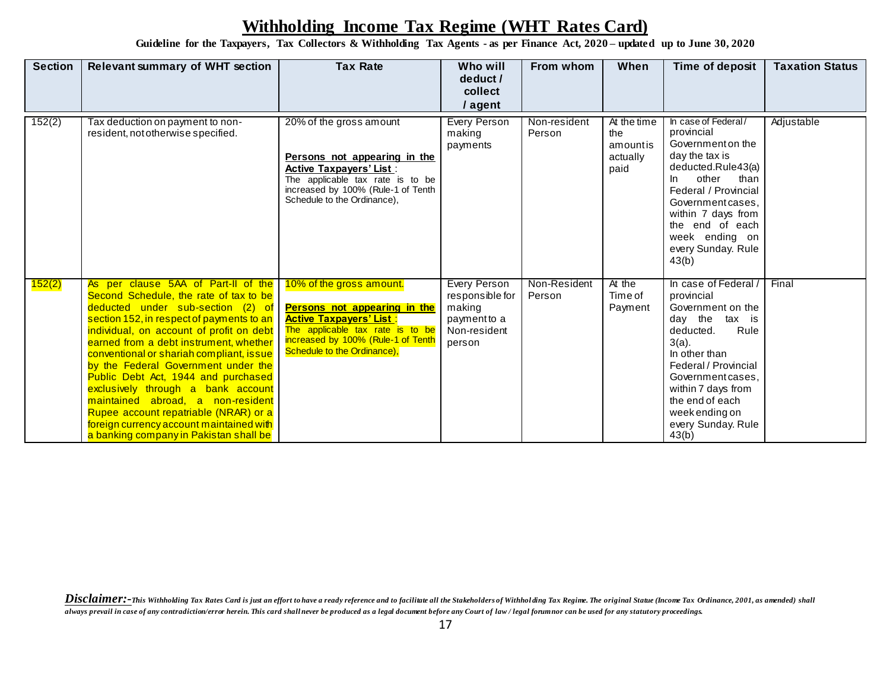# Withholding Income Tax Regime (WHT Rates Card)

**Guideline for the Taxpayers, Tax Collectors & Withholding Tax Agents - as per Finance Act, 2020 – updated up to June 30, 2020**

| Section | Relevant summary of WHT section | Tax Rate | Who will deduct / collect / agent | From whom | When | Time of deposit | Taxation Status |
|---|---|---|---|---|---|---|---|
| 152(2) | Tax deduction on payment to non-resident, not otherwise specified. | 20% of the gross amount<br><br>**Persons not appearing in the Active Taxpayers' List** :<br>The applicable tax rate is to be increased by 100% (Rule-1 of Tenth Schedule to the Ordinance), | Every Person making payments | Non-resident Person | At the time the amount is actually paid | In case of Federal / provincial Government on the day the tax is deducted.Rule43(a)<br>In other than Federal / Provincial Government cases, within 7 days from the end of each week ending on every Sunday. Rule 43(b) | Adjustable |
| 152(2) | As per clause 5AA of Part-II of the Second Schedule, the rate of tax to be deducted under sub-section (2) of section 152, in respect of payments to an individual, on account of profit on debt earned from a debt instrument, whether conventional or shariah compliant, issue by the Federal Government under the Public Debt Act, 1944 and purchased exclusively through a bank account maintained abroad, a non-resident Rupee account repatriable (NRAR) or a foreign currency account maintained with a banking company in Pakistan shall be | 10% of the gross amount.<br><br>**Persons not appearing in the Active Taxpayers' List** :<br>The applicable tax rate is to be increased by 100% (Rule-1 of Tenth Schedule to the Ordinance), | Every Person responsible for making payment to a Non-resident person | Non-Resident Person | At the Time of Payment | In case of Federal / provincial Government on the day the tax is deducted. Rule 3(a).<br>In other than Federal / Provincial Government cases, within 7 days from the end of each week ending on every Sunday. Rule 43(b) | Final |

***Disclaimer:-*** *This Withholding Tax Rates Card is just an effort to have a ready reference and to facilitate all the Stakeholders of Withholding Tax Regime. The original Statue (Income Tax Ordinance, 2001, as amended) shall always prevail in case of any contradiction/error herein. This card shall never be produced as a legal document before any Court of law / legal forum nor can be used for any statutory proceedings.*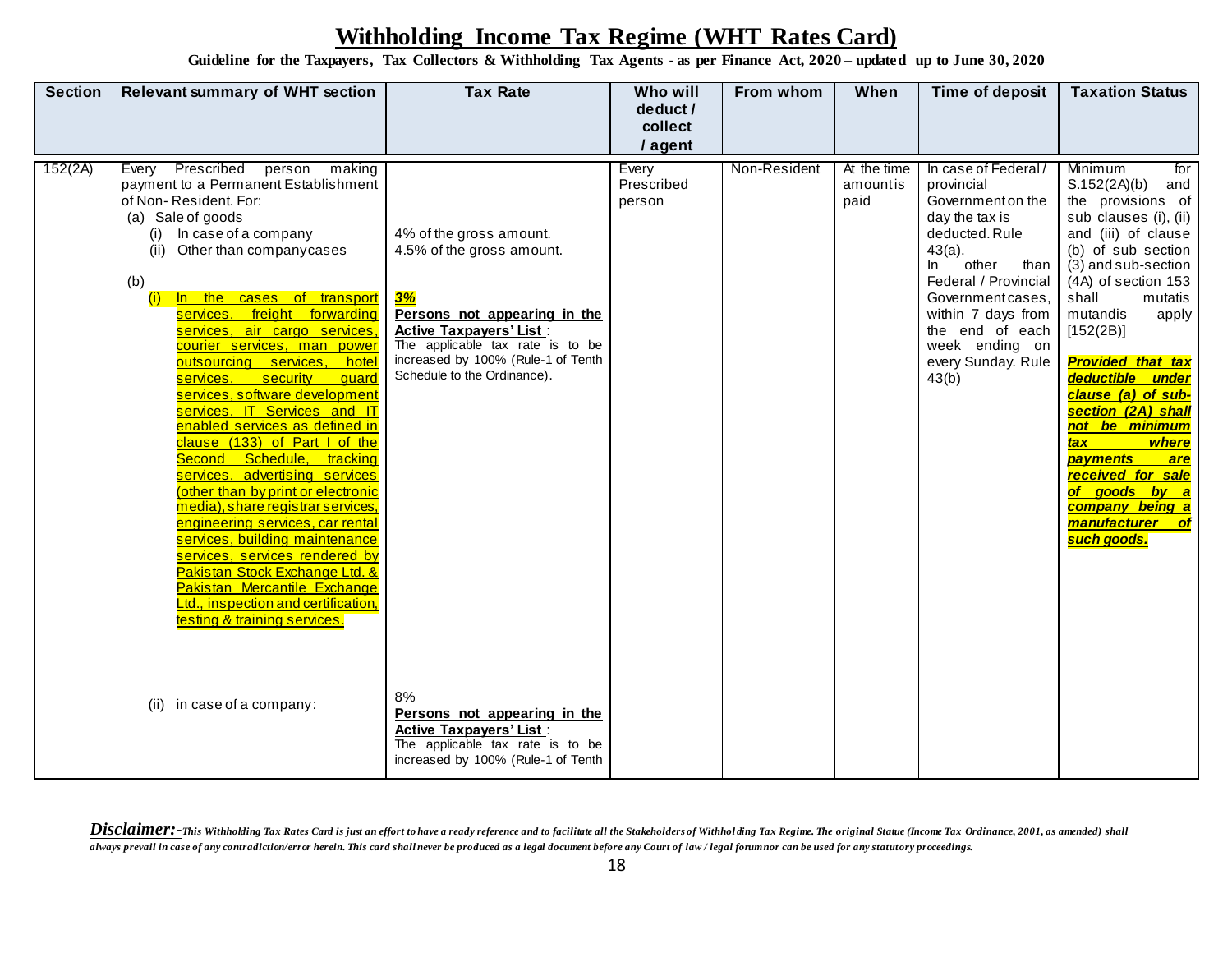# Withholding Income Tax Regime (WHT Rates Card)

**Guideline for the Taxpayers, Tax Collectors & Withholding Tax Agents - as per Finance Act, 2020 – updated up to June 30, 2020**

| Section | Relevant summary of WHT section | Tax Rate | Who will deduct / collect / agent | From whom | When | Time of deposit | Taxation Status |
|---|---|---|---|---|---|---|---|
| 152(2A) | Every Prescribed person making payment to a Permanent Establishment of Non- Resident. For:<br>(a) Sale of goods<br>(i) In case of a company<br>(ii) Other than company cases<br><br>(b)<br>(i) In the cases of transport services, freight forwarding services, air cargo services, courier services, man power outsourcing services, hotel services, security guard services, software development services, IT Services and IT enabled services as defined in clause (133) of Part I of the Second Schedule, tracking services, advertising services (other than by print or electronic media), share registrar services, engineering services, car rental services, building maintenance services, services rendered by Pakistan Stock Exchange Ltd. & Pakistan Mercantile Exchange Ltd., inspection and certification, testing & training services.<br><br>(ii) in case of a company: | <br><br>4% of the gross amount.<br>4.5% of the gross amount.<br><br>***3%***<br>**Persons not appearing in the Active Taxpayers' List**:<br>The applicable tax rate is to be increased by 100% (Rule-1 of Tenth Schedule to the Ordinance).<br><br>8%<br>**Persons not appearing in the Active Taxpayers' List**:<br>The applicable tax rate is to be increased by 100% (Rule-1 of Tenth | Every Prescribed person | Non-Resident | At the time amount is paid | In case of Federal / provincial Government on the day the tax is deducted. Rule 43(a).<br>In other than Federal / Provincial Government cases, within 7 days from the end of each week ending on every Sunday. Rule 43(b) | Minimum for S.152(2A)(b) and the provisions of sub clauses (i), (ii) and (iii) of clause (b) of sub section (3) and sub-section (4A) of section 153 shall mutatis mutandis apply [152(2B)]<br><br>***Provided that tax deductible under clause (a) of sub-section (2A) shall not be minimum tax where payments are received for sale of goods by a company being a manufacturer of such goods.*** |

***Disclaimer:-*** *This Withholding Tax Rates Card is just an effort to have a ready reference and to facilitate all the Stakeholders of Withholding Tax Regime. The original Statue (Income Tax Ordinance, 2001, as amended) shall always prevail in case of any contradiction/error herein. This card shall never be produced as a legal document before any Court of law / legal forum nor can be used for any statutory proceedings.*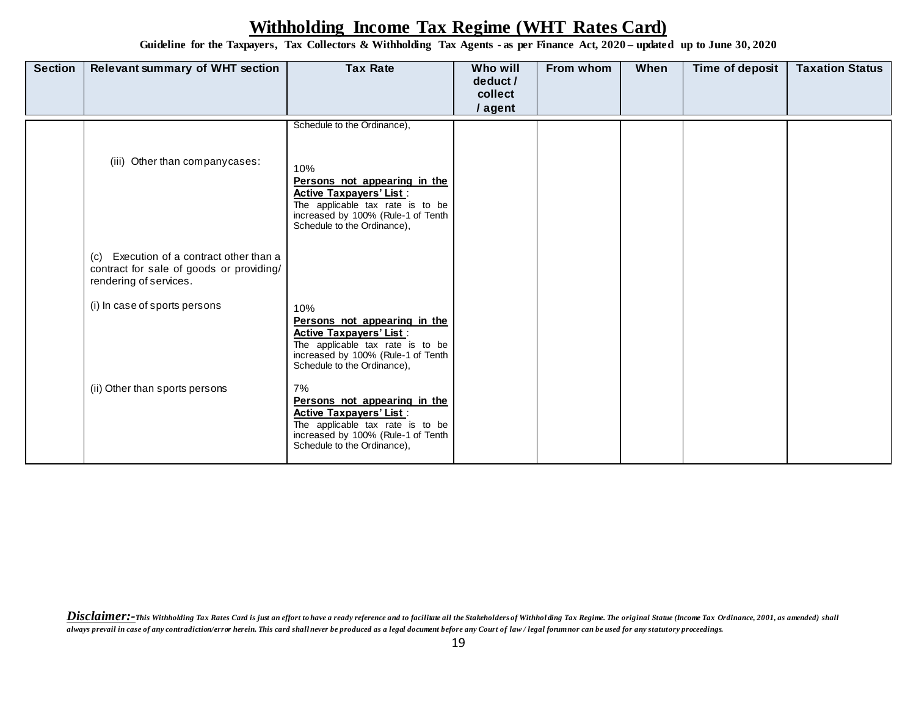# Withholding Income Tax Regime (WHT Rates Card)

**Guideline for the Taxpayers, Tax Collectors & Withholding Tax Agents - as per Finance Act, 2020 – updated up to June 30, 2020**

| Section | Relevant summary of WHT section | Tax Rate | Who will deduct / collect / agent | From whom | When | Time of deposit | Taxation Status |
|---|---|---|---|---|---|---|---|
| | | Schedule to the Ordinance), | | | | | |
| | (iii) Other than company cases: | 10%<br>**Persons not appearing in the Active Taxpayers' List** :<br>The applicable tax rate is to be increased by 100% (Rule-1 of Tenth Schedule to the Ordinance), | | | | | |
| | (c) Execution of a contract other than a contract for sale of goods or providing/ rendering of services. | | | | | | |
| | (i) In case of sports persons | 10%<br>**Persons not appearing in the Active Taxpayers' List** :<br>The applicable tax rate is to be increased by 100% (Rule-1 of Tenth Schedule to the Ordinance), | | | | | |
| | (ii) Other than sports persons | 7%<br>**Persons not appearing in the Active Taxpayers' List** :<br>The applicable tax rate is to be increased by 100% (Rule-1 of Tenth Schedule to the Ordinance), | | | | | |

***Disclaimer:-*** *This Withholding Tax Rates Card is just an effort to have a ready reference and to facilitate all the Stakeholders of Withholding Tax Regime. The original Statue (Income Tax Ordinance, 2001, as amended) shall always prevail in case of any contradiction/error herein. This card shall never be produced as a legal document before any Court of law / legal forum nor can be used for any statutory proceedings.*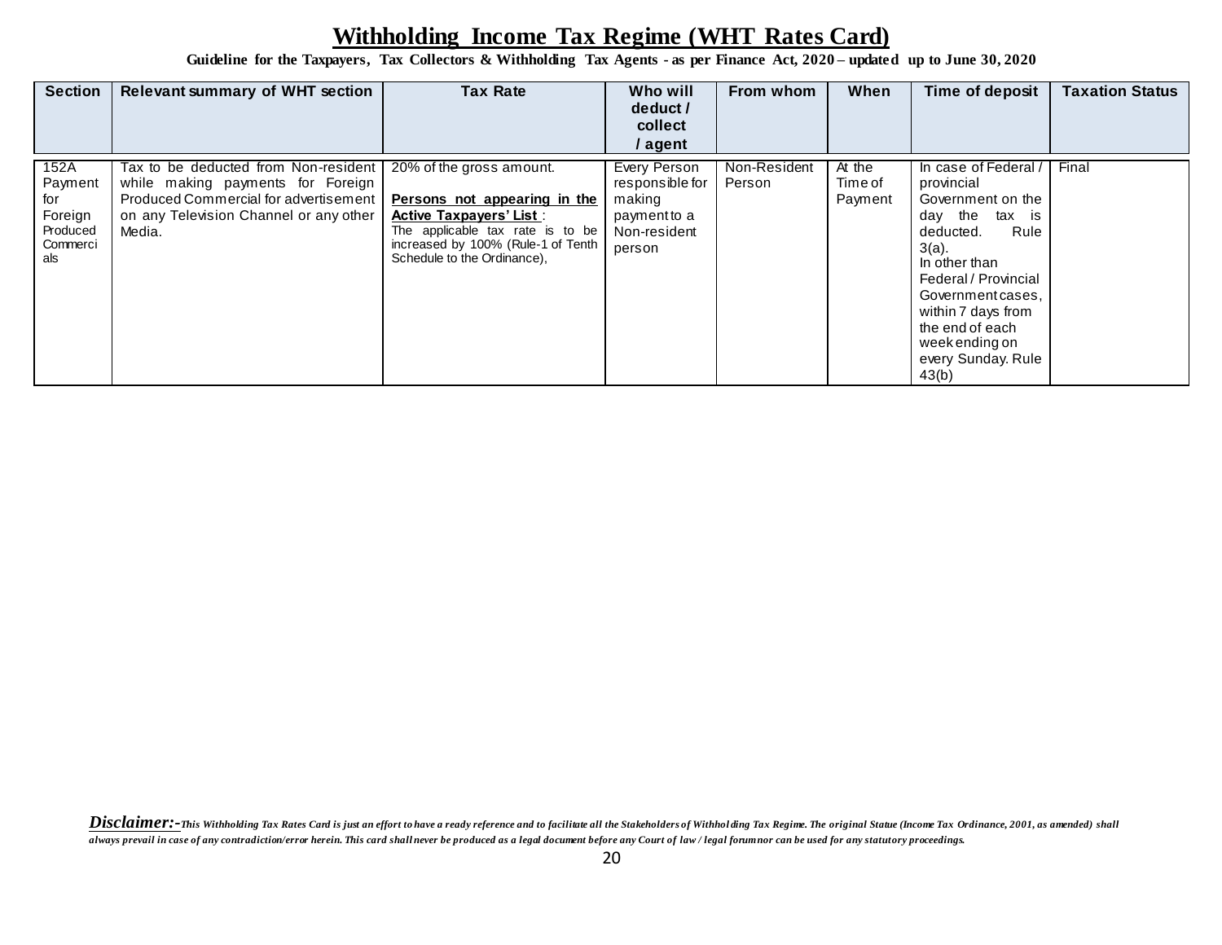# Withholding Income Tax Regime (WHT Rates Card)

**Guideline for the Taxpayers, Tax Collectors & Withholding Tax Agents - as per Finance Act, 2020 – updated up to June 30, 2020**

| Section | Relevant summary of WHT section | Tax Rate | Who will deduct / collect / agent | From whom | When | Time of deposit | Taxation Status |
|---|---|---|---|---|---|---|---|
| 152A Payment for Foreign Produced Commercials | Tax to be deducted from Non-resident while making payments for Foreign Produced Commercial for advertisement on any Television Channel or any other Media. | 20% of the gross amount.<br><br>**Persons not appearing in the Active Taxpayers' List** :<br>The applicable tax rate is to be increased by 100% (Rule-1 of Tenth Schedule to the Ordinance), | Every Person responsible for making payment to a Non-resident person | Non-Resident Person | At the Time of Payment | In case of Federal / provincial Government on the day the tax is deducted. Rule 3(a).<br>In other than Federal / Provincial Government cases, within 7 days from the end of each week ending on every Sunday. Rule 43(b) | Final |

***Disclaimer:-*** *This Withholding Tax Rates Card is just an effort to have a ready reference and to facilitate all the Stakeholders of Withholding Tax Regime. The original Statue (Income Tax Ordinance, 2001, as amended) shall always prevail in case of any contradiction/error herein. This card shall never be produced as a legal document before any Court of law / legal forum nor can be used for any statutory proceedings.*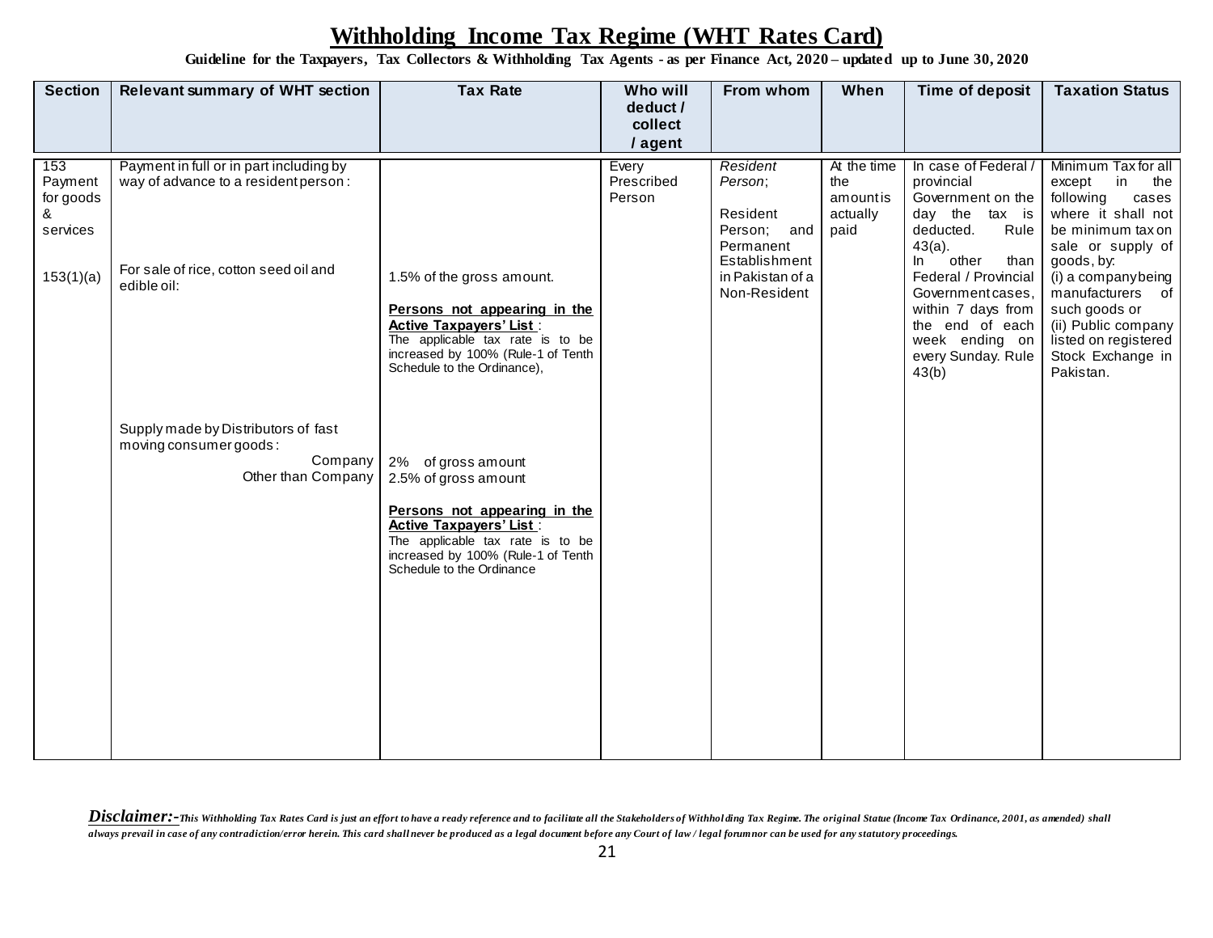# Withholding Income Tax Regime (WHT Rates Card)

**Guideline for the Taxpayers, Tax Collectors & Withholding Tax Agents - as per Finance Act, 2020 – updated up to June 30, 2020**

| Section | Relevant summary of WHT section | Tax Rate | Who will deduct / collect / agent | From whom | When | Time of deposit | Taxation Status |
|---|---|---|---|---|---|---|---|
| 153 Payment for goods & services<br><br>153(1)(a) | Payment in full or in part including by way of advance to a resident person :<br><br>For sale of rice, cotton seed oil and edible oil:<br><br>Supply made by Distributors of fast moving consumer goods:<br>Company<br>Other than Company | 1.5% of the gross amount.<br><br>**Persons not appearing in the Active Taxpayers' List** :<br>The applicable tax rate is to be increased by 100% (Rule-1 of Tenth Schedule to the Ordinance),<br><br>2% of gross amount<br>2.5% of gross amount<br><br>**Persons not appearing in the Active Taxpayers' List** :<br>The applicable tax rate is to be increased by 100% (Rule-1 of Tenth Schedule to the Ordinance | Every Prescribed Person | *Resident Person*;<br><br>Resident Person; and Permanent Establishment in Pakistan of a Non-Resident | At the time the amount is actually paid | In case of Federal / provincial Government on the day the tax is deducted. Rule 43(a).<br>In other than Federal / Provincial Government cases, within 7 days from the end of each week ending on every Sunday. Rule 43(b) | Minimum Tax for all except in the following cases where it shall not be minimum tax on sale or supply of goods, by:<br>(i) a company being manufacturers of such goods or<br>(ii) Public company listed on registered Stock Exchange in Pakistan. |

***Disclaimer:-*** *This Withholding Tax Rates Card is just an effort to have a ready reference and to facilitate all the Stakeholders of Withholding Tax Regime. The original Statue (Income Tax Ordinance, 2001, as amended) shall always prevail in case of any contradiction/error herein. This card shall never be produced as a legal document before any Court of law / legal forum nor can be used for any statutory proceedings.*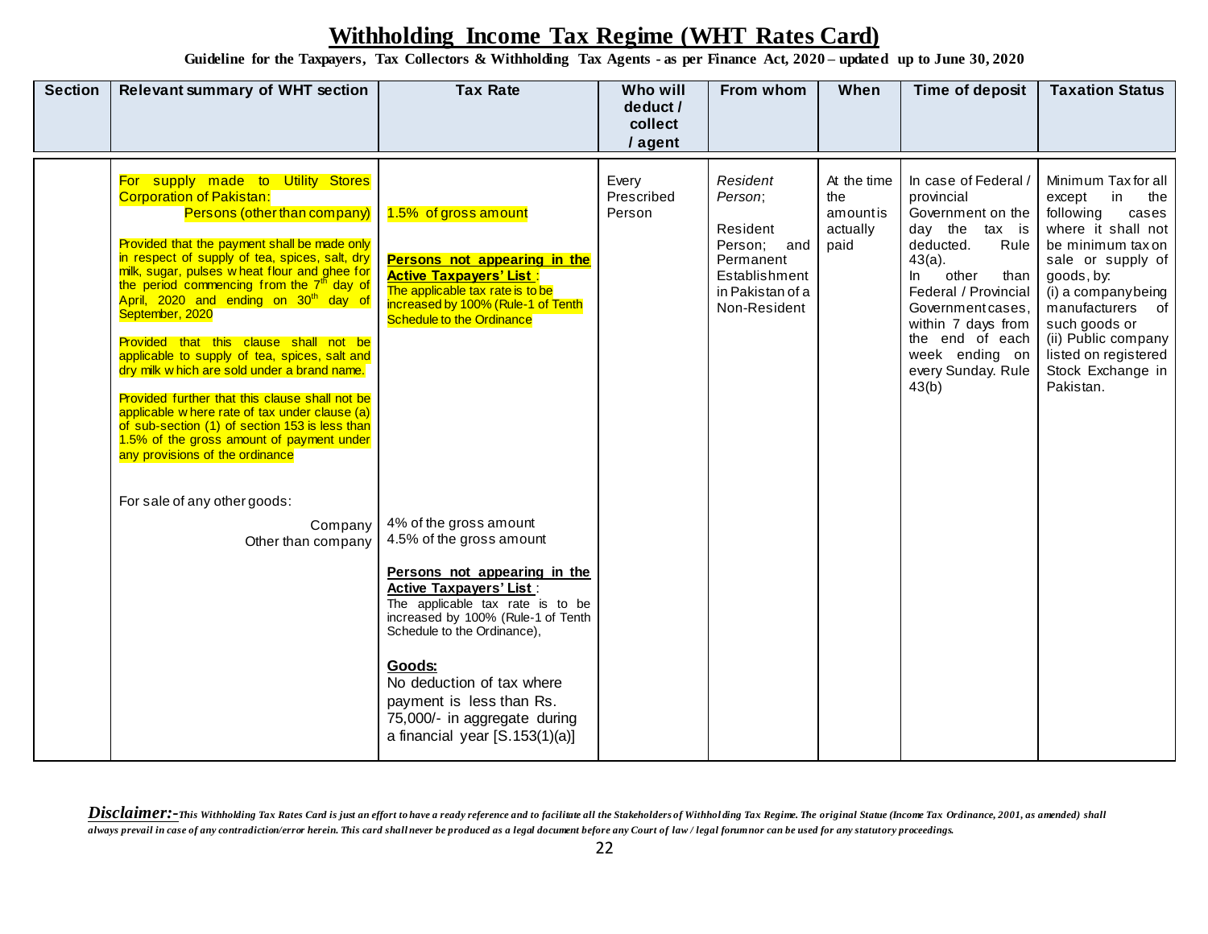# Withholding Income Tax Regime (WHT Rates Card)

**Guideline for the Taxpayers, Tax Collectors & Withholding Tax Agents - as per Finance Act, 2020 – updated up to June 30, 2020**

| Section | Relevant summary of WHT section | Tax Rate | Who will deduct / collect / agent | From whom | When | Time of deposit | Taxation Status |
|---|---|---|---|---|---|---|---|
| | For supply made to Utility Stores Corporation of Pakistan:<br>Persons (other than company)<br><br>Provided that the payment shall be made only in respect of supply of tea, spices, salt, dry milk, sugar, pulses wheat flour and ghee for the period commencing from the 7th day of April, 2020 and ending on 30th day of September, 2020<br><br>Provided that this clause shall not be applicable to supply of tea, spices, salt and dry milk which are sold under a brand name.<br><br>Provided further that this clause shall not be applicable where rate of tax under clause (a) of sub-section (1) of section 153 is less than 1.5% of the gross amount of payment under any provisions of the ordinance<br><br>For sale of any other goods:<br>Company<br>Other than company | 1.5% of gross amount<br><br>**Persons not appearing in the Active Taxpayers' List**:<br>The applicable tax rate is to be increased by 100% (Rule-1 of Tenth Schedule to the Ordinance<br><br>4% of the gross amount<br>4.5% of the gross amount<br><br>**Persons not appearing in the Active Taxpayers' List**:<br>The applicable tax rate is to be increased by 100% (Rule-1 of Tenth Schedule to the Ordinance),<br><br>**Goods:**<br>No deduction of tax where payment is less than Rs. 75,000/- in aggregate during a financial year [S.153(1)(a)] | Every Prescribed Person | *Resident Person*;<br><br>Resident Person; and Permanent Establishment in Pakistan of a Non-Resident | At the time the amount is actually paid | In case of Federal / provincial Government on the day the tax is deducted. Rule 43(a).<br>In other than Federal / Provincial Government cases, within 7 days from the end of each week ending on every Sunday. Rule 43(b) | Minimum Tax for all except in the following cases where it shall not be minimum tax on sale or supply of goods, by:<br>(i) a company being manufacturers of such goods or<br>(ii) Public company listed on registered Stock Exchange in Pakistan. |

***Disclaimer:-*** *This Withholding Tax Rates Card is just an effort to have a ready reference and to facilitate all the Stakeholders of Withholding Tax Regime. The original Statue (Income Tax Ordinance, 2001, as amended) shall always prevail in case of any contradiction/error herein. This card shall never be produced as a legal document before any Court of law / legal forum nor can be used for any statutory proceedings.*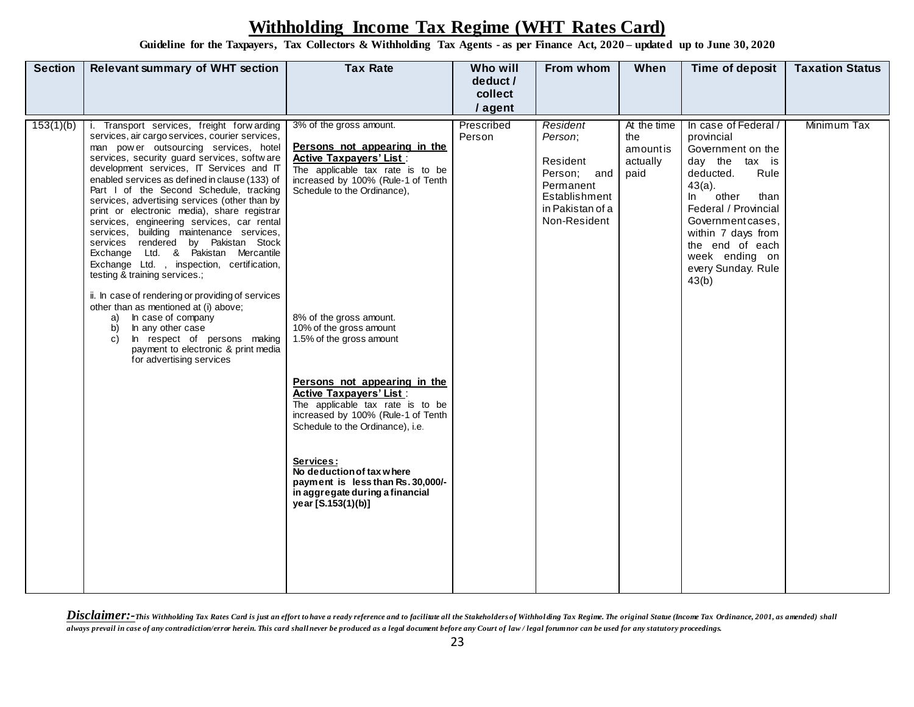# Withholding Income Tax Regime (WHT Rates Card)

**Guideline for the Taxpayers, Tax Collectors & Withholding Tax Agents - as per Finance Act, 2020 – updated up to June 30, 2020**

| Section | Relevant summary of WHT section | Tax Rate | Who will deduct / collect / agent | From whom | When | Time of deposit | Taxation Status |
|---|---|---|---|---|---|---|---|
| 153(1)(b) | i. Transport services, freight forwarding services, air cargo services, courier services, man power outsourcing services, hotel services, security guard services, software development services, IT Services and IT enabled services as defined in clause (133) of Part I of the Second Schedule, tracking services, advertising services (other than by print or electronic media), share registrar services, engineering services, car rental services, building maintenance services, services rendered by Pakistan Stock Exchange Ltd. & Pakistan Mercantile Exchange Ltd. , inspection, certification, testing & training services.;<br><br>ii. In case of rendering or providing of services other than as mentioned at (i) above;<br>a) In case of company<br>b) In any other case<br>c) In respect of persons making payment to electronic & print media for advertising services | 3% of the gross amount.<br><br>**Persons not appearing in the Active Taxpayers' List** :<br>The applicable tax rate is to be increased by 100% (Rule-1 of Tenth Schedule to the Ordinance),<br><br>8% of the gross amount.<br>10% of the gross amount<br>1.5% of the gross amount<br><br>**Persons not appearing in the Active Taxpayers' List** :<br>The applicable tax rate is to be increased by 100% (Rule-1 of Tenth Schedule to the Ordinance), i.e.<br><br>**Services:**<br>**No deduction of tax where payment is less than Rs. 30,000/- in aggregate during a financial year [S.153(1)(b)]** | Prescribed Person | *Resident Person*;<br><br>Resident Person; and Permanent Establishment in Pakistan of a Non-Resident | At the time the amount is actually paid | In case of Federal / provincial Government on the day the tax is deducted. Rule 43(a).<br>In other than Federal / Provincial Government cases, within 7 days from the end of each week ending on every Sunday. Rule 43(b) | Minimum Tax |

***Disclaimer:-*** *This Withholding Tax Rates Card is just an effort to have a ready reference and to facilitate all the Stakeholders of Withholding Tax Regime. The original Statue (Income Tax Ordinance, 2001, as amended) shall always prevail in case of any contradiction/error herein. This card shall never be produced as a legal document before any Court of law / legal forum nor can be used for any statutory proceedings.*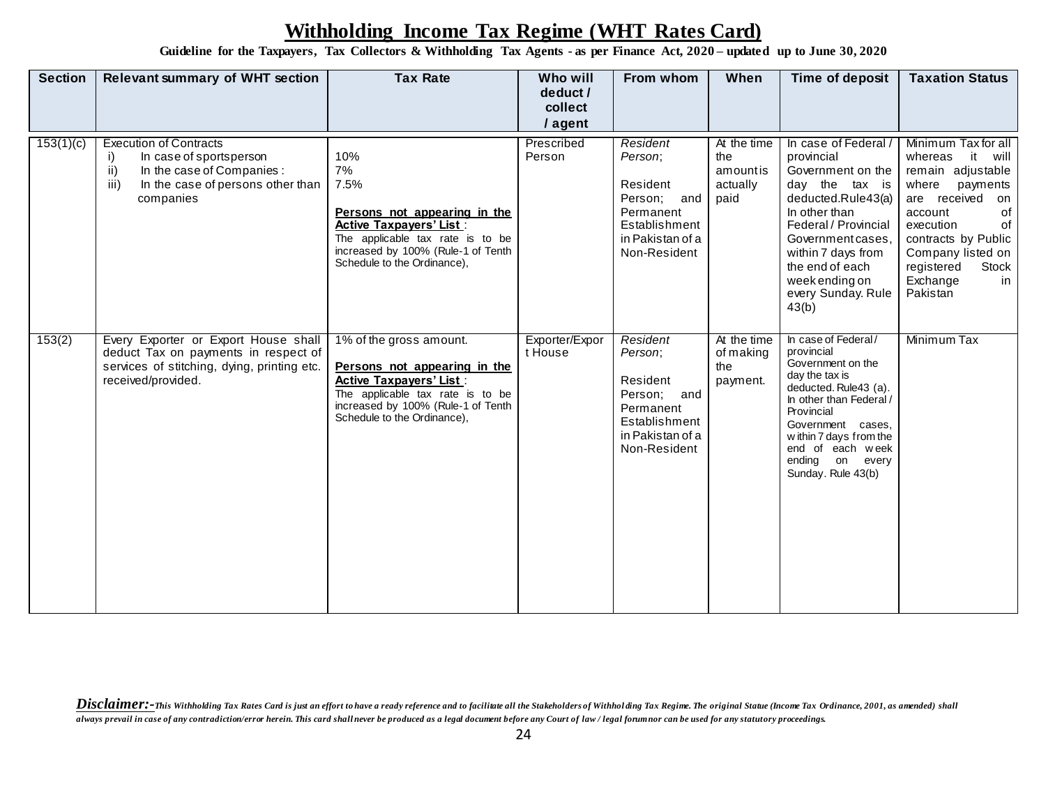# Withholding Income Tax Regime (WHT Rates Card)

**Guideline for the Taxpayers, Tax Collectors & Withholding Tax Agents - as per Finance Act, 2020 – updated up to June 30, 2020**

| Section | Relevant summary of WHT section | Tax Rate | Who will deduct / collect / agent | From whom | When | Time of deposit | Taxation Status |
|---|---|---|---|---|---|---|---|
| 153(1)(c) | Execution of Contracts<br>i) In case of sportsperson<br>ii) In the case of Companies :<br>iii) In the case of persons other than companies | 10%<br>7%<br>7.5%<br><br>**Persons not appearing in the Active Taxpayers' List** :<br>The applicable tax rate is to be increased by 100% (Rule-1 of Tenth Schedule to the Ordinance), | Prescribed Person | *Resident Person*;<br><br>Resident Person; and Permanent Establishment in Pakistan of a Non-Resident | At the time the amount is actually paid | In case of Federal / provincial Government on the day the tax is deducted.Rule43(a)<br>In other than Federal / Provincial Government cases, within 7 days from the end of each week ending on every Sunday. Rule 43(b) | Minimum Tax for all whereas it will remain adjustable where payments are received on account of execution of contracts by Public Company listed on registered Stock Exchange in Pakistan |
| 153(2) | Every Exporter or Export House shall deduct Tax on payments in respect of services of stitching, dying, printing etc. received/provided. | 1% of the gross amount.<br><br>**Persons not appearing in the Active Taxpayers' List** :<br>The applicable tax rate is to be increased by 100% (Rule-1 of Tenth Schedule to the Ordinance), | Exporter/Export House | *Resident Person*;<br><br>Resident Person; and Permanent Establishment in Pakistan of a Non-Resident | At the time of making the payment. | In case of Federal / provincial Government on the day the tax is deducted. Rule43 (a).<br>In other than Federal / Provincial Government cases, within 7 days from the end of each week ending on every Sunday. Rule 43(b) | Minimum Tax |

***Disclaimer:-*** *This Withholding Tax Rates Card is just an effort to have a ready reference and to facilitate all the Stakeholders of Withholding Tax Regime. The original Statue (Income Tax Ordinance, 2001, as amended) shall always prevail in case of any contradiction/error herein. This card shall never be produced as a legal document before any Court of law / legal forum nor can be used for any statutory proceedings.*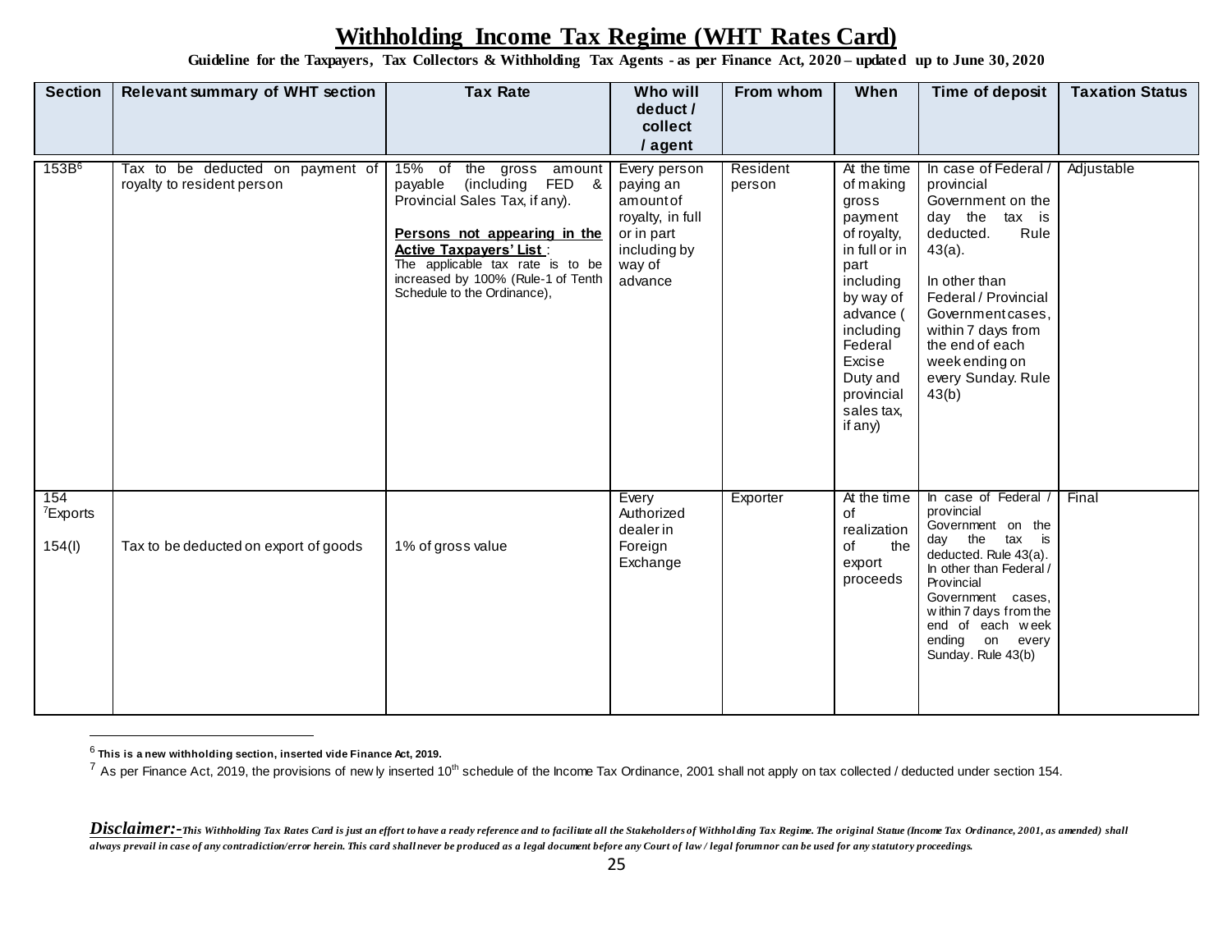# Withholding Income Tax Regime (WHT Rates Card)

**Guideline for the Taxpayers, Tax Collectors & Withholding Tax Agents - as per Finance Act, 2020 – updated up to June 30, 2020**

| Section | Relevant summary of WHT section | Tax Rate | Who will deduct / collect / agent | From whom | When | Time of deposit | Taxation Status |
|---|---|---|---|---|---|---|---|
| 153B[6] | Tax to be deducted on payment of royalty to resident person | 15% of the gross amount payable (including FED & Provincial Sales Tax, if any).<br><br>**Persons not appearing in the Active Taxpayers' List** :<br>The applicable tax rate is to be increased by 100% (Rule-1 of Tenth Schedule to the Ordinance), | Every person paying an amount of royalty, in full or in part including by way of advance | Resident person | At the time of making gross payment of royalty, in full or in part including by way of advance ( including Federal Excise Duty and provincial sales tax, if any) | In case of Federal / provincial Government on the day the tax is deducted. Rule 43(a).<br><br>In other than Federal / Provincial Government cases, within 7 days from the end of each week ending on every Sunday. Rule 43(b) | Adjustable |
| 154 [7]Exports<br><br>154(l) | Tax to be deducted on export of goods | 1% of gross value | Every Authorized dealer in Foreign Exchange | Exporter | At the time of realization of the export proceeds | In case of Federal / provincial Government on the day the tax is deducted. Rule 43(a). In other than Federal / Provincial Government cases, within 7 days from the end of each week ending on every Sunday. Rule 43(b) | Final |

---

[6] **This is a new withholding section, inserted vide Finance Act, 2019.**

[7] As per Finance Act, 2019, the provisions of newly inserted 10th schedule of the Income Tax Ordinance, 2001 shall not apply on tax collected / deducted under section 154.

***Disclaimer:-*** *This Withholding Tax Rates Card is just an effort to have a ready reference and to facilitate all the Stakeholders of Withholding Tax Regime. The original Statue (Income Tax Ordinance, 2001, as amended) shall always prevail in case of any contradiction/error herein. This card shall never be produced as a legal document before any Court of law / legal forum nor can be used for any statutory proceedings.*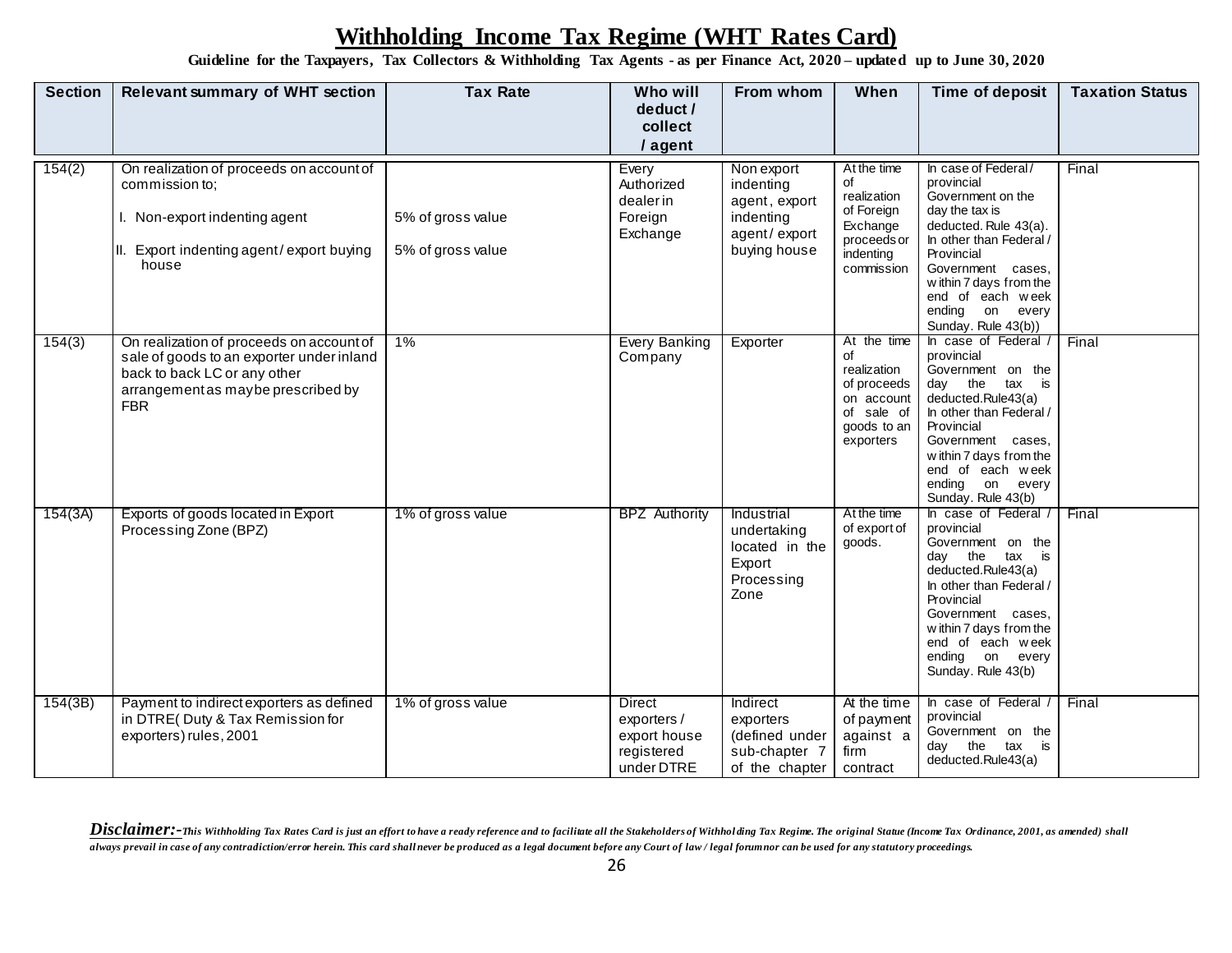# Withholding Income Tax Regime (WHT Rates Card)

**Guideline for the Taxpayers, Tax Collectors & Withholding Tax Agents - as per Finance Act, 2020 – updated up to June 30, 2020**

| Section | Relevant summary of WHT section | Tax Rate | Who will deduct / collect / agent | From whom | When | Time of deposit | Taxation Status |
|---|---|---|---|---|---|---|---|
| 154(2) | On realization of proceeds on account of commission to;<br>I. Non-export indenting agent<br>II. Export indenting agent / export buying house | <br><br>5% of gross value<br>5% of gross value | Every Authorized dealer in Foreign Exchange | Non export indenting agent, export indenting agent / export buying house | At the time of realization of Foreign Exchange proceeds or indenting commission | In case of Federal / provincial Government on the day the tax is deducted. Rule 43(a). In other than Federal / Provincial Government cases, within 7 days from the end of each week ending on every Sunday. Rule 43(b)) | Final |
| 154(3) | On realization of proceeds on account of sale of goods to an exporter under inland back to back LC or any other arrangement as may be prescribed by FBR | 1% | Every Banking Company | Exporter | At the time of realization of proceeds on account of sale of goods to an exporters | In case of Federal / provincial Government on the day the tax is deducted.Rule43(a) In other than Federal / Provincial Government cases, within 7 days from the end of each week ending on every Sunday. Rule 43(b) | Final |
| 154(3A) | Exports of goods located in Export Processing Zone (BPZ) | 1% of gross value | BPZ Authority | Industrial undertaking located in the Export Processing Zone | At the time of export of goods. | In case of Federal / provincial Government on the day the tax is deducted.Rule43(a) In other than Federal / Provincial Government cases, within 7 days from the end of each week ending on every Sunday. Rule 43(b) | Final |
| 154(3B) | Payment to indirect exporters as defined in DTRE( Duty & Tax Remission for exporters) rules, 2001 | 1% of gross value | Direct exporters / export house registered under DTRE | Indirect exporters (defined under sub-chapter 7 of the chapter | At the time of payment against a firm contract | In case of Federal / provincial Government on the day the tax is deducted.Rule43(a) | Final |

***Disclaimer:-*** *This Withholding Tax Rates Card is just an effort to have a ready reference and to facilitate all the Stakeholders of Withholding Tax Regime. The original Statue (Income Tax Ordinance, 2001, as amended) shall always prevail in case of any contradiction/error herein. This card shall never be produced as a legal document before any Court of law / legal forum nor can be used for any statutory proceedings.*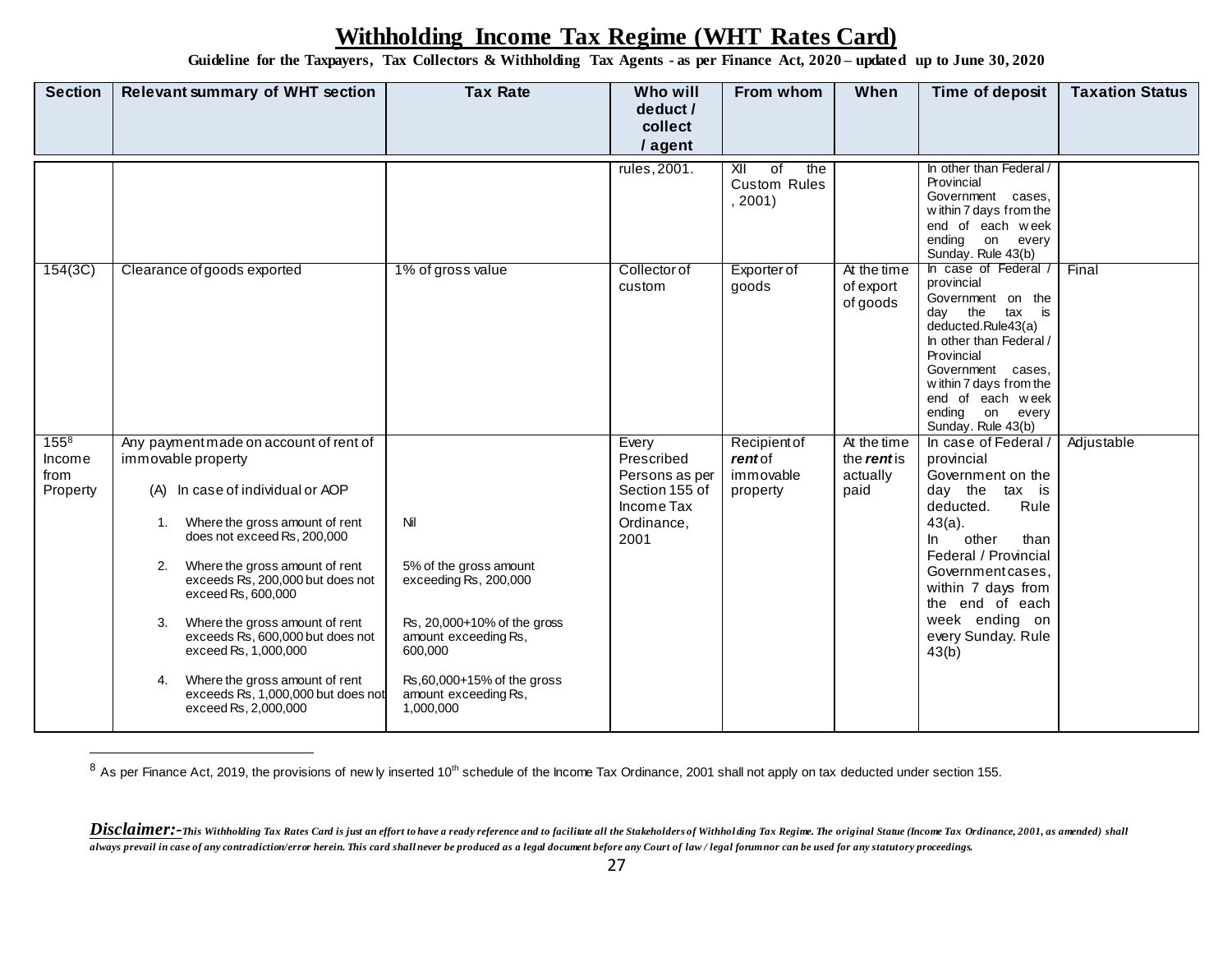# Withholding Income Tax Regime (WHT Rates Card)

**Guideline for the Taxpayers, Tax Collectors & Withholding Tax Agents - as per Finance Act, 2020 – updated up to June 30, 2020**

| Section | Relevant summary of WHT section | Tax Rate | Who will deduct / collect / agent | From whom | When | Time of deposit | Taxation Status |
|---|---|---|---|---|---|---|---|
| | | | rules, 2001. | XII of the Custom Rules, 2001) | | In other than Federal / Provincial Government cases, within 7 days from the end of each week ending on every Sunday. Rule 43(b) | |
| 154(3C) | Clearance of goods exported | 1% of gross value | Collector of custom | Exporter of goods | At the time of export of goods | In case of Federal / provincial Government on the day the tax is deducted. Rule43(a)<br>In other than Federal / Provincial Government cases, within 7 days from the end of each week ending on every Sunday. Rule 43(b) | Final |
| 155[8] Income from Property | Any payment made on account of rent of immovable property<br><br>(A) In case of individual or AOP<br><br>1. Where the gross amount of rent does not exceed Rs, 200,000<br><br>2. Where the gross amount of rent exceeds Rs, 200,000 but does not exceed Rs, 600,000<br><br>3. Where the gross amount of rent exceeds Rs, 600,000 but does not exceed Rs, 1,000,000<br><br>4. Where the gross amount of rent exceeds Rs, 1,000,000 but does not exceed Rs, 2,000,000 | <br><br><br><br>Nil<br><br>5% of the gross amount exceeding Rs, 200,000<br><br>Rs, 20,000+10% of the gross amount exceeding Rs, 600,000<br><br>Rs,60,000+15% of the gross amount exceeding Rs, 1,000,000 | Every Prescribed Persons as per Section 155 of Income Tax Ordinance, 2001 | Recipient of ***rent*** of immovable property | At the time the ***rent*** is actually paid | In case of Federal / provincial Government on the day the tax is deducted. Rule 43(a).<br>In other than Federal / Provincial Government cases, within 7 days from the end of each week ending on every Sunday. Rule 43(b) | Adjustable |

[8] As per Finance Act, 2019, the provisions of newly inserted 10th schedule of the Income Tax Ordinance, 2001 shall not apply on tax deducted under section 155.

***Disclaimer:-*** *This Withholding Tax Rates Card is just an effort to have a ready reference and to facilitate all the Stakeholders of Withholding Tax Regime. The original Statue (Income Tax Ordinance, 2001, as amended) shall always prevail in case of any contradiction/error herein. This card shall never be produced as a legal document before any Court of law / legal forum nor can be used for any statutory proceedings.*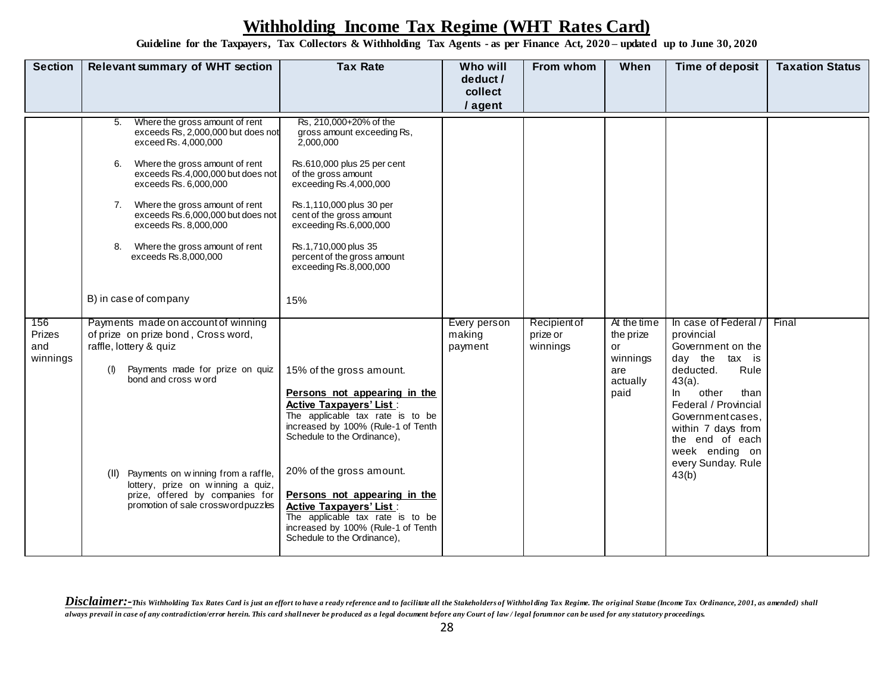# Withholding Income Tax Regime (WHT Rates Card)

**Guideline for the Taxpayers, Tax Collectors & Withholding Tax Agents - as per Finance Act, 2020 – updated up to June 30, 2020**

| Section | Relevant summary of WHT section | Tax Rate | Who will deduct / collect / agent | From whom | When | Time of deposit | Taxation Status |
|---|---|---|---|---|---|---|---|
| | 5. Where the gross amount of rent exceeds Rs, 2,000,000 but does not exceed Rs. 4,000,000<br><br>6. Where the gross amount of rent exceeds Rs.4,000,000 but does not exceeds Rs. 6,000,000<br><br>7. Where the gross amount of rent exceeds Rs.6,000,000 but does not exceeds Rs. 8,000,000<br><br>8. Where the gross amount of rent exceeds Rs.8,000,000<br><br>B) in case of company | Rs, 210,000+20% of the gross amount exceeding Rs, 2,000,000<br><br>Rs.610,000 plus 25 per cent of the gross amount exceeding Rs.4,000,000<br><br>Rs.1,110,000 plus 30 per cent of the gross amount exceeding Rs.6,000,000<br><br>Rs.1,710,000 plus 35 percent of the gross amount exceeding Rs.8,000,000<br><br>15% | | | | | |
| 156 Prizes and winnings | Payments made on account of winning of prize on prize bond , Cross word, raffle, lottery & quiz<br><br>(I) Payments made for prize on quiz bond and cross word<br><br>(II) Payments on winning from a raffle, lottery, prize on winning a quiz, prize, offered by companies for promotion of sale crossword puzzles | 15% of the gross amount.<br><br>**Persons not appearing in the Active Taxpayers' List** :<br>The applicable tax rate is to be increased by 100% (Rule-1 of Tenth Schedule to the Ordinance),<br><br>20% of the gross amount.<br><br>**Persons not appearing in the Active Taxpayers' List** :<br>The applicable tax rate is to be increased by 100% (Rule-1 of Tenth Schedule to the Ordinance), | Every person making payment | Recipient of prize or winnings | At the time the prize or winnings are actually paid | In case of Federal / provincial Government on the day the tax is deducted. Rule 43(a).<br>In other than Federal / Provincial Government cases, within 7 days from the end of each week ending on every Sunday. Rule 43(b) | Final |

***Disclaimer:-*** *This Withholding Tax Rates Card is just an effort to have a ready reference and to facilitate all the Stakeholders of Withholding Tax Regime. The original Statue (Income Tax Ordinance, 2001, as amended) shall always prevail in case of any contradiction/error herein. This card shall never be produced as a legal document before any Court of law / legal forum nor can be used for any statutory proceedings.*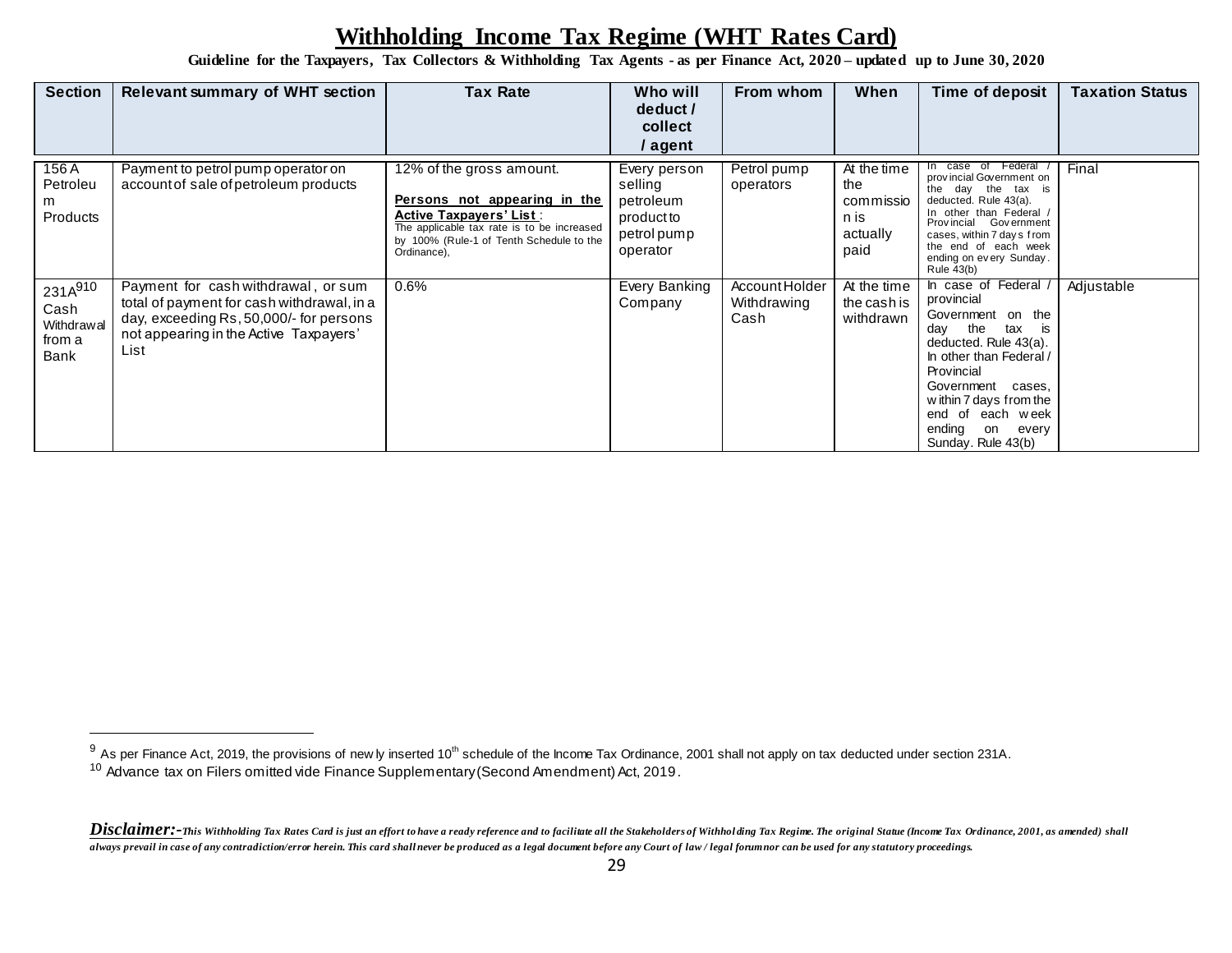# Withholding Income Tax Regime (WHT Rates Card)

**Guideline for the Taxpayers, Tax Collectors & Withholding Tax Agents - as per Finance Act, 2020 – updated up to June 30, 2020**

| Section | Relevant summary of WHT section | Tax Rate | Who will deduct / collect / agent | From whom | When | Time of deposit | Taxation Status |
|---|---|---|---|---|---|---|---|
| 156 A Petroleum Products | Payment to petrol pump operator on account of sale of petroleum products | 12% of the gross amount. **Persons not appearing in the Active Taxpayers' List**: The applicable tax rate is to be increased by 100% (Rule-1 of Tenth Schedule to the Ordinance), | Every person selling petroleum product to petrol pump operator | Petrol pump operators | At the time the commission is actually paid | In case of Federal / provincial Government on the day the tax is deducted. Rule 43(a). In other than Federal / Provincial Government cases, within 7 days from the end of each week ending on every Sunday. Rule 43(b) | Final |
| 231A[9][10] Cash Withdrawal from a Bank | Payment for cash withdrawal, or sum total of payment for cash withdrawal, in a day, exceeding Rs, 50,000/- for persons not appearing in the Active Taxpayers' List | 0.6% | Every Banking Company | Account Holder Withdrawing Cash | At the time the cash is withdrawn | In case of Federal / provincial Government on the day the tax is deducted. Rule 43(a). In other than Federal / Provincial Government cases, within 7 days from the end of each week ending on every Sunday. Rule 43(b) | Adjustable |

[9] As per Finance Act, 2019, the provisions of newly inserted 10th schedule of the Income Tax Ordinance, 2001 shall not apply on tax deducted under section 231A.

[10] Advance tax on Filers omitted vide Finance Supplementary (Second Amendment) Act, 2019.

***Disclaimer:-*** *This Withholding Tax Rates Card is just an effort to have a ready reference and to facilitate all the Stakeholders of Withholding Tax Regime. The original Statue (Income Tax Ordinance, 2001, as amended) shall always prevail in case of any contradiction/error herein. This card shall never be produced as a legal document before any Court of law / legal forum nor can be used for any statutory proceedings.*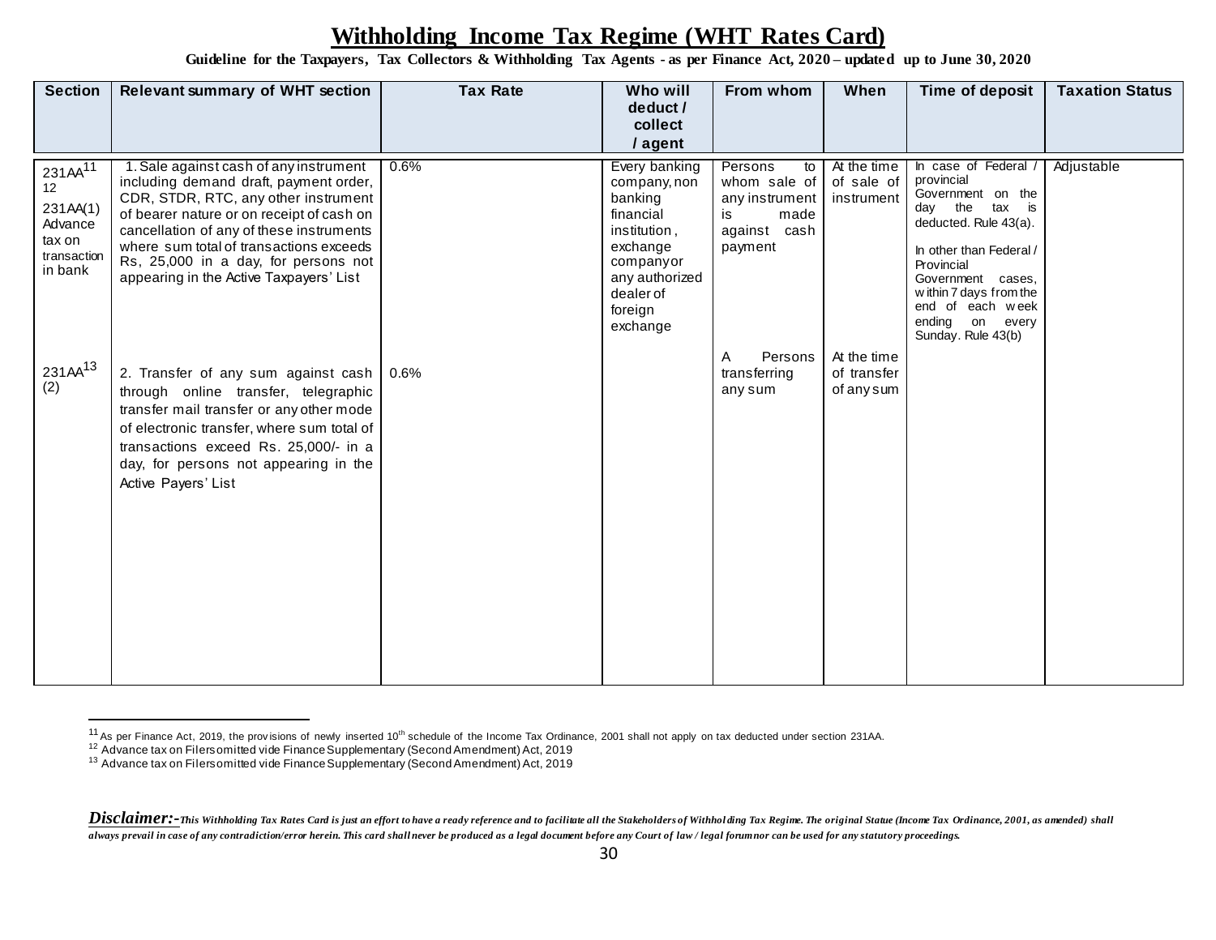# Withholding Income Tax Regime (WHT Rates Card)

**Guideline for the Taxpayers, Tax Collectors & Withholding Tax Agents - as per Finance Act, 2020 – updated up to June 30, 2020**

| Section | Relevant summary of WHT section | Tax Rate | Who will deduct / collect / agent | From whom | When | Time of deposit | Taxation Status |
|---|---|---|---|---|---|---|---|
| 231AA[11] [12] 231AA(1) Advance tax on transaction in bank | 1. Sale against cash of any instrument including demand draft, payment order, CDR, STDR, RTC, any other instrument of bearer nature or on receipt of cash on cancellation of any of these instruments where sum total of transactions exceeds Rs, 25,000 in a day, for persons not appearing in the Active Taxpayers' List | 0.6% | Every banking company, non banking financial institution, exchange company or any authorized dealer of foreign exchange | Persons to whom sale of any instrument is made against cash payment | At the time of sale of instrument | In case of Federal / provincial Government on the day the tax is deducted. Rule 43(a). In other than Federal / Provincial Government cases, within 7 days from the end of each week ending on every Sunday. Rule 43(b) | Adjustable |
| 231AA[13] (2) | 2. Transfer of any sum against cash through online transfer, telegraphic transfer mail transfer or any other mode of electronic transfer, where sum total of transactions exceed Rs. 25,000/- in a day, for persons not appearing in the Active Payers' List | 0.6% | | A Persons transferring any sum | At the time of transfer of any sum | | |

[11] As per Finance Act, 2019, the provisions of newly inserted 10th schedule of the Income Tax Ordinance, 2001 shall not apply on tax deducted under section 231AA.

[12] Advance tax on Filers omitted vide Finance Supplementary (Second Amendment) Act, 2019

[13] Advance tax on Filers omitted vide Finance Supplementary (Second Amendment) Act, 2019

***Disclaimer:-*** *This Withholding Tax Rates Card is just an effort to have a ready reference and to facilitate all the Stakeholders of Withholding Tax Regime. The original Statue (Income Tax Ordinance, 2001, as amended) shall always prevail in case of any contradiction/error herein. This card shall never be produced as a legal document before any Court of law / legal forum nor can be used for any statutory proceedings.*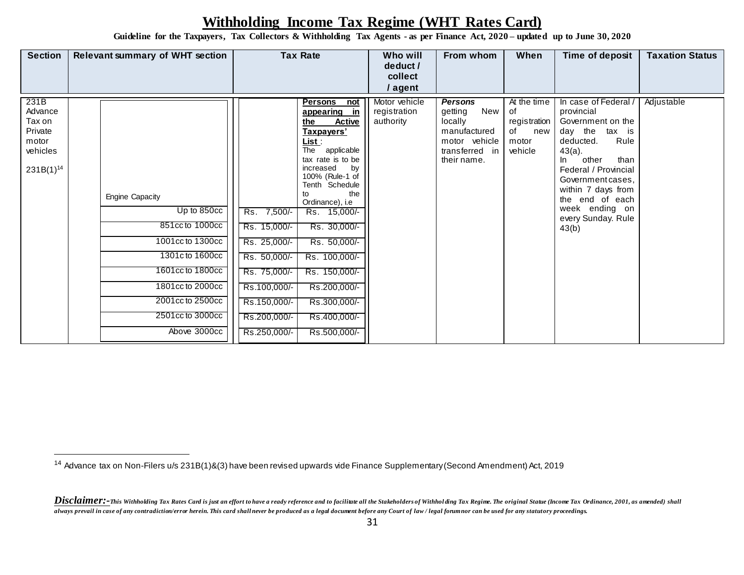# Withholding Income Tax Regime (WHT Rates Card)

**Guideline for the Taxpayers, Tax Collectors & Withholding Tax Agents - as per Finance Act, 2020 – updated up to June 30, 2020**

| Section | Relevant summary of WHT section | Tax Rate | | Who will deduct / collect / agent | From whom | When | Time of deposit | Taxation Status |
|---|---|---|---|---|---|---|---|---|
| 231B Advance Tax on Private motor vehicles 231B(1)[14] | Engine Capacity | | **Persons not appearing in the Active Taxpayers' List**: The applicable tax rate is to be increased by 100% (Rule-1 of Tenth Schedule to the Ordinance), i.e | Motor vehicle registration authority | ***Persons*** getting New locally manufactured motor vehicle transferred in their name. | At the time of registration of new motor vehicle | In case of Federal / provincial Government on the day the tax is deducted. Rule 43(a). In other than Federal / Provincial Government cases, within 7 days from the end of each week ending on every Sunday. Rule 43(b) | Adjustable |
| | Up to 850cc | Rs. 7,500/- | Rs. 15,000/- | | | | | |
| | 851cc to 1000cc | Rs. 15,000/- | Rs. 30,000/- | | | | | |
| | 1001cc to 1300cc | Rs. 25,000/- | Rs. 50,000/- | | | | | |
| | 1301c to 1600cc | Rs. 50,000/- | Rs. 100,000/- | | | | | |
| | 1601cc to 1800cc | Rs. 75,000/- | Rs. 150,000/- | | | | | |
| | 1801cc to 2000cc | Rs.100,000/- | Rs.200,000/- | | | | | |
| | 2001cc to 2500cc | Rs.150,000/- | Rs.300,000/- | | | | | |
| | 2501cc to 3000cc | Rs.200,000/- | Rs.400,000/- | | | | | |
| | Above 3000cc | Rs.250,000/- | Rs.500,000/- | | | | | |

[14] Advance tax on Non-Filers u/s 231B(1)&(3) have been revised upwards vide Finance Supplementary (Second Amendment) Act, 2019

***Disclaimer:-*** *This Withholding Tax Rates Card is just an effort to have a ready reference and to facilitate all the Stakeholders of Withholding Tax Regime. The original Statue (Income Tax Ordinance, 2001, as amended) shall always prevail in case of any contradiction/error herein. This card shall never be produced as a legal document before any Court of law / legal forum nor can be used for any statutory proceedings.*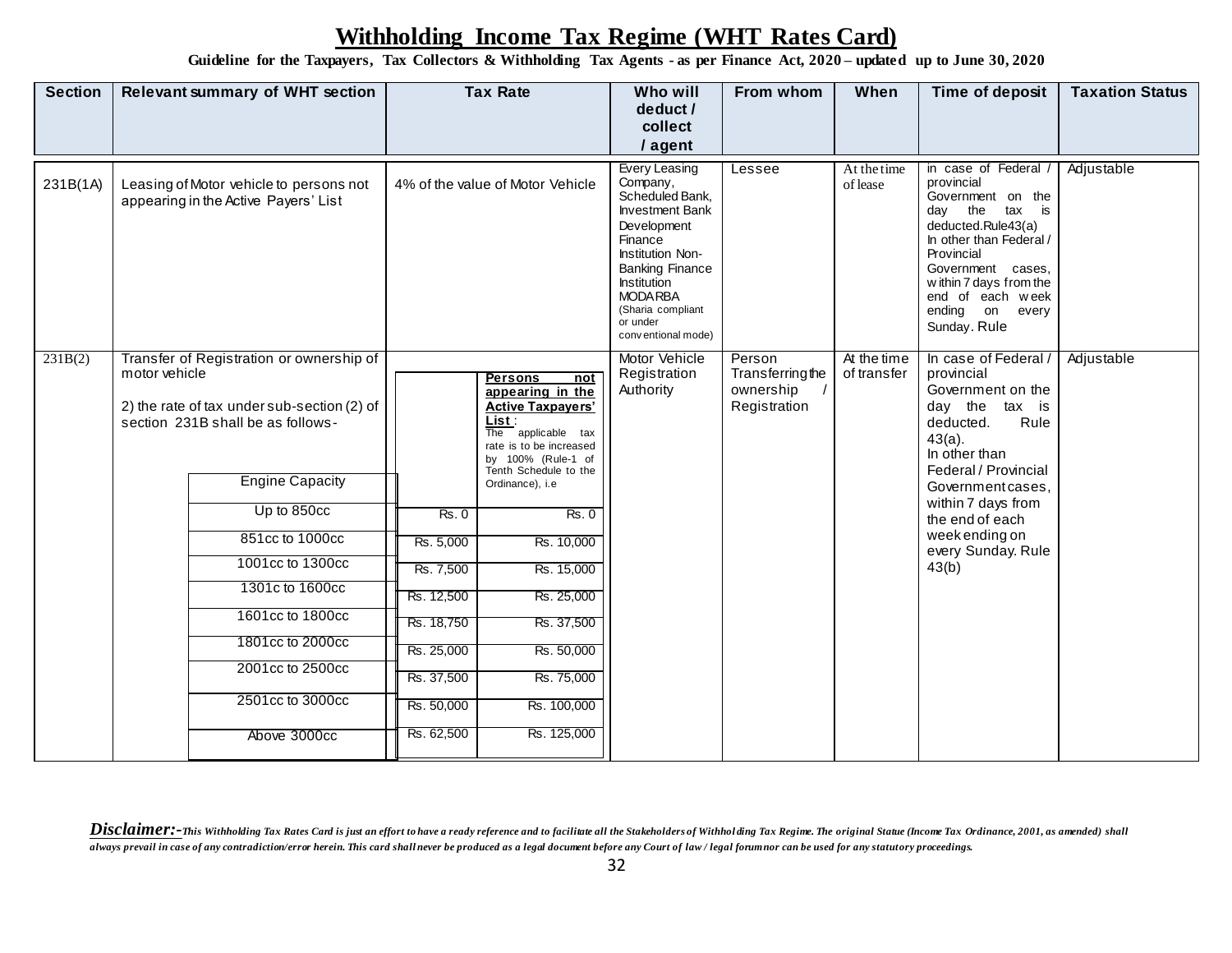# Withholding Income Tax Regime (WHT Rates Card)

**Guideline for the Taxpayers, Tax Collectors & Withholding Tax Agents - as per Finance Act, 2020 – updated up to June 30, 2020**

| Section | Relevant summary of WHT section | Tax Rate | Who will deduct / collect / agent | From whom | When | Time of deposit | Taxation Status |
|---|---|---|---|---|---|---|---|
| 231B(1A) | Leasing of Motor vehicle to persons not appearing in the Active Payers' List | 4% of the value of Motor Vehicle | Every Leasing Company, Scheduled Bank, Investment Bank Development Finance Institution Non-Banking Finance Institution MODARBA (Sharia compliant or under conventional mode) | Lessee | At the time of lease | in case of Federal / provincial Government on the day the tax is deducted. Rule 43(a) In other than Federal / Provincial Government cases, within 7 days from the end of each week ending on every Sunday. Rule | Adjustable |
| 231B(2) | Transfer of Registration or ownership of motor vehicle<br><br>2) the rate of tax under sub-section (2) of section 231B shall be as follows- | See table below | Motor Vehicle Registration Authority | Person Transferring the ownership / Registration | At the time of transfer | In case of Federal / provincial Government on the day the tax is deducted. Rule 43(a). In other than Federal / Provincial Government cases, within 7 days from the end of each week ending on every Sunday. Rule 43(b) | Adjustable |

| Engine Capacity | | **Persons not appearing in the Active Taxpayers' List**: The applicable tax rate is to be increased by 100% (Rule-1 of Tenth Schedule to the Ordinance), i.e |
|---|---|---|
| Up to 850cc | Rs. 0 | Rs. 0 |
| 851cc to 1000cc | Rs. 5,000 | Rs. 10,000 |
| 1001cc to 1300cc | Rs. 7,500 | Rs. 15,000 |
| 1301c to 1600cc | Rs. 12,500 | Rs. 25,000 |
| 1601cc to 1800cc | Rs. 18,750 | Rs. 37,500 |
| 1801cc to 2000cc | Rs. 25,000 | Rs. 50,000 |
| 2001cc to 2500cc | Rs. 37,500 | Rs. 75,000 |
| 2501cc to 3000cc | Rs. 50,000 | Rs. 100,000 |
| Above 3000cc | Rs. 62,500 | Rs. 125,000 |

***Disclaimer:-*** *This Withholding Tax Rates Card is just an effort to have a ready reference and to facilitate all the Stakeholders of Withholding Tax Regime. The original Statue (Income Tax Ordinance, 2001, as amended) shall always prevail in case of any contradiction/error herein. This card shall never be produced as a legal document before any Court of law / legal forum nor can be used for any statutory proceedings.*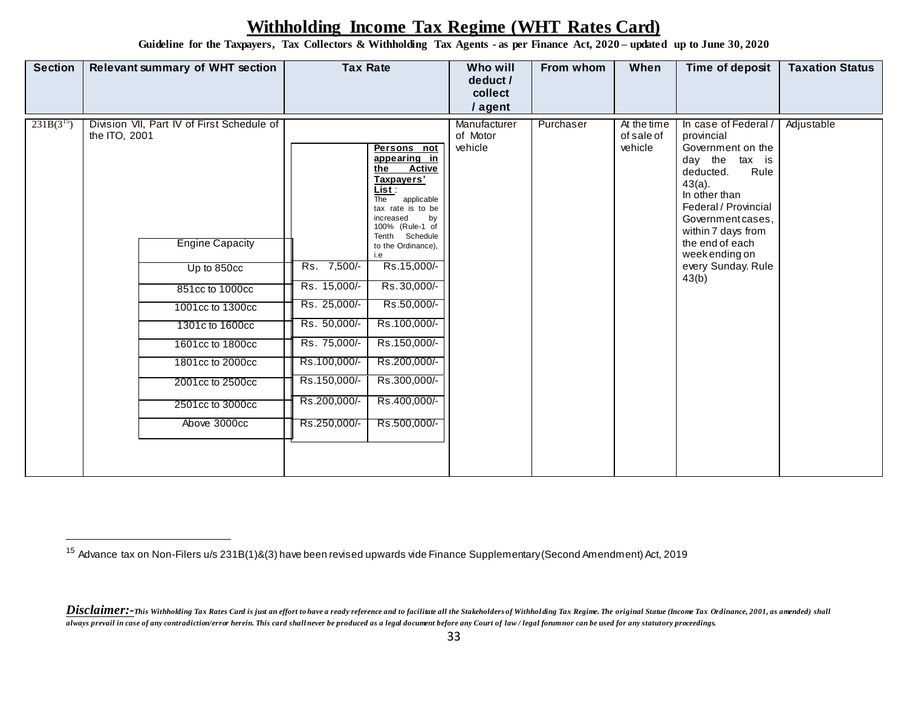# Withholding Income Tax Regime (WHT Rates Card)

**Guideline for the Taxpayers, Tax Collectors & Withholding Tax Agents - as per Finance Act, 2020 – updated up to June 30, 2020**

| Section | Relevant summary of WHT section | Tax Rate | | | Who will deduct / collect / agent | From whom | When | Time of deposit | Taxation Status |
|---|---|---|---|---|---|---|---|---|---|
| 231B(3[15]) | Division VII, Part IV of First Schedule of the ITO, 2001 | | | | Manufacturer of Motor vehicle | Purchaser | At the time of sale of vehicle | In case of Federal / provincial Government on the day the tax is deducted. Rule 43(a). In other than Federal / Provincial Government cases, within 7 days from the end of each week ending on every Sunday. Rule 43(b) | Adjustable |
| | | Engine Capacity | | **Persons not appearing in the Active Taxpayers' List**: The applicable tax rate is to be increased by 100% (Rule-1 of Tenth Schedule to the Ordinance), i.e | | | | | |
| | | Up to 850cc | Rs. 7,500/- | Rs.15,000/- | | | | | |
| | | 851cc to 1000cc | Rs. 15,000/- | Rs.30,000/- | | | | | |
| | | 1001cc to 1300cc | Rs. 25,000/- | Rs.50,000/- | | | | | |
| | | 1301c to 1600cc | Rs. 50,000/- | Rs.100,000/- | | | | | |
| | | 1601cc to 1800cc | Rs. 75,000/- | Rs.150,000/- | | | | | |
| | | 1801cc to 2000cc | Rs.100,000/- | Rs.200,000/- | | | | | |
| | | 2001cc to 2500cc | Rs.150,000/- | Rs.300,000/- | | | | | |
| | | 2501cc to 3000cc | Rs.200,000/- | Rs.400,000/- | | | | | |
| | | Above 3000cc | Rs.250,000/- | Rs.500,000/- | | | | | |

[15] Advance tax on Non-Filers u/s 231B(1)&(3) have been revised upwards vide Finance Supplementary (Second Amendment) Act, 2019

***Disclaimer:-*** *This Withholding Tax Rates Card is just an effort to have a ready reference and to facilitate all the Stakeholders of Withholding Tax Regime. The original Statue (Income Tax Ordinance, 2001, as amended) shall always prevail in case of any contradiction/error herein. This card shall never be produced as a legal document before any Court of law / legal forum nor can be used for any statutory proceedings.*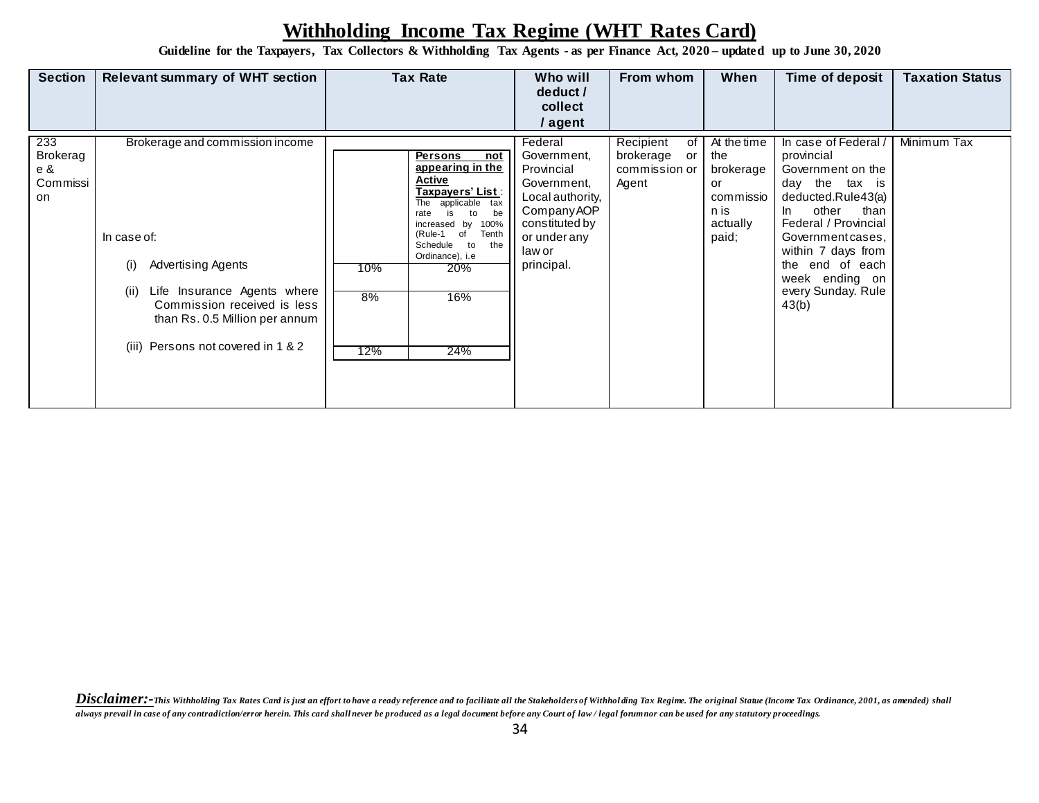# Withholding Income Tax Regime (WHT Rates Card)

**Guideline for the Taxpayers, Tax Collectors & Withholding Tax Agents - as per Finance Act, 2020 – updated up to June 30, 2020**

| Section | Relevant summary of WHT section | Tax Rate | | Who will deduct / collect / agent | From whom | When | Time of deposit | Taxation Status |
|---|---|---|---|---|---|---|---|---|
| 233 Brokerage & Commission | Brokerage and commission income | | **Persons not appearing in the Active Taxpayers' List**: The applicable tax rate is to be increased by 100% (Rule-1 of Tenth Schedule to the Ordinance), i.e | Federal Government, Provincial Government, Local authority, Company AOP constituted by or under any law or principal. | Recipient of brokerage or commission or Agent | At the time the brokerage or commission is actually paid; | In case of Federal / provincial Government on the day the tax is deducted. Rule 43(a) In other than Federal / Provincial Government cases, within 7 days from the end of each week ending on every Sunday. Rule 43(b) | Minimum Tax |
| | In case of: | | | | | | | |
| | (i) Advertising Agents | 10% | 20% | | | | | |
| | (ii) Life Insurance Agents where Commission received is less than Rs. 0.5 Million per annum | 8% | 16% | | | | | |
| | (iii) Persons not covered in 1 & 2 | 12% | 24% | | | | | |

***Disclaimer:-*** *This Withholding Tax Rates Card is just an effort to have a ready reference and to facilitate all the Stakeholders of Withholding Tax Regime. The original Statue (Income Tax Ordinance, 2001, as amended) shall always prevail in case of any contradiction/error herein. This card shall never be produced as a legal document before any Court of law / legal forum nor can be used for any statutory proceedings.*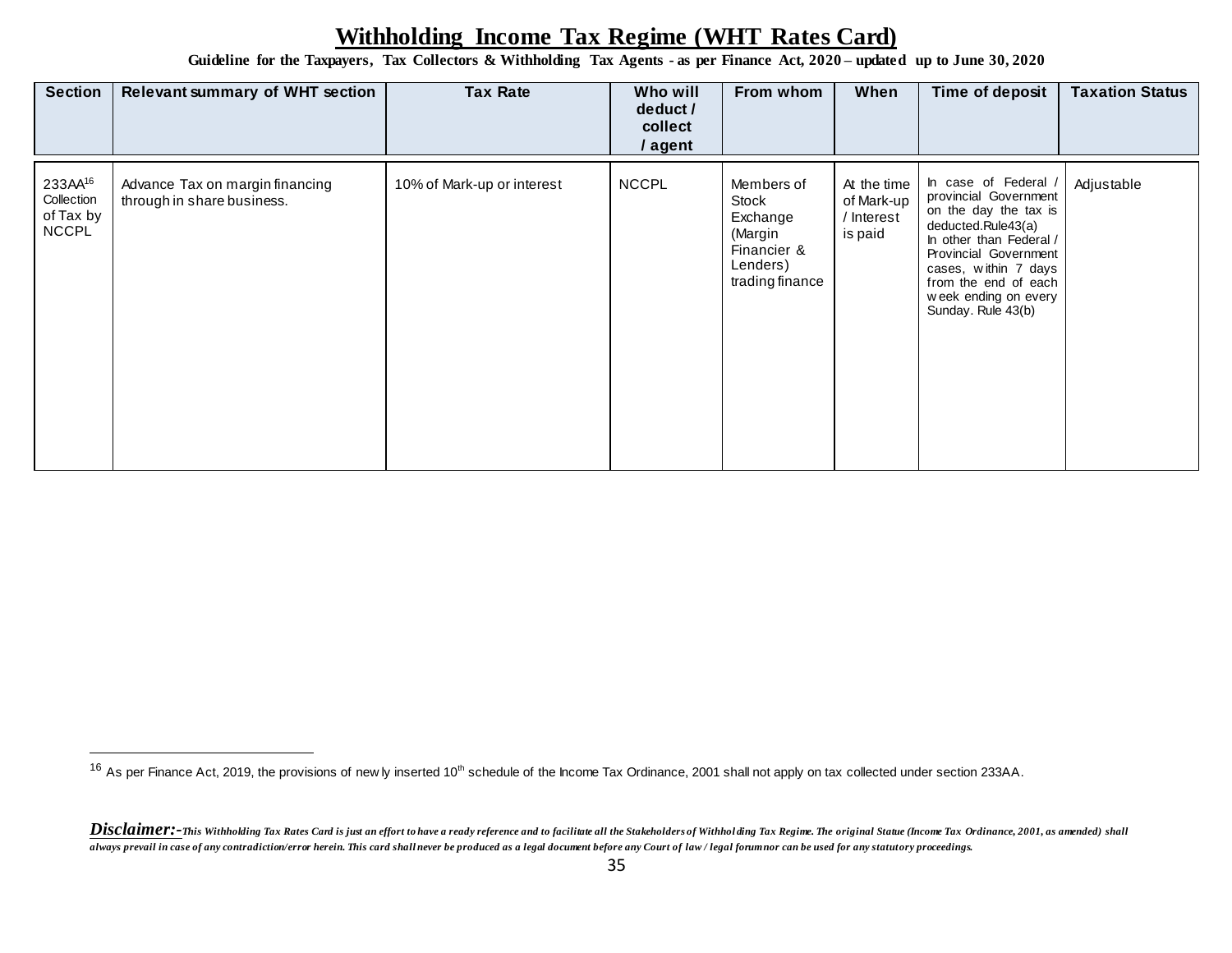# Withholding Income Tax Regime (WHT Rates Card)

**Guideline for the Taxpayers, Tax Collectors & Withholding Tax Agents - as per Finance Act, 2020 – updated up to June 30, 2020**

| Section | Relevant summary of WHT section | Tax Rate | Who will deduct / collect / agent | From whom | When | Time of deposit | Taxation Status |
|---|---|---|---|---|---|---|---|
| 233AA[16] Collection of Tax by NCCPL | Advance Tax on margin financing through in share business. | 10% of Mark-up or interest | NCCPL | Members of Stock Exchange (Margin Financier & Lenders) trading finance | At the time of Mark-up / Interest is paid | In case of Federal / provincial Government on the day the tax is deducted.Rule43(a) In other than Federal / Provincial Government cases, within 7 days from the end of each week ending on every Sunday. Rule 43(b) | Adjustable |

[16] As per Finance Act, 2019, the provisions of newly inserted 10th schedule of the Income Tax Ordinance, 2001 shall not apply on tax collected under section 233AA.

***Disclaimer:-** This Withholding Tax Rates Card is just an effort to have a ready reference and to facilitate all the Stakeholders of Withholding Tax Regime. The original Statue (Income Tax Ordinance, 2001, as amended) shall always prevail in case of any contradiction/error herein. This card shall never be produced as a legal document before any Court of law / legal forum nor can be used for any statutory proceedings.*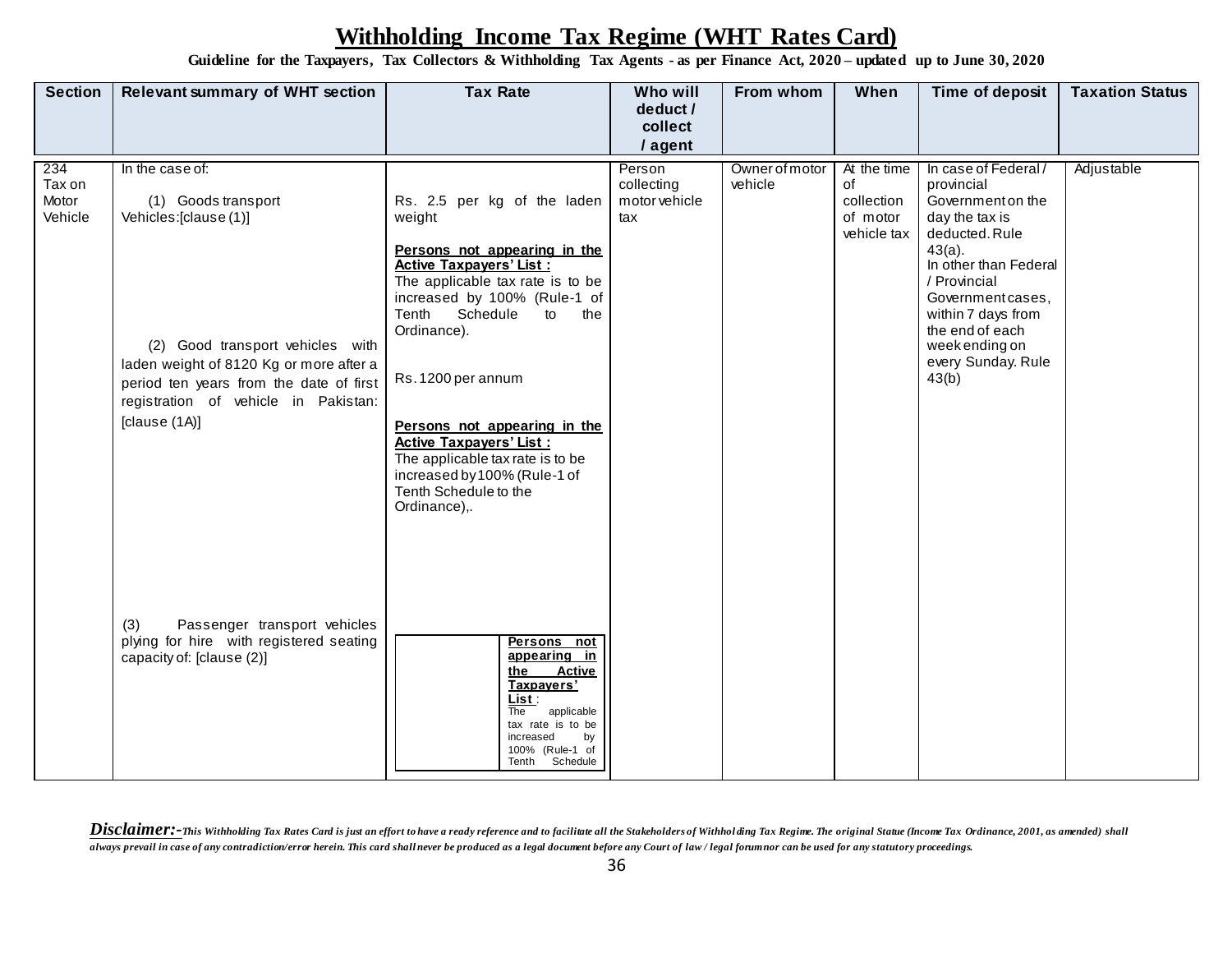# Withholding Income Tax Regime (WHT Rates Card)

**Guideline for the Taxpayers, Tax Collectors & Withholding Tax Agents - as per Finance Act, 2020 – updated up to June 30, 2020**

| Section | Relevant summary of WHT section | Tax Rate | Who will deduct / collect / agent | From whom | When | Time of deposit | Taxation Status |
|---|---|---|---|---|---|---|---|
| 234 Tax on Motor Vehicle | In the case of:<br><br>(1) Goods transport Vehicles:[clause (1)] | Rs. 2.5 per kg of the laden weight<br><br>**Persons not appearing in the Active Taxpayers' List :**<br>The applicable tax rate is to be increased by 100% (Rule-1 of Tenth Schedule to the Ordinance). | Person collecting motor vehicle tax | Owner of motor vehicle | At the time of collection of motor vehicle tax | In case of Federal / provincial Government on the day the tax is deducted. Rule 43(a).<br>In other than Federal / Provincial Government cases, within 7 days from the end of each week ending on every Sunday. Rule 43(b) | Adjustable |
| | (2) Good transport vehicles with laden weight of 8120 Kg or more after a period ten years from the date of first registration of vehicle in Pakistan: [clause (1A)] | Rs. 1200 per annum<br><br>**Persons not appearing in the Active Taxpayers' List :**<br>The applicable tax rate is to be increased by 100% (Rule-1 of Tenth Schedule to the Ordinance),. | | | | | |
| | (3) Passenger transport vehicles plying for hire with registered seating capacity of: [clause (2)] | **Persons not appearing in the Active Taxpayers' List** :<br>The applicable tax rate is to be increased by 100% (Rule-1 of Tenth Schedule | | | | | |

***Disclaimer:-** This Withholding Tax Rates Card is just an effort to have a ready reference and to facilitate all the Stakeholders of Withholding Tax Regime. The original Statue (Income Tax Ordinance, 2001, as amended) shall always prevail in case of any contradiction/error herein. This card shall never be produced as a legal document before any Court of law / legal forum nor can be used for any statutory proceedings.*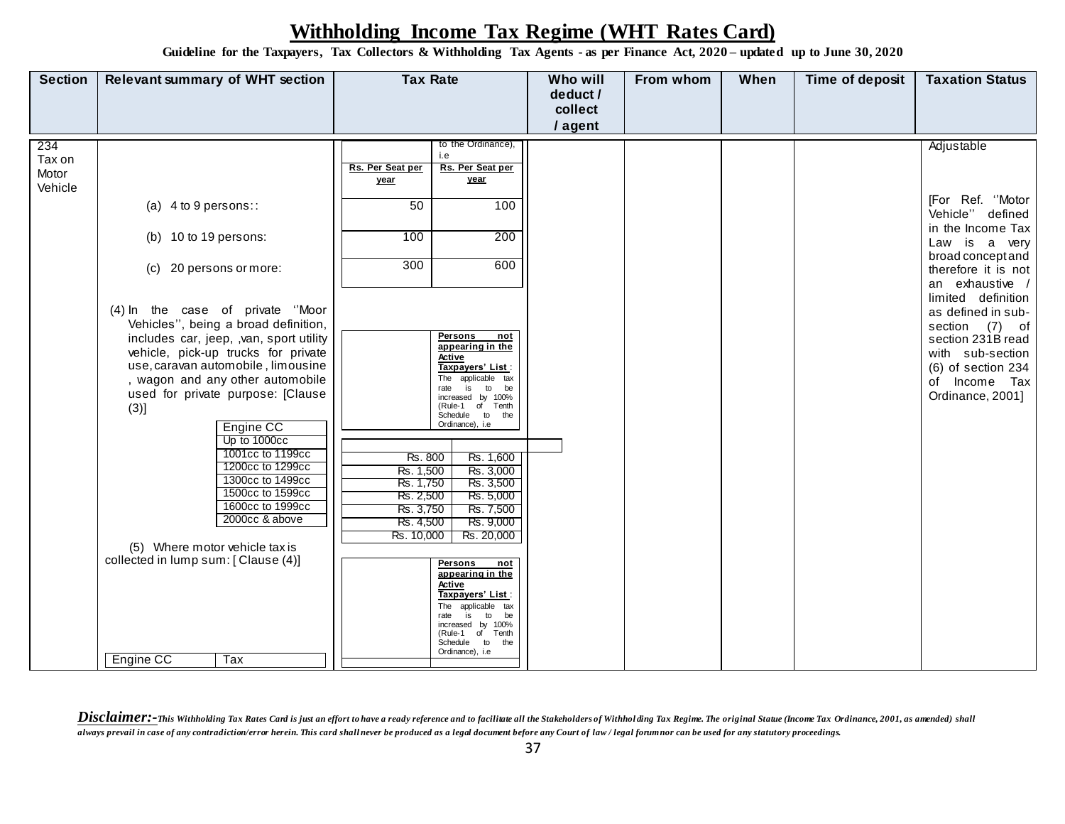# Withholding Income Tax Regime (WHT Rates Card)

**Guideline for the Taxpayers, Tax Collectors & Withholding Tax Agents - as per Finance Act, 2020 – updated up to June 30, 2020**

| Section | Relevant summary of WHT section | Tax Rate | | Who will deduct / collect / agent | From whom | When | Time of deposit | Taxation Status |
|---|---|---|---|---|---|---|---|---|
| 234 Tax on Motor Vehicle | | | to the Ordinance), i.e | | | | | Adjustable |
| | | Rs. Per Seat per year | Rs. Per Seat per year | | | | | |
| | (a) 4 to 9 persons:: | 50 | 100 | | | | | [For Ref. ''Motor Vehicle'' defined in the Income Tax Law is a very broad concept and therefore it is not an exhaustive / limited definition as defined in sub-section (7) of section 231B read with sub-section (6) of section 234 of Income Tax Ordinance, 2001] |
| | (b) 10 to 19 persons: | 100 | 200 | | | | | |
| | (c) 20 persons or more: | 300 | 600 | | | | | |
| | (4) In the case of private ''Moor Vehicles'', being a broad definition, includes car, jeep, ,van, sport utility vehicle, pick-up trucks for private use, caravan automobile , limousine , wagon and any other automobile used for private purpose: [Clause (3)] | | **Persons not appearing in the Active Taxpayers' List**: The applicable tax rate is to be increased by 100% (Rule-1 of Tenth Schedule to the Ordinance), i.e | | | | | |
| | Engine CC | | | | | | | |
| | Up to 1000cc | Rs. 800 | Rs. 1,600 | | | | | |
| | 1001cc to 1199cc | Rs. 1,500 | Rs. 3,000 | | | | | |
| | 1200cc to 1299cc | Rs. 1,750 | Rs. 3,500 | | | | | |
| | 1300cc to 1499cc | Rs. 2,500 | Rs. 5,000 | | | | | |
| | 1500cc to 1599cc | Rs. 3,750 | Rs. 7,500 | | | | | |
| | 1600cc to 1999cc | Rs. 4,500 | Rs. 9,000 | | | | | |
| | 2000cc & above | Rs. 10,000 | Rs. 20,000 | | | | | |
| | (5) Where motor vehicle tax is collected in lump sum: [Clause (4)] | | **Persons not appearing in the Active Taxpayers' List**: The applicable tax rate is to be increased by 100% (Rule-1 of Tenth Schedule to the Ordinance), i.e | | | | | |
| | Engine CC / Tax | | | | | | | |

***Disclaimer:-*** *This Withholding Tax Rates Card is just an effort to have a ready reference and to facilitate all the Stakeholders of Withholding Tax Regime. The original Statue (Income Tax Ordinance, 2001, as amended) shall always prevail in case of any contradiction/error herein. This card shall never be produced as a legal document before any Court of law / legal forum nor can be used for any statutory proceedings.*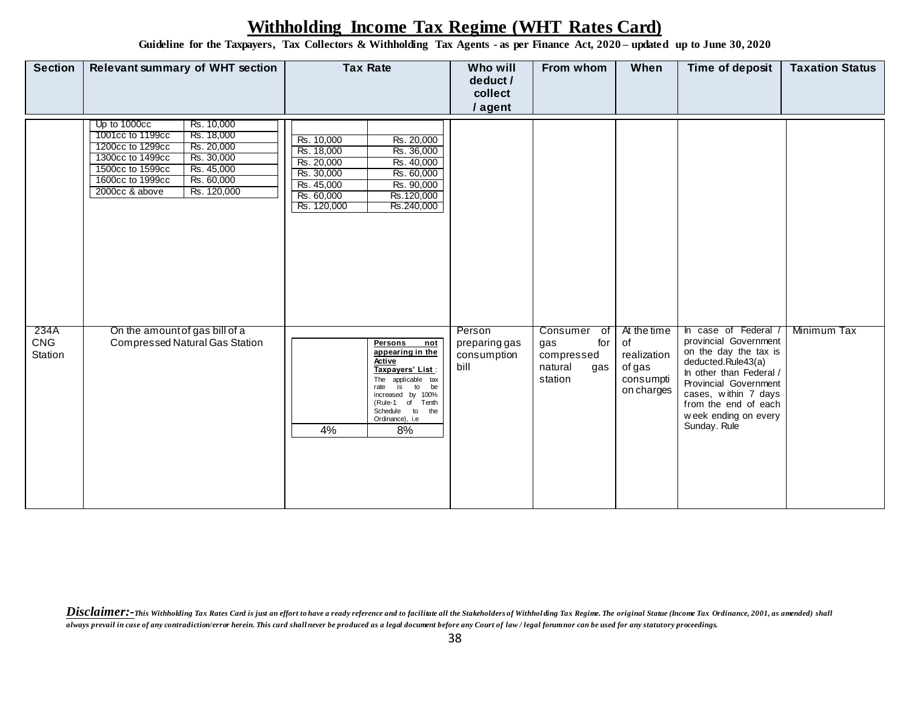# Withholding Income Tax Regime (WHT Rates Card)

**Guideline for the Taxpayers, Tax Collectors & Withholding Tax Agents - as per Finance Act, 2020 – updated up to June 30, 2020**

| Section | Relevant summary of WHT section | Tax Rate | | Who will deduct / collect / agent | From whom | When | Time of deposit | Taxation Status |
|---|---|---|---|---|---|---|---|---|
| | Up to 1000cc — Rs. 10,000 | Rs. 10,000 | Rs. 20,000 | | | | | |
| | 1001cc to 1199cc — Rs. 18,000 | Rs. 18,000 | Rs. 36,000 | | | | | |
| | 1200cc to 1299cc — Rs. 20,000 | Rs. 20,000 | Rs. 40,000 | | | | | |
| | 1300cc to 1499cc — Rs. 30,000 | Rs. 30,000 | Rs. 60,000 | | | | | |
| | 1500cc to 1599cc — Rs. 45,000 | Rs. 45,000 | Rs. 90,000 | | | | | |
| | 1600cc to 1999cc — Rs. 60,000 | Rs. 60,000 | Rs.120,000 | | | | | |
| | 2000cc & above — Rs. 120,000 | Rs. 120,000 | Rs.240,000 | | | | | |
| 234A CNG Station | On the amount of gas bill of a Compressed Natural Gas Station | | **Persons not appearing in the Active Taxpayers' List**: The applicable tax rate is to be increased by 100% (Rule-1 of Tenth Schedule to the Ordinance), i.e | Person preparing gas consumption bill | Consumer of gas for compressed natural gas station | At the time of realization of gas consumption charges | In case of Federal / provincial Government on the day the tax is deducted.Rule43(a) In other than Federal / Provincial Government cases, within 7 days from the end of each week ending on every Sunday. Rule | Minimum Tax |
| | | 4% | 8% | | | | | |

***Disclaimer:-*** *This Withholding Tax Rates Card is just an effort to have a ready reference and to facilitate all the Stakeholders of Withholding Tax Regime. The original Statue (Income Tax Ordinance, 2001, as amended) shall always prevail in case of any contradiction/error herein. This card shall never be produced as a legal document before any Court of law / legal forumnor can be used for any statutory proceedings.*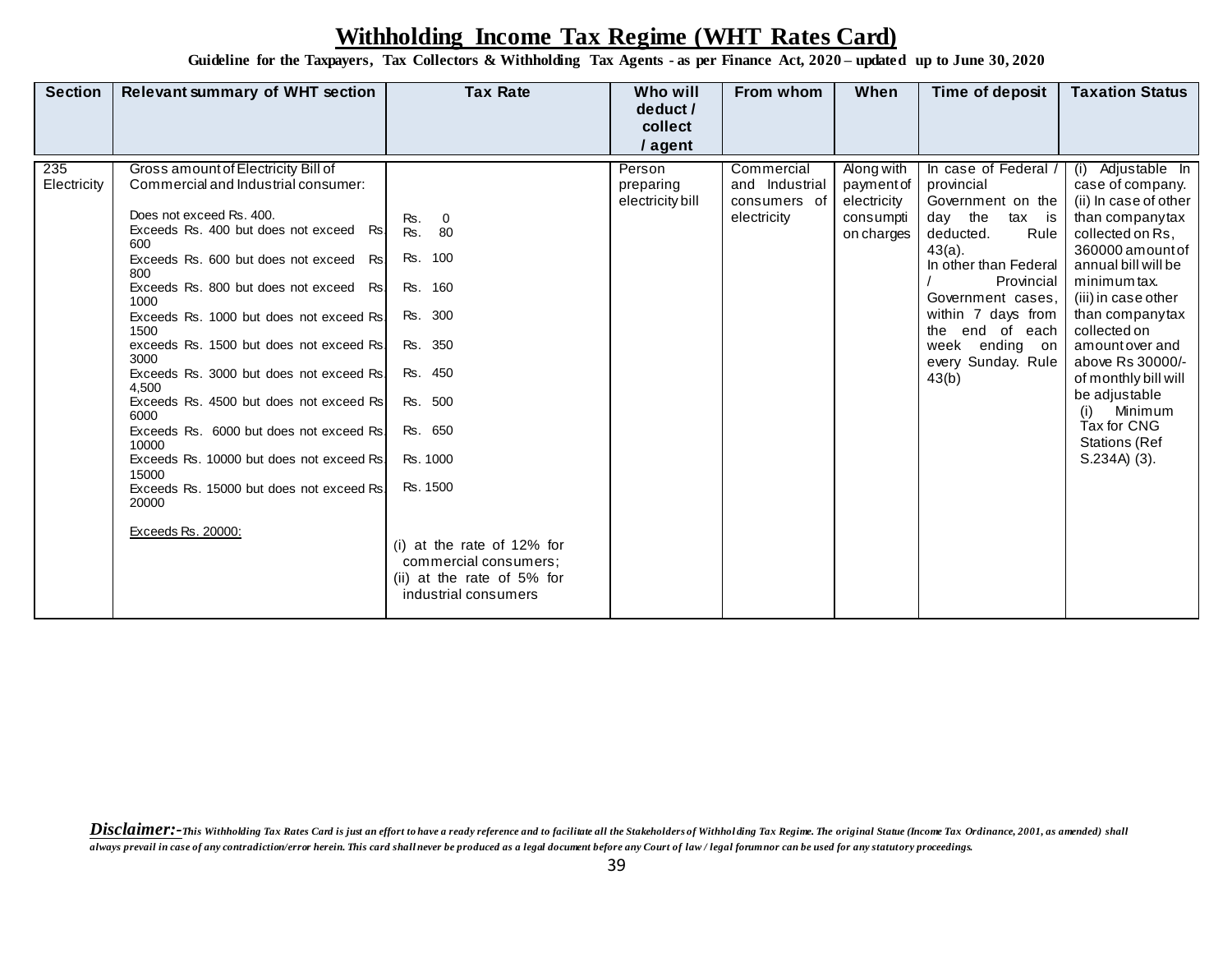# Withholding Income Tax Regime (WHT Rates Card)

**Guideline for the Taxpayers, Tax Collectors & Withholding Tax Agents - as per Finance Act, 2020 – updated up to June 30, 2020**

| Section | Relevant summary of WHT section | Tax Rate | Who will deduct / collect / agent | From whom | When | Time of deposit | Taxation Status |
|---|---|---|---|---|---|---|---|
| 235 Electricity | Gross amount of Electricity Bill of Commercial and Industrial consumer:<br><br>Does not exceed Rs. 400.<br>Exceeds Rs. 400 but does not exceed Rs. 600<br>Exceeds Rs. 600 but does not exceed Rs. 800<br>Exceeds Rs. 800 but does not exceed Rs. 1000<br>Exceeds Rs. 1000 but does not exceed Rs. 1500<br>exceeds Rs. 1500 but does not exceed Rs. 3000<br>Exceeds Rs. 3000 but does not exceed Rs. 4,500<br>Exceeds Rs. 4500 but does not exceed Rs. 6000<br>Exceeds Rs. 6000 but does not exceed Rs. 10000<br>Exceeds Rs. 10000 but does not exceed Rs. 15000<br>Exceeds Rs. 15000 but does not exceed Rs. 20000<br><br>Exceeds Rs. 20000: | <br><br>Rs. 0<br>Rs. 80<br>Rs. 100<br>Rs. 160<br>Rs. 300<br>Rs. 350<br>Rs. 450<br>Rs. 500<br>Rs. 650<br>Rs. 1000<br>Rs. 1500<br><br>(i) at the rate of 12% for commercial consumers;<br>(ii) at the rate of 5% for industrial consumers | Person preparing electricity bill | Commercial and Industrial consumers of electricity | Along with payment of electricity consumption charges | In case of Federal / provincial Government on the day the tax is deducted. Rule 43(a).<br>In other than Federal / Provincial Government cases, within 7 days from the end of each week ending on every Sunday. Rule 43(b) | (i) Adjustable In case of company.<br>(ii) In case of other than company tax collected on Rs, 360000 amount of annual bill will be minimum tax.<br>(iii) in case other than company tax collected on amount over and above Rs 30000/- of monthly bill will be adjustable<br>(i) Minimum Tax for CNG Stations (Ref S.234A) (3). |

***Disclaimer:-*** *This Withholding Tax Rates Card is just an effort to have a ready reference and to facilitate all the Stakeholders of Withholding Tax Regime. The original Statue (Income Tax Ordinance, 2001, as amended) shall always prevail in case of any contradiction/error herein. This card shall never be produced as a legal document before any Court of law / legal forum nor can be used for any statutory proceedings.*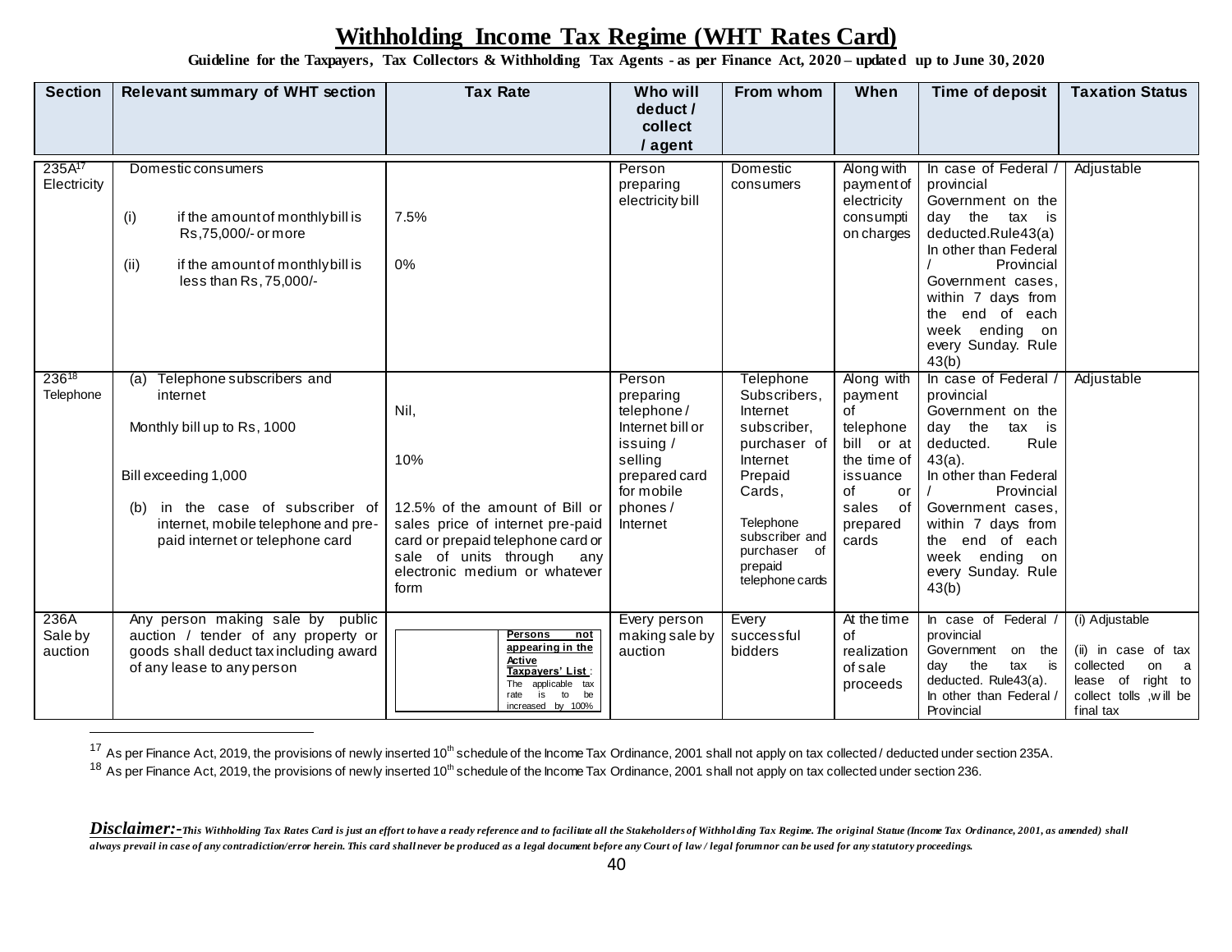# Withholding Income Tax Regime (WHT Rates Card)

**Guideline for the Taxpayers, Tax Collectors & Withholding Tax Agents - as per Finance Act, 2020 – updated up to June 30, 2020**

| Section | Relevant summary of WHT section | Tax Rate | Who will deduct / collect / agent | From whom | When | Time of deposit | Taxation Status |
|---|---|---|---|---|---|---|---|
| 235A[17] Electricity | Domestic consumers<br><br>(i) if the amount of monthly bill is Rs,75,000/- or more<br><br>(ii) if the amount of monthly bill is less than Rs, 75,000/- | <br><br>7.5%<br><br>0% | Person preparing electricity bill | Domestic consumers | Along with payment of electricity consumption charges | In case of Federal / provincial Government on the day the tax is deducted.Rule43(a) In other than Federal / Provincial Government cases, within 7 days from the end of each week ending on every Sunday. Rule 43(b) | Adjustable |
| 236[18] Telephone | (a) Telephone subscribers and internet<br><br>Monthly bill up to Rs, 1000<br><br>Bill exceeding 1,000<br><br>(b) in the case of subscriber of internet, mobile telephone and pre-paid internet or telephone card | <br>Nil,<br><br>10%<br><br>12.5% of the amount of Bill or sales price of internet pre-paid card or prepaid telephone card or sale of units through any electronic medium or whatever form | Person preparing telephone / Internet bill or issuing / selling prepared card for mobile phones / Internet | Telephone Subscribers, Internet subscriber, purchaser of Internet Prepaid Cards,<br><br>Telephone subscriber and purchaser of prepaid telephone cards | Along with payment of telephone bill or at the time of issuance of or sales of prepared cards | In case of Federal / provincial Government on the day the tax is deducted. Rule 43(a). In other than Federal / Provincial Government cases, within 7 days from the end of each week ending on every Sunday. Rule 43(b) | Adjustable |
| 236A Sale by auction | Any person making sale by public auction / tender of any property or goods shall deduct tax including award of any lease to any person | **Persons not appearing in the Active Taxpayers' List**: The applicable tax rate is to be increased by 100% | Every person making sale by auction | Every successful bidders | At the time of realization of sale proceeds | In case of Federal / provincial Government on the day the tax is deducted. Rule43(a). In other than Federal / Provincial | (i) Adjustable<br><br>(ii) in case of tax collected on a lease of right to collect tolls ,will be final tax |

[17] As per Finance Act, 2019, the provisions of newly inserted 10th schedule of the Income Tax Ordinance, 2001 shall not apply on tax collected / deducted under section 235A.

[18] As per Finance Act, 2019, the provisions of newly inserted 10th schedule of the Income Tax Ordinance, 2001 shall not apply on tax collected under section 236.

***Disclaimer:-*** *This Withholding Tax Rates Card is just an effort to have a ready reference and to facilitate all the Stakeholders of Withholding Tax Regime. The original Statue (Income Tax Ordinance, 2001, as amended) shall always prevail in case of any contradiction/error herein. This card shall never be produced as a legal document before any Court of law / legal forum nor can be used for any statutory proceedings.*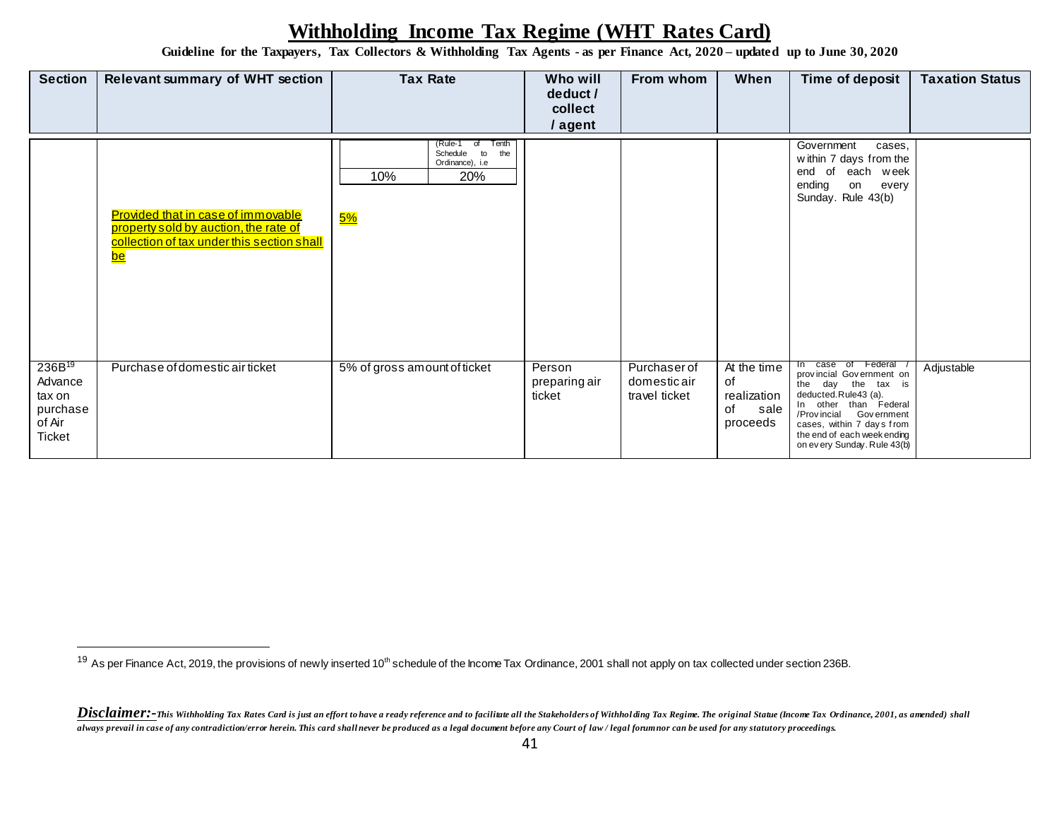# Withholding Income Tax Regime (WHT Rates Card)

**Guideline for the Taxpayers, Tax Collectors & Withholding Tax Agents - as per Finance Act, 2020 – updated up to June 30, 2020**

| Section | Relevant summary of WHT section | Tax Rate | Who will deduct / collect / agent | From whom | When | Time of deposit | Taxation Status |
|---|---|---|---|---|---|---|---|
| | | (Rule-1 of Tenth Schedule to the Ordinance), i.e<br>10% \| 20% | | | | Government cases, within 7 days from the end of each week ending on every Sunday. Rule 43(b) | |
| | Provided that in case of immovable property sold by auction, the rate of collection of tax under this section shall be | 5% | | | | | |
| 236B[19] Advance tax on purchase of Air Ticket | Purchase of domestic air ticket | 5% of gross amount of ticket | Person preparing air ticket | Purchaser of domestic air travel ticket | At the time of realization of sale proceeds | In case of Federal / provincial Government on the day the tax is deducted. Rule43 (a).<br>In other than Federal /Provincial Government cases, within 7 days from the end of each week ending on every Sunday. Rule 43(b) | Adjustable |

[19] As per Finance Act, 2019, the provisions of newly inserted 10th schedule of the Income Tax Ordinance, 2001 shall not apply on tax collected under section 236B.

***Disclaimer:-*** *This Withholding Tax Rates Card is just an effort to have a ready reference and to facilitate all the Stakeholders of Withholding Tax Regime. The original Statue (Income Tax Ordinance, 2001, as amended) shall always prevail in case of any contradiction/error herein. This card shall never be produced as a legal document before any Court of law / legal forum nor can be used for any statutory proceedings.*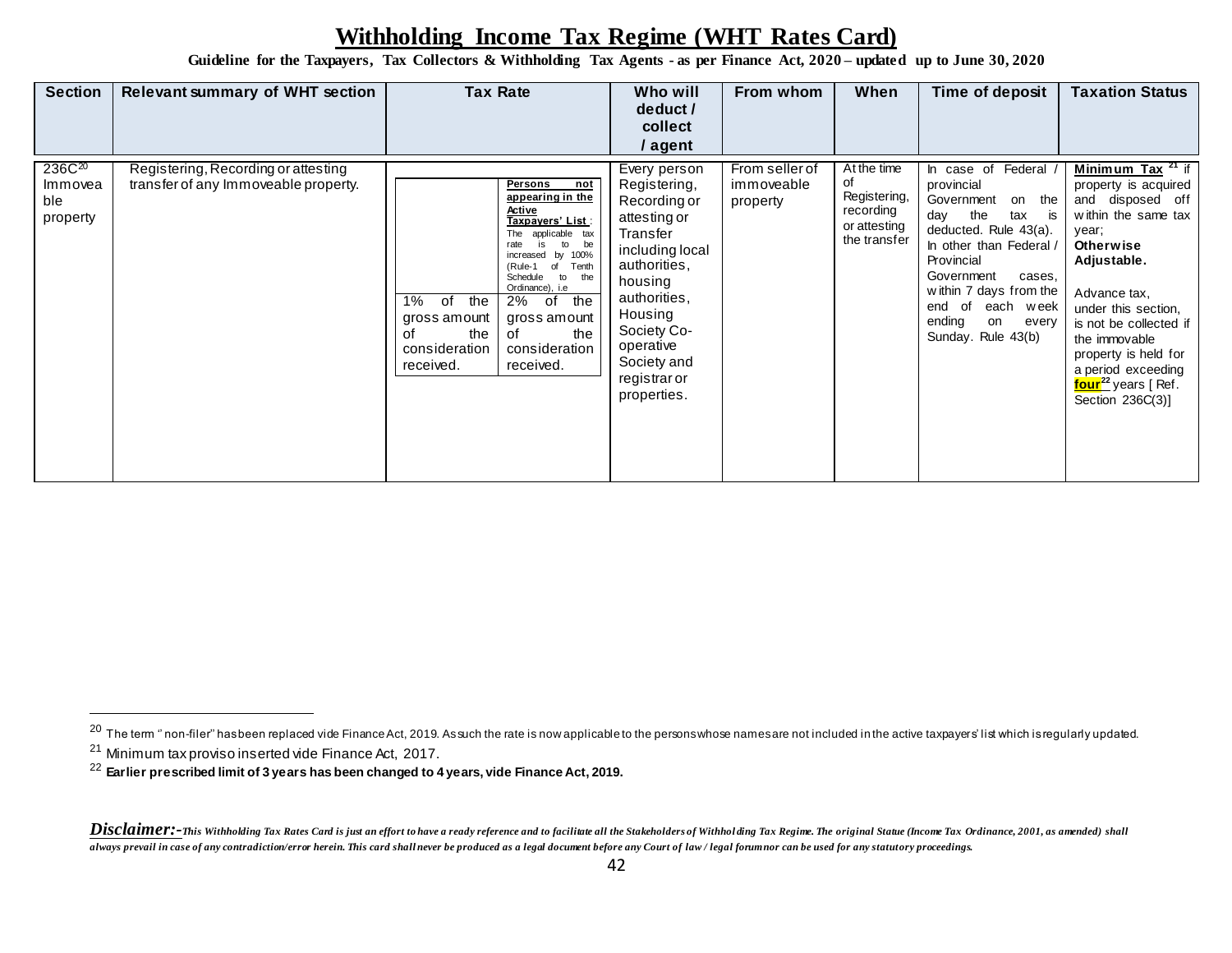# Withholding Income Tax Regime (WHT Rates Card)

**Guideline for the Taxpayers, Tax Collectors & Withholding Tax Agents - as per Finance Act, 2020 – updated up to June 30, 2020**

| Section | Relevant summary of WHT section | Tax Rate | | Who will deduct / collect / agent | From whom | When | Time of deposit | Taxation Status |
|---|---|---|---|---|---|---|---|---|
| 236C[20] Immoveable property | Registering, Recording or attesting transfer of any Immoveable property. | 1% of the gross amount of the consideration received. | **Persons not appearing in the Active Taxpayers' List**: The applicable tax rate is to be increased by 100% (Rule-1 of Tenth Schedule to the Ordinance), i.e 2% of the gross amount of the consideration received. | Every person Registering, Recording or attesting or Transfer including local authorities, housing authorities, Housing Society Co-operative Society and registrar or properties. | From seller of immoveable property | At the time of Registering, recording or attesting the transfer | In case of Federal / provincial Government on the day the tax is deducted. Rule 43(a). In other than Federal / Provincial Government cases, within 7 days from the end of each week ending on every Sunday. Rule 43(b) | **Minimum Tax** [21] if property is acquired and disposed off within the same tax year; **Otherwise Adjustable.** Advance tax, under this section, is not be collected if the immovable property is held for a period exceeding **four**[22] years [ Ref. Section 236C(3)] |

[20] The term " non-filer" has been replaced vide Finance Act, 2019. As such the rate is now applicable to the persons whose names are not included in the active taxpayers' list which is regularly updated.

[21] Minimum tax proviso inserted vide Finance Act, 2017.

[22] **Earlier prescribed limit of 3 years has been changed to 4 years, vide Finance Act, 2019.**

***Disclaimer:-** This Withholding Tax Rates Card is just an effort to have a ready reference and to facilitate all the Stakeholders of Withholding Tax Regime. The original Statue (Income Tax Ordinance, 2001, as amended) shall always prevail in case of any contradiction/error herein. This card shall never be produced as a legal document before any Court of law / legal forum nor can be used for any statutory proceedings.*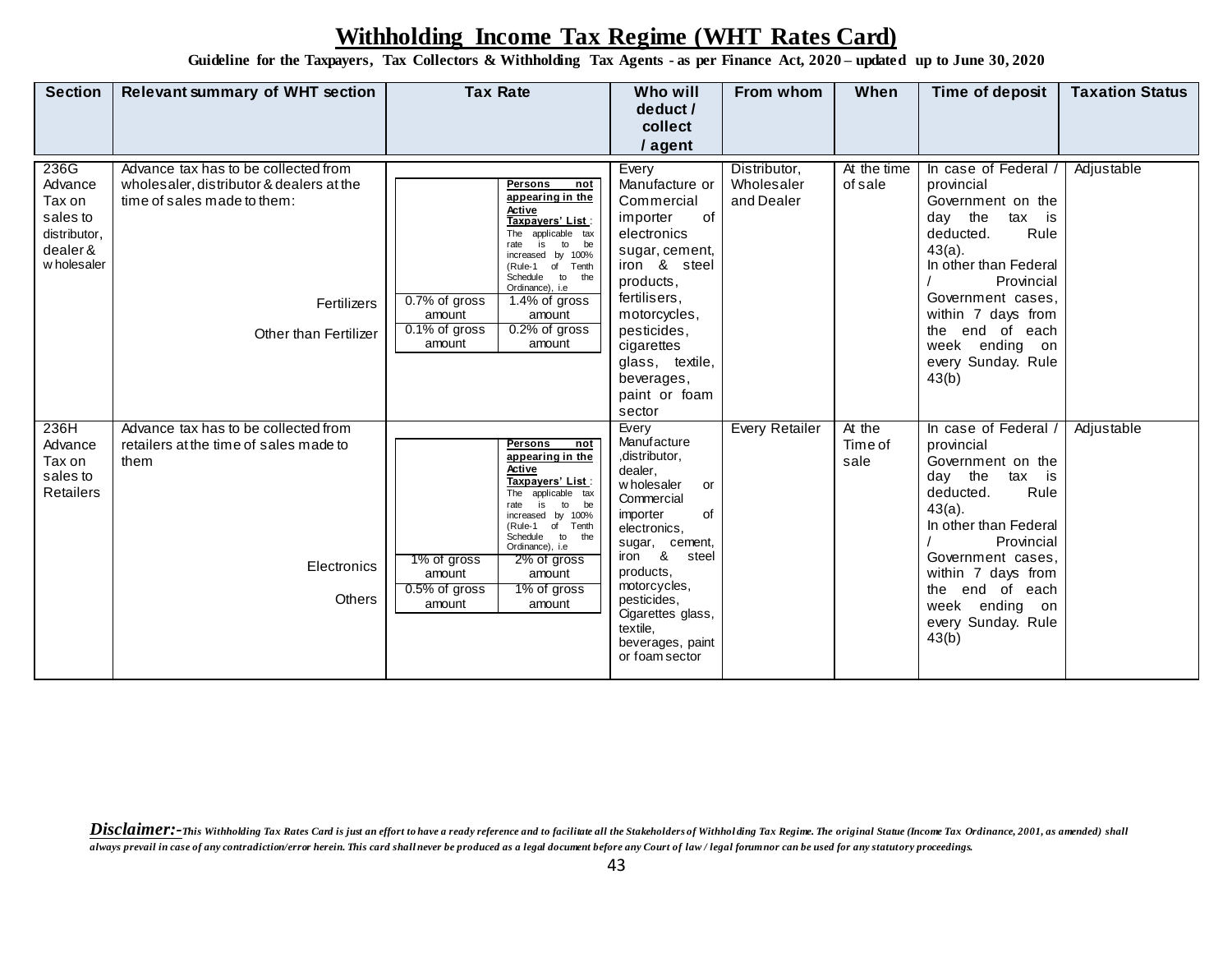# Withholding Income Tax Regime (WHT Rates Card)

**Guideline for the Taxpayers, Tax Collectors & Withholding Tax Agents - as per Finance Act, 2020 – updated up to June 30, 2020**

| Section | Relevant summary of WHT section | Tax Rate | | Who will deduct / collect / agent | From whom | When | Time of deposit | Taxation Status |
|---|---|---|---|---|---|---|---|---|
| 236G Advance Tax on sales to distributor, dealer & wholesaler | Advance tax has to be collected from wholesaler, distributor & dealers at the time of sales made to them: | | **Persons not appearing in the Active Taxpayers' List**: The applicable tax rate is to be increased by 100% (Rule-1 of Tenth Schedule to the Ordinance), i.e | Every Manufacture or Commercial importer of electronics sugar, cement, iron & steel products, fertilisers, motorcycles, pesticides, cigarettes glass, textile, beverages, paint or foam sector | Distributor, Wholesaler and Dealer | At the time of sale | In case of Federal / provincial Government on the day the tax is deducted. Rule 43(a). In other than Federal / Provincial Government cases, within 7 days from the end of each week ending on every Sunday. Rule 43(b) | Adjustable |
| | Fertilizers | 0.7% of gross amount | 1.4% of gross amount | | | | | |
| | Other than Fertilizer | 0.1% of gross amount | 0.2% of gross amount | | | | | |
| 236H Advance Tax on sales to Retailers | Advance tax has to be collected from retailers at the time of sales made to them | | **Persons not appearing in the Active Taxpayers' List**: The applicable tax rate is to be increased by 100% (Rule-1 of Tenth Schedule to the Ordinance), i.e | Every Manufacture ,distributor, dealer, wholesaler or Commercial importer of electronics, sugar, cement, iron & steel products, motorcycles, pesticides, Cigarettes glass, textile, beverages, paint or foam sector | Every Retailer | At the Time of sale | In case of Federal / provincial Government on the day the tax is deducted. Rule 43(a). In other than Federal / Provincial Government cases, within 7 days from the end of each week ending on every Sunday. Rule 43(b) | Adjustable |
| | Electronics | 1% of gross amount | 2% of gross amount | | | | | |
| | Others | 0.5% of gross amount | 1% of gross amount | | | | | |

***Disclaimer:-*** *This Withholding Tax Rates Card is just an effort to have a ready reference and to facilitate all the Stakeholders of Withholding Tax Regime. The original Statue (Income Tax Ordinance, 2001, as amended) shall always prevail in case of any contradiction/error herein. This card shall never be produced as a legal document before any Court of law / legal forum nor can be used for any statutory proceedings.*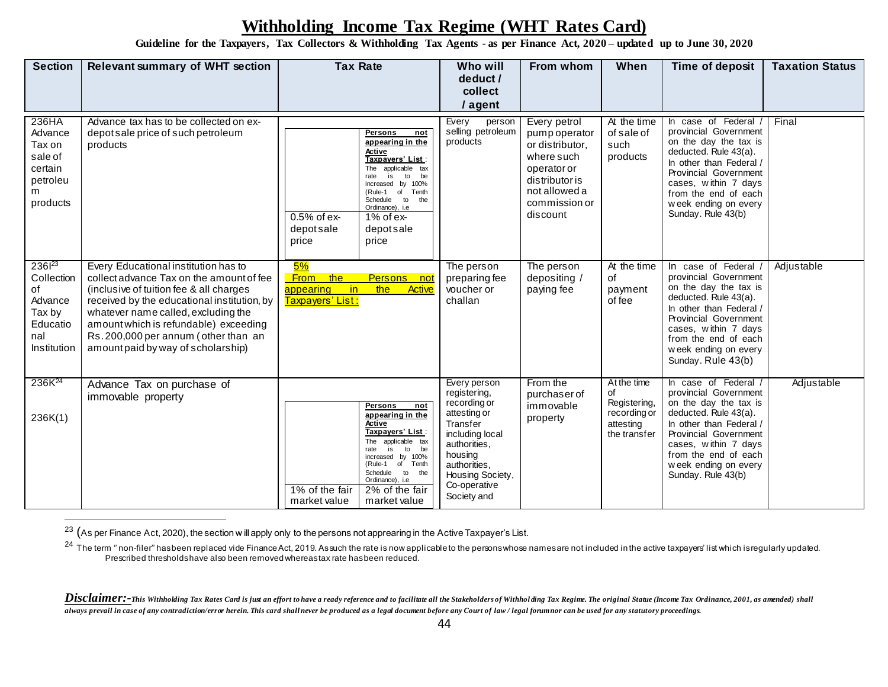# Withholding Income Tax Regime (WHT Rates Card)

**Guideline for the Taxpayers, Tax Collectors & Withholding Tax Agents - as per Finance Act, 2020 – updated up to June 30, 2020**

| Section | Relevant summary of WHT section | Tax Rate | | Who will deduct / collect / agent | From whom | When | Time of deposit | Taxation Status |
|---|---|---|---|---|---|---|---|---|
| 236HA Advance Tax on sale of certain petroleum products | Advance tax has to be collected on ex-depot sale price of such petroleum products | 0.5% of ex-depot sale price | **Persons not appearing in the Active Taxpayers' List**: The applicable tax rate is to be increased by 100% (Rule-1 of Tenth Schedule to the Ordinance), i.e 1% of ex-depot sale price | Every person selling petroleum products | Every petrol pump operator or distributor, where such operator or distributor is not allowed a commission or discount | At the time of sale of such products | In case of Federal / provincial Government on the day the tax is deducted. Rule 43(a). In other than Federal / Provincial Government cases, within 7 days from the end of each week ending on every Sunday. Rule 43(b) | Final |
| 236I[23] Collection of Advance Tax by Educational Institution | Every Educational institution has to collect advance Tax on the amount of fee (inclusive of tuition fee & all charges received by the educational institution, by whatever name called, excluding the amount which is refundable) exceeding Rs. 200,000 per annum (other than an amount paid by way of scholarship) | 5% From the Persons not appearing in the Active Taxpayers' List: | | The person preparing fee voucher or challan | The person depositing / paying fee | At the time of payment of fee | In case of Federal / provincial Government on the day the tax is deducted. Rule 43(a). In other than Federal / Provincial Government cases, within 7 days from the end of each week ending on every Sunday. Rule 43(b) | Adjustable |
| 236K[24] 236K(1) | Advance Tax on purchase of immovable property | 1% of the fair market value | **Persons not appearing in the Active Taxpayers' List**: The applicable tax rate is to be increased by 100% (Rule-1 of Tenth Schedule to the Ordinance), i.e 2% of the fair market value | Every person registering, recording or attesting or Transfer including local authorities, housing authorities, Housing Society, Co-operative Society and | From the purchaser of immovable property | At the time of Registering, recording or attesting the transfer | In case of Federal / provincial Government on the day the tax is deducted. Rule 43(a). In other than Federal / Provincial Government cases, within 7 days from the end of each week ending on every Sunday. Rule 43(b) | Adjustable |

[23] (As per Finance Act, 2020), the section will apply only to the persons not apprearing in the Active Taxpayer's List.

[24] The term " non-filer" has been replaced vide Finance Act, 2019. As such the rate is now applicable to the persons whose names are not included in the active taxpayers' list which is regularly updated. Prescribed thresholds have also been removed whereas tax rate has been reduced.

***Disclaimer:-*** *This Withholding Tax Rates Card is just an effort to have a ready reference and to facilitate all the Stakeholders of Withholding Tax Regime. The original Statue (Income Tax Ordinance, 2001, as amended) shall always prevail in case of any contradiction/error herein. This card shall never be produced as a legal document before any Court of law / legal forum nor can be used for any statutory proceedings.*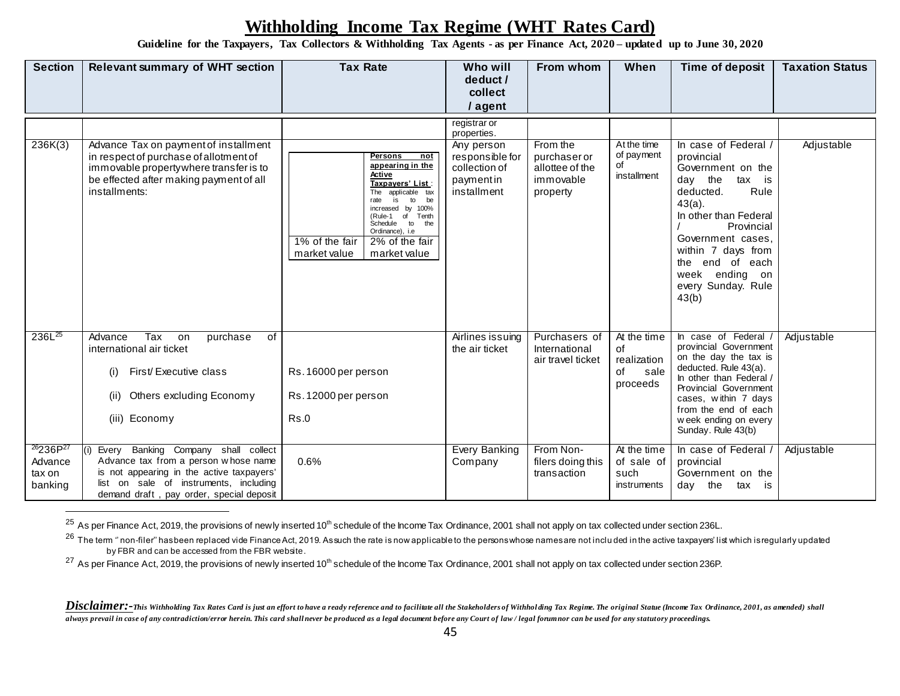# Withholding Income Tax Regime (WHT Rates Card)

**Guideline for the Taxpayers, Tax Collectors & Withholding Tax Agents - as per Finance Act, 2020 – updated up to June 30, 2020**

| Section | Relevant summary of WHT section | Tax Rate | Who will deduct / collect / agent | From whom | When | Time of deposit | Taxation Status |
|---|---|---|---|---|---|---|---|
| | | | registrar or properties. | | | | |
| 236K(3) | Advance Tax on payment of installment in respect of purchase of allotment of immovable property where transfer is to be effected after making payment of all installments: | 1% of the fair market value; **Persons not appearing in the Active Taxpayers' List**: The applicable tax rate is to be increased by 100% (Rule-1 of Tenth Schedule to the Ordinance), i.e 2% of the fair market value | Any person responsible for collection of payment in installment | From the purchaser or allottee of the immovable property | At the time of payment of installment | In case of Federal / provincial Government on the day the tax is deducted. Rule 43(a). In other than Federal / Provincial Government cases, within 7 days from the end of each week ending on every Sunday. Rule 43(b) | Adjustable |
| 236L[25] | Advance Tax on purchase of international air ticket<br>(i) First/ Executive class<br>(ii) Others excluding Economy<br>(iii) Economy | <br><br>Rs.16000 per person<br>Rs.12000 per person<br>Rs.0 | Airlines issuing the air ticket | Purchasers of International air travel ticket | At the time of realization of sale proceeds | In case of Federal / provincial Government on the day the tax is deducted. Rule 43(a). In other than Federal / Provincial Government cases, within 7 days from the end of each week ending on every Sunday. Rule 43(b) | Adjustable |
| [26]236P[27] Advance tax on banking | (i) Every Banking Company shall collect Advance tax from a person whose name is not appearing in the active taxpayers' list on sale of instruments, including demand draft , pay order, special deposit | 0.6% | Every Banking Company | From Non-filers doing this transaction | At the time of sale of such instruments | In case of Federal / provincial Government on the day the tax is | Adjustable |

[25] As per Finance Act, 2019, the provisions of newly inserted 10th schedule of the Income Tax Ordinance, 2001 shall not apply on tax collected under section 236L.

[26] The term " non-filer" has been replaced vide Finance Act, 2019. As such the rate is now applicable to the persons whose names are not included in the active taxpayers' list which is regularly updated by FBR and can be accessed from the FBR website.

[27] As per Finance Act, 2019, the provisions of newly inserted 10th schedule of the Income Tax Ordinance, 2001 shall not apply on tax collected under section 236P.

***Disclaimer:-*** *This Withholding Tax Rates Card is just an effort to have a ready reference and to facilitate all the Stakeholders of Withholding Tax Regime. The original Statue (Income Tax Ordinance, 2001, as amended) shall always prevail in case of any contradiction/error herein. This card shall never be produced as a legal document before any Court of law / legal forum nor can be used for any statutory proceedings.*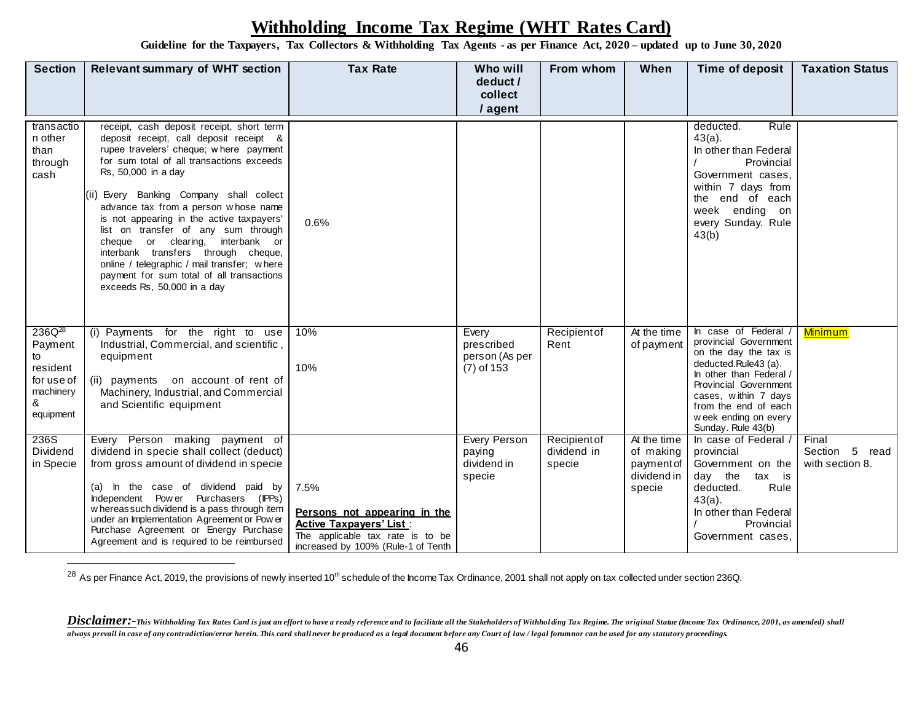# Withholding Income Tax Regime (WHT Rates Card)

**Guideline for the Taxpayers, Tax Collectors & Withholding Tax Agents - as per Finance Act, 2020 – updated up to June 30, 2020**

| Section | Relevant summary of WHT section | Tax Rate | Who will deduct / collect / agent | From whom | When | Time of deposit | Taxation Status |
|---|---|---|---|---|---|---|---|
| transaction other than through cash | receipt, cash deposit receipt, short term deposit receipt, call deposit receipt & rupee travelers' cheque; where payment for sum total of all transactions exceeds Rs, 50,000 in a day<br><br>(ii) Every Banking Company shall collect advance tax from a person whose name is not appearing in the active taxpayers' list on transfer of any sum through cheque or clearing, interbank or interbank transfers through cheque, online / telegraphic / mail transfer; where payment for sum total of all transactions exceeds Rs, 50,000 in a day | 0.6% | | | | deducted. Rule 43(a).<br>In other than Federal / Provincial Government cases, within 7 days from the end of each week ending on every Sunday. Rule 43(b) | |
| 236Q[28] Payment to resident for use of machinery & equipment | (i) Payments for the right to use Industrial, Commercial, and scientific, equipment<br><br>(ii) payments on account of rent of Machinery, Industrial, and Commercial and Scientific equipment | 10%<br><br>10% | Every prescribed person (As per (7) of 153 | Recipient of Rent | At the time of payment | In case of Federal / provincial Government on the day the tax is deducted.Rule43 (a).<br>In other than Federal / Provincial Government cases, within 7 days from the end of each week ending on every Sunday. Rule 43(b) | Minimum |
| 236S Dividend in Specie | Every Person making payment of dividend in specie shall collect (deduct) from gross amount of dividend in specie<br><br>(a) In the case of dividend paid by Independent Power Purchasers (IPPs) whereas such dividend is a pass through item under an Implementation Agreement or Power Purchase Agreement or Energy Purchase Agreement and is required to be reimbursed | 7.5%<br><br>**Persons not appearing in the Active Taxpayers' List**:<br>The applicable tax rate is to be increased by 100% (Rule-1 of Tenth | Every Person paying dividend in specie | Recipient of dividend in specie | At the time of making payment of dividend in specie | In case of Federal / provincial Government on the day the tax is deducted. Rule 43(a).<br>In other than Federal / Provincial Government cases, | Final Section 5 read with section 8. |

[28] As per Finance Act, 2019, the provisions of newly inserted 10th schedule of the Income Tax Ordinance, 2001 shall not apply on tax collected under section 236Q.

***Disclaimer:-*** *This Withholding Tax Rates Card is just an effort to have a ready reference and to facilitate all the Stakeholders of Withholding Tax Regime. The original Statue (Income Tax Ordinance, 2001, as amended) shall always prevail in case of any contradiction/error herein. This card shall never be produced as a legal document before any Court of law / legal forum nor can be used for any statutory proceedings.*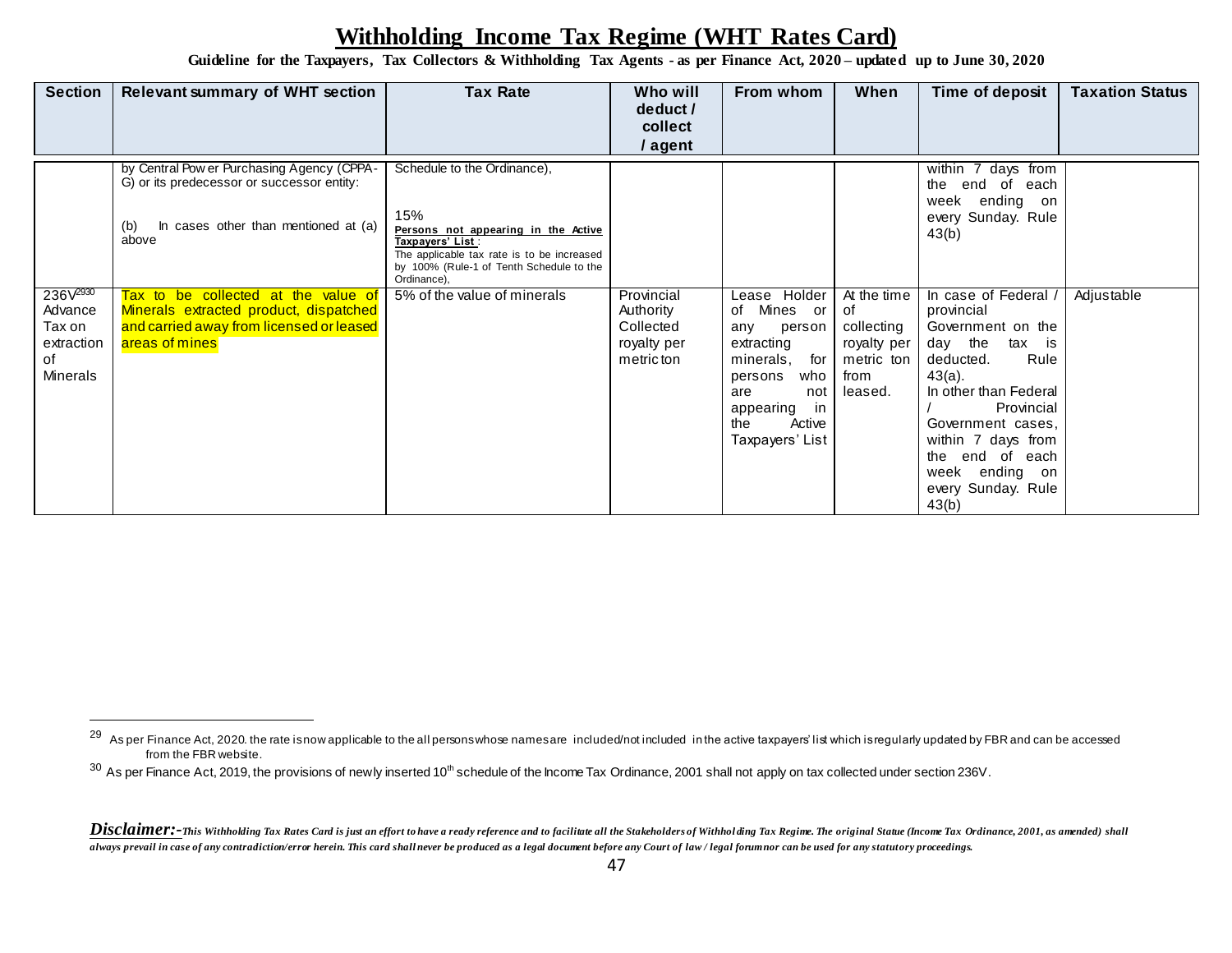# Withholding Income Tax Regime (WHT Rates Card)

**Guideline for the Taxpayers, Tax Collectors & Withholding Tax Agents - as per Finance Act, 2020 – updated up to June 30, 2020**

| Section | Relevant summary of WHT section | Tax Rate | Who will deduct / collect / agent | From whom | When | Time of deposit | Taxation Status |
|---|---|---|---|---|---|---|---|
| | by Central Power Purchasing Agency (CPPA-G) or its predecessor or successor entity:<br><br>(b) In cases other than mentioned at (a) above | Schedule to the Ordinance),<br><br>15%<br>**Persons not appearing in the Active Taxpayers' List**:<br>The applicable tax rate is to be increased by 100% (Rule-1 of Tenth Schedule to the Ordinance), | | | | within 7 days from the end of each week ending on every Sunday. Rule 43(b) | |
| 236V[29][30] Advance Tax on extraction of Minerals | Tax to be collected at the value of Minerals extracted product, dispatched and carried away from licensed or leased areas of mines | 5% of the value of minerals | Provincial Authority Collected royalty per metric ton | Lease Holder of Mines or any person extracting minerals, for persons who are not appearing in the Active Taxpayers' List | At the time of collecting royalty per metric ton from leased. | In case of Federal / provincial Government on the day the tax is deducted. Rule 43(a).<br>In other than Federal / Provincial Government cases, within 7 days from the end of each week ending on every Sunday. Rule 43(b) | Adjustable |

[29] As per Finance Act, 2020. the rate is now applicable to the all persons whose names are included/not included in the active taxpayers' list which is regularly updated by FBR and can be accessed from the FBR website.

[30] As per Finance Act, 2019, the provisions of newly inserted 10th schedule of the Income Tax Ordinance, 2001 shall not apply on tax collected under section 236V.

***Disclaimer:-*** *This Withholding Tax Rates Card is just an effort to have a ready reference and to facilitate all the Stakeholders of Withholding Tax Regime. The original Statue (Income Tax Ordinance, 2001, as amended) shall always prevail in case of any contradiction/error herein. This card shall never be produced as a legal document before any Court of law / legal forum nor can be used for any statutory proceedings.*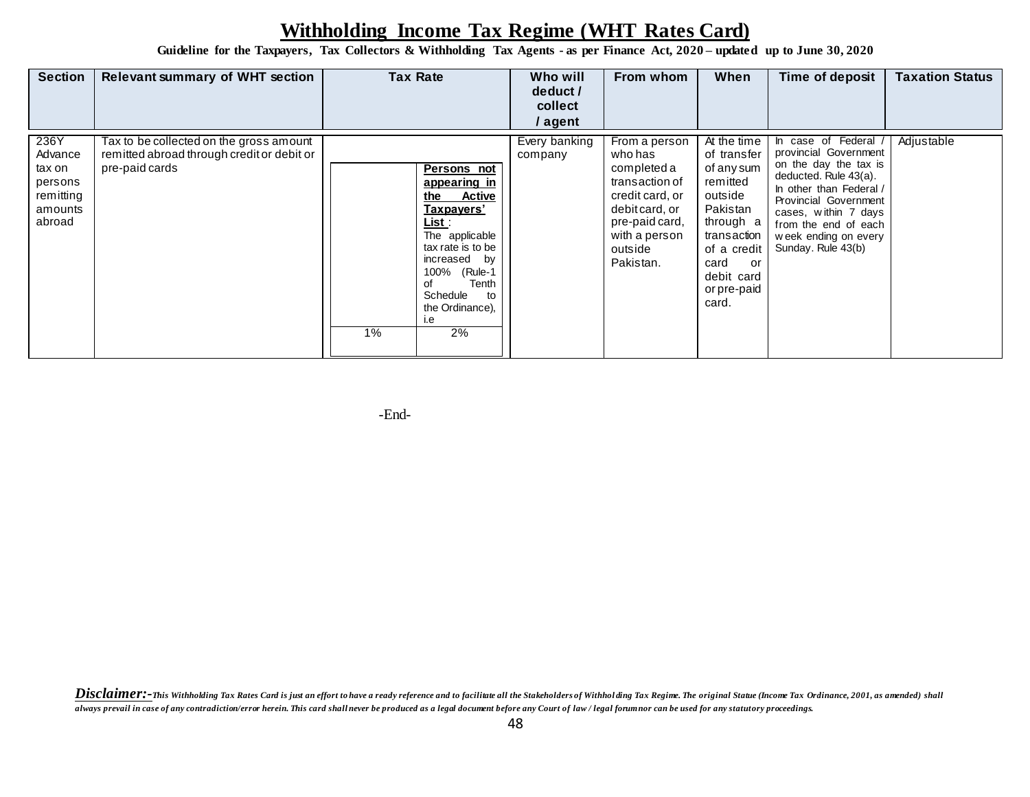# Withholding Income Tax Regime (WHT Rates Card)

**Guideline for the Taxpayers, Tax Collectors & Withholding Tax Agents - as per Finance Act, 2020 – updated up to June 30, 2020**

| Section | Relevant summary of WHT section | Tax Rate | | Who will deduct / collect / agent | From whom | When | Time of deposit | Taxation Status |
|---|---|---|---|---|---|---|---|---|
| 236Y Advance tax on persons remitting amounts abroad | Tax to be collected on the gross amount remitted abroad through credit or debit or pre-paid cards | | **Persons not appearing in the Active Taxpayers' List**: The applicable tax rate is to be increased by 100% (Rule-1 of Tenth Schedule to the Ordinance), i.e | Every banking company | From a person who has completed a transaction of credit card, or debit card, or pre-paid card, with a person outside Pakistan. | At the time of transfer of any sum remitted outside Pakistan through a transaction of a credit card or debit card or pre-paid card. | In case of Federal / provincial Government on the day the tax is deducted. Rule 43(a). In other than Federal / Provincial Government cases, within 7 days from the end of each week ending on every Sunday. Rule 43(b) | Adjustable |
| | | 1% | 2% | | | | | |

-End-

***Disclaimer:-*** *This Withholding Tax Rates Card is just an effort to have a ready reference and to facilitate all the Stakeholders of Withholding Tax Regime. The original Statue (Income Tax Ordinance, 2001, as amended) shall always prevail in case of any contradiction/error herein. This card shall never be produced as a legal document before any Court of law / legal forum nor can be used for any statutory proceedings.*